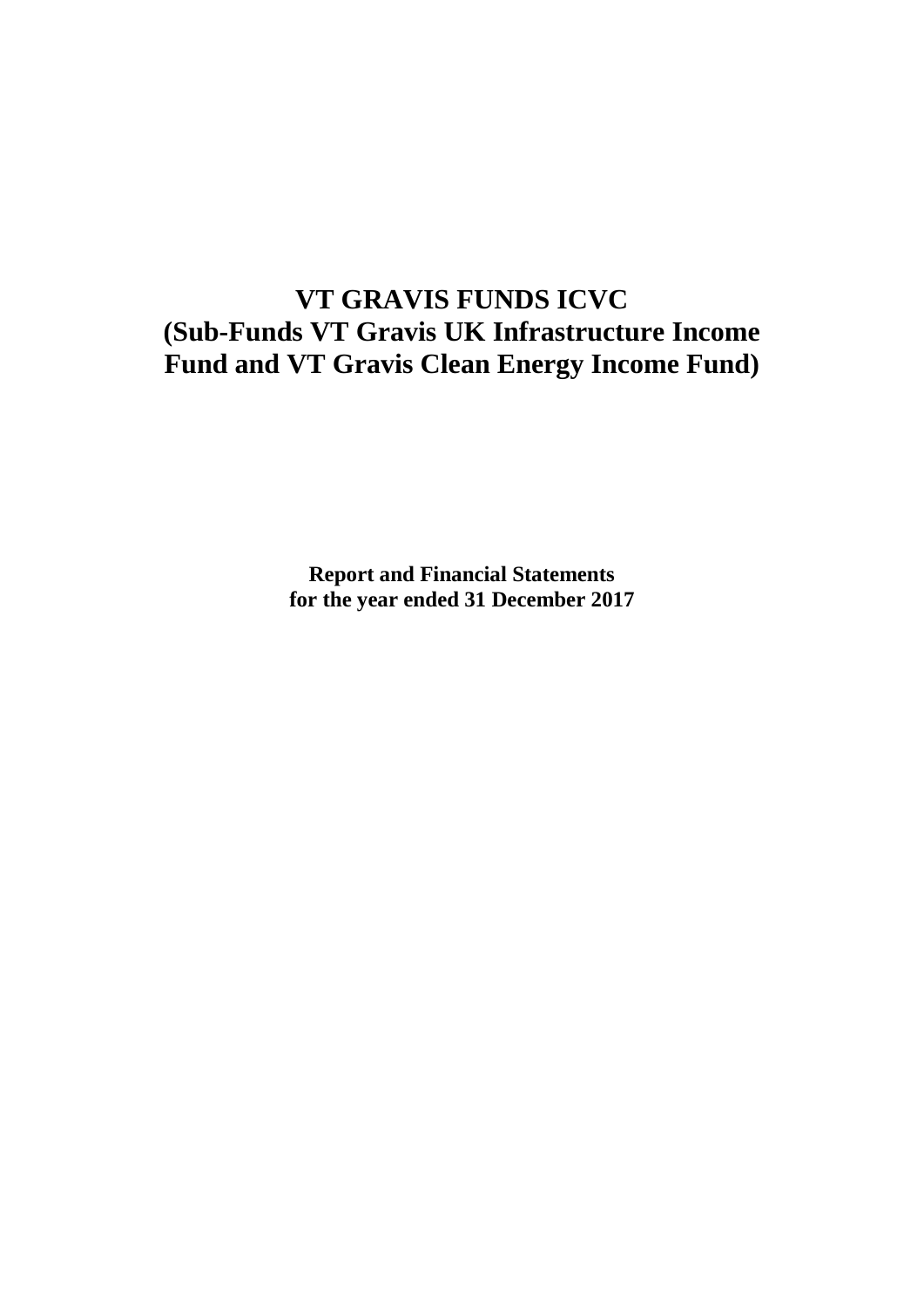# VT GRAVIS FUNDS ICVC
# (Sub-Funds VT Gravis UK Infrastructure Income Fund and VT Gravis Clean Energy Income Fund)

**Report and Financial Statements**
**for the year ended 31 December 2017**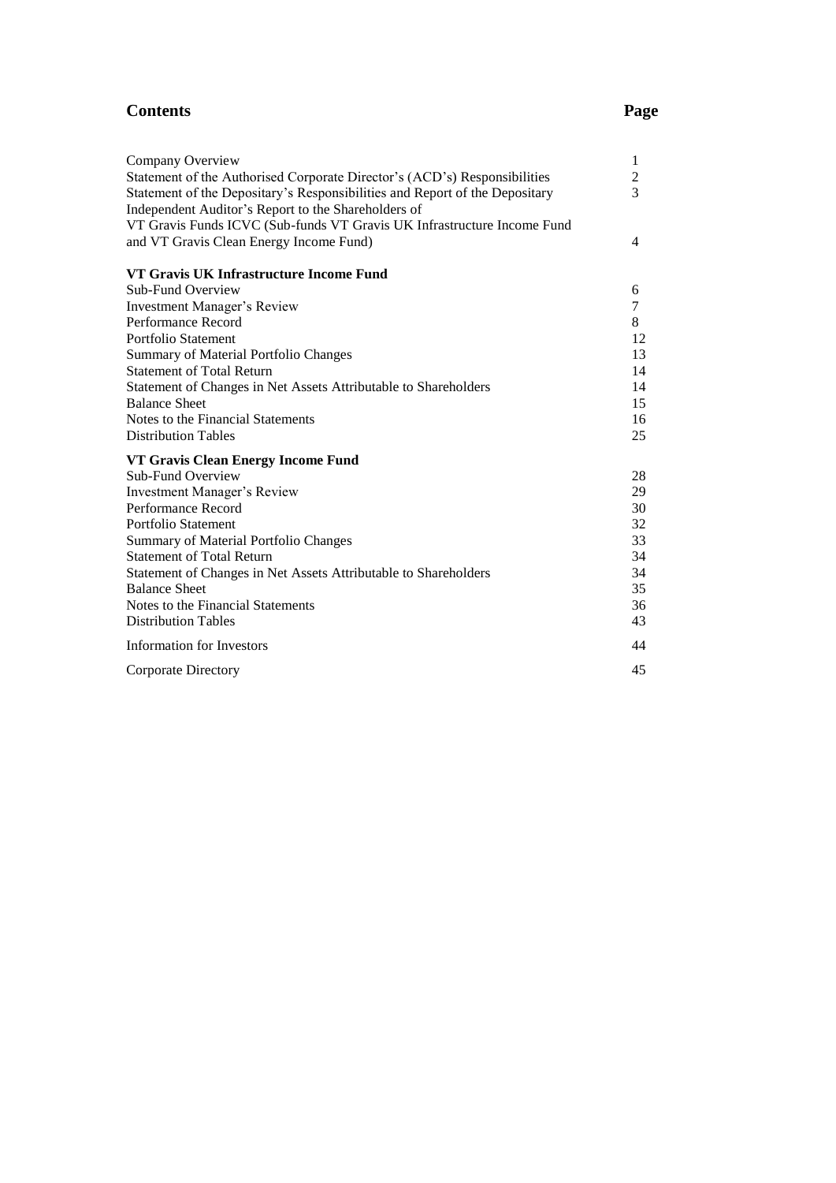## Contents

| | Page |
|---|---|
| Company Overview | 1 |
| Statement of the Authorised Corporate Director's (ACD's) Responsibilities | 2 |
| Statement of the Depositary's Responsibilities and Report of the Depositary | 3 |
| Independent Auditor's Report to the Shareholders of VT Gravis Funds ICVC (Sub-funds VT Gravis UK Infrastructure Income Fund and VT Gravis Clean Energy Income Fund) | 4 |
| **VT Gravis UK Infrastructure Income Fund** | |
| Sub-Fund Overview | 6 |
| Investment Manager's Review | 7 |
| Performance Record | 8 |
| Portfolio Statement | 12 |
| Summary of Material Portfolio Changes | 13 |
| Statement of Total Return | 14 |
| Statement of Changes in Net Assets Attributable to Shareholders | 14 |
| Balance Sheet | 15 |
| Notes to the Financial Statements | 16 |
| Distribution Tables | 25 |
| **VT Gravis Clean Energy Income Fund** | |
| Sub-Fund Overview | 28 |
| Investment Manager's Review | 29 |
| Performance Record | 30 |
| Portfolio Statement | 32 |
| Summary of Material Portfolio Changes | 33 |
| Statement of Total Return | 34 |
| Statement of Changes in Net Assets Attributable to Shareholders | 34 |
| Balance Sheet | 35 |
| Notes to the Financial Statements | 36 |
| Distribution Tables | 43 |
| Information for Investors | 44 |
| Corporate Directory | 45 |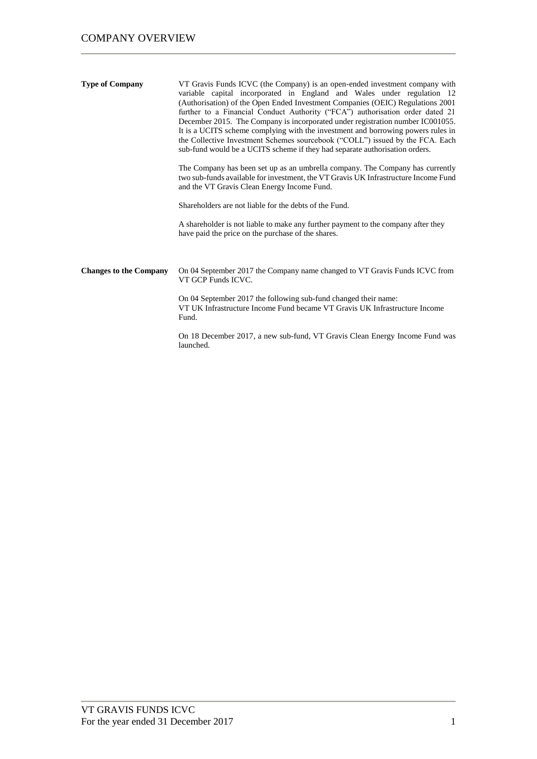# COMPANY OVERVIEW

**Type of Company**

VT Gravis Funds ICVC (the Company) is an open-ended investment company with variable capital incorporated in England and Wales under regulation 12 (Authorisation) of the Open Ended Investment Companies (OEIC) Regulations 2001 further to a Financial Conduct Authority ("FCA") authorisation order dated 21 December 2015. The Company is incorporated under registration number IC001055. It is a UCITS scheme complying with the investment and borrowing powers rules in the Collective Investment Schemes sourcebook ("COLL") issued by the FCA. Each sub-fund would be a UCITS scheme if they had separate authorisation orders.

The Company has been set up as an umbrella company. The Company has currently two sub-funds available for investment, the VT Gravis UK Infrastructure Income Fund and the VT Gravis Clean Energy Income Fund.

Shareholders are not liable for the debts of the Fund.

A shareholder is not liable to make any further payment to the company after they have paid the price on the purchase of the shares.

**Changes to the Company**

On 04 September 2017 the Company name changed to VT Gravis Funds ICVC from VT GCP Funds ICVC.

On 04 September 2017 the following sub-fund changed their name:
VT UK Infrastructure Income Fund became VT Gravis UK Infrastructure Income Fund.

On 18 December 2017, a new sub-fund, VT Gravis Clean Energy Income Fund was launched.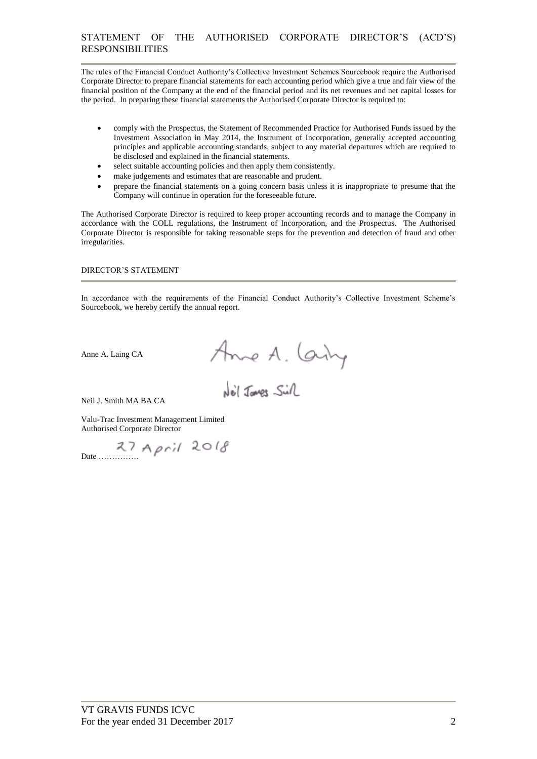## STATEMENT OF THE AUTHORISED CORPORATE DIRECTOR'S (ACD'S) RESPONSIBILITIES

The rules of the Financial Conduct Authority's Collective Investment Schemes Sourcebook require the Authorised Corporate Director to prepare financial statements for each accounting period which give a true and fair view of the financial position of the Company at the end of the financial period and its net revenues and net capital losses for the period. In preparing these financial statements the Authorised Corporate Director is required to:

- comply with the Prospectus, the Statement of Recommended Practice for Authorised Funds issued by the Investment Association in May 2014, the Instrument of Incorporation, generally accepted accounting principles and applicable accounting standards, subject to any material departures which are required to be disclosed and explained in the financial statements.
- select suitable accounting policies and then apply them consistently.
- make judgements and estimates that are reasonable and prudent.
- prepare the financial statements on a going concern basis unless it is inappropriate to presume that the Company will continue in operation for the foreseeable future.

The Authorised Corporate Director is required to keep proper accounting records and to manage the Company in accordance with the COLL regulations, the Instrument of Incorporation, and the Prospectus. The Authorised Corporate Director is responsible for taking reasonable steps for the prevention and detection of fraud and other irregularities.

## DIRECTOR'S STATEMENT

In accordance with the requirements of the Financial Conduct Authority's Collective Investment Scheme's Sourcebook, we hereby certify the annual report.

Anne A. Laing CA

Neil J. Smith MA BA CA

Valu-Trac Investment Management Limited
Authorised Corporate Director

Date 27 April 2018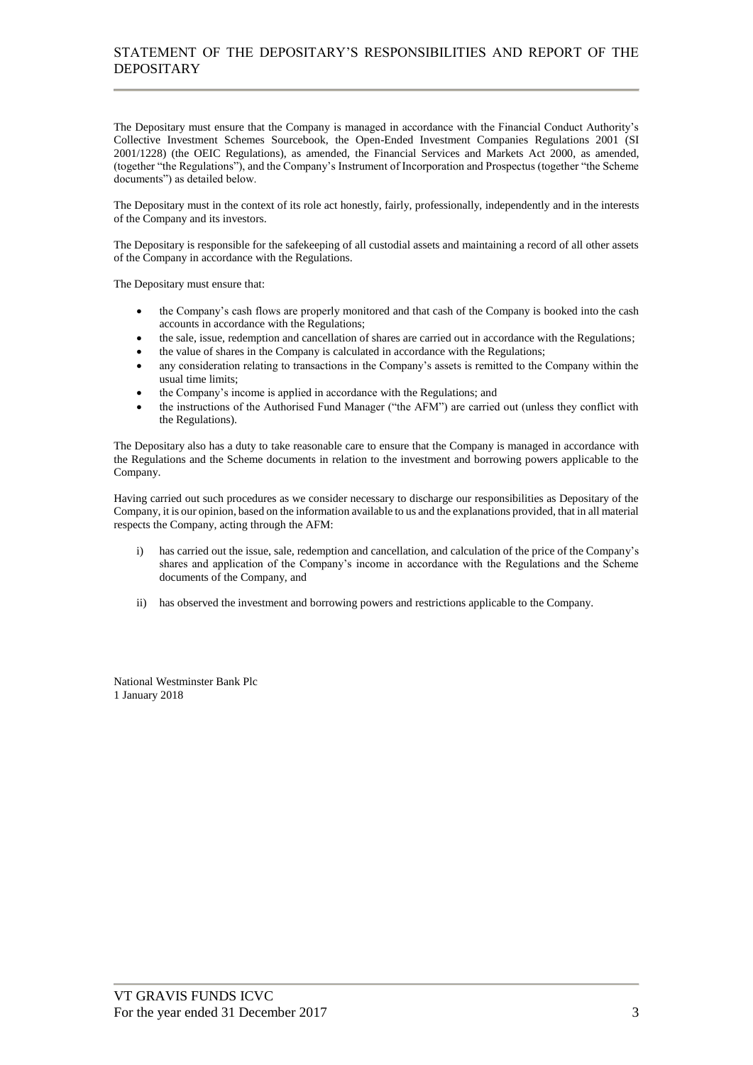# STATEMENT OF THE DEPOSITARY'S RESPONSIBILITIES AND REPORT OF THE DEPOSITARY

The Depositary must ensure that the Company is managed in accordance with the Financial Conduct Authority's Collective Investment Schemes Sourcebook, the Open-Ended Investment Companies Regulations 2001 (SI 2001/1228) (the OEIC Regulations), as amended, the Financial Services and Markets Act 2000, as amended, (together "the Regulations"), and the Company's Instrument of Incorporation and Prospectus (together "the Scheme documents") as detailed below.

The Depositary must in the context of its role act honestly, fairly, professionally, independently and in the interests of the Company and its investors.

The Depositary is responsible for the safekeeping of all custodial assets and maintaining a record of all other assets of the Company in accordance with the Regulations.

The Depositary must ensure that:

- the Company's cash flows are properly monitored and that cash of the Company is booked into the cash accounts in accordance with the Regulations;
- the sale, issue, redemption and cancellation of shares are carried out in accordance with the Regulations;
- the value of shares in the Company is calculated in accordance with the Regulations;
- any consideration relating to transactions in the Company's assets is remitted to the Company within the usual time limits;
- the Company's income is applied in accordance with the Regulations; and
- the instructions of the Authorised Fund Manager ("the AFM") are carried out (unless they conflict with the Regulations).

The Depositary also has a duty to take reasonable care to ensure that the Company is managed in accordance with the Regulations and the Scheme documents in relation to the investment and borrowing powers applicable to the Company.

Having carried out such procedures as we consider necessary to discharge our responsibilities as Depositary of the Company, it is our opinion, based on the information available to us and the explanations provided, that in all material respects the Company, acting through the AFM:

i) has carried out the issue, sale, redemption and cancellation, and calculation of the price of the Company's shares and application of the Company's income in accordance with the Regulations and the Scheme documents of the Company, and

ii) has observed the investment and borrowing powers and restrictions applicable to the Company.

National Westminster Bank Plc
1 January 2018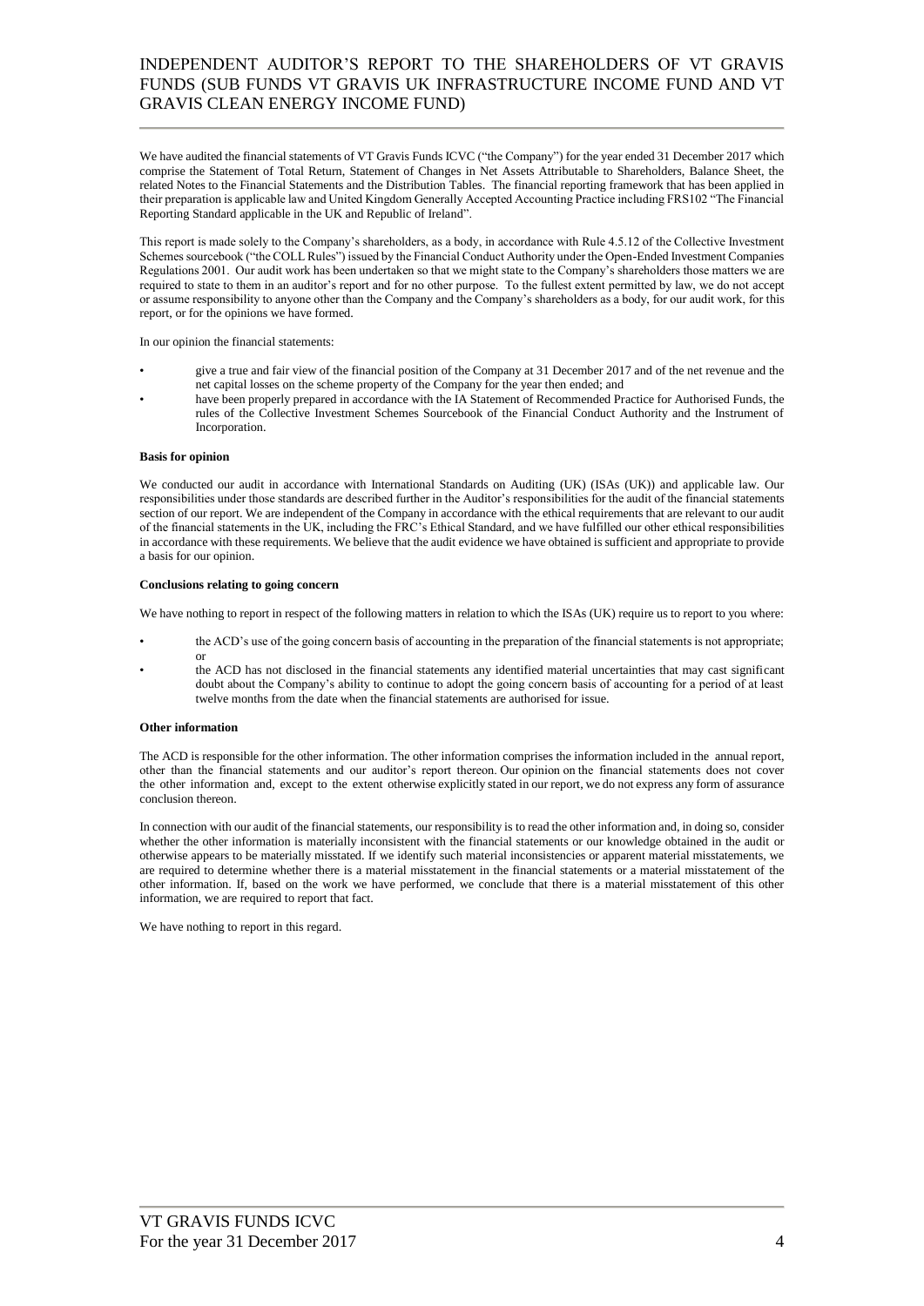# INDEPENDENT AUDITOR'S REPORT TO THE SHAREHOLDERS OF VT GRAVIS FUNDS (SUB FUNDS VT GRAVIS UK INFRASTRUCTURE INCOME FUND AND VT GRAVIS CLEAN ENERGY INCOME FUND)

We have audited the financial statements of VT Gravis Funds ICVC ("the Company") for the year ended 31 December 2017 which comprise the Statement of Total Return, Statement of Changes in Net Assets Attributable to Shareholders, Balance Sheet, the related Notes to the Financial Statements and the Distribution Tables. The financial reporting framework that has been applied in their preparation is applicable law and United Kingdom Generally Accepted Accounting Practice including FRS102 "The Financial Reporting Standard applicable in the UK and Republic of Ireland".

This report is made solely to the Company's shareholders, as a body, in accordance with Rule 4.5.12 of the Collective Investment Schemes sourcebook ("the COLL Rules") issued by the Financial Conduct Authority under the Open-Ended Investment Companies Regulations 2001. Our audit work has been undertaken so that we might state to the Company's shareholders those matters we are required to state to them in an auditor's report and for no other purpose. To the fullest extent permitted by law, we do not accept or assume responsibility to anyone other than the Company and the Company's shareholders as a body, for our audit work, for this report, or for the opinions we have formed.

In our opinion the financial statements:

- give a true and fair view of the financial position of the Company at 31 December 2017 and of the net revenue and the net capital losses on the scheme property of the Company for the year then ended; and
- have been properly prepared in accordance with the IA Statement of Recommended Practice for Authorised Funds, the rules of the Collective Investment Schemes Sourcebook of the Financial Conduct Authority and the Instrument of Incorporation.

**Basis for opinion**

We conducted our audit in accordance with International Standards on Auditing (UK) (ISAs (UK)) and applicable law. Our responsibilities under those standards are described further in the Auditor's responsibilities for the audit of the financial statements section of our report. We are independent of the Company in accordance with the ethical requirements that are relevant to our audit of the financial statements in the UK, including the FRC's Ethical Standard, and we have fulfilled our other ethical responsibilities in accordance with these requirements. We believe that the audit evidence we have obtained is sufficient and appropriate to provide a basis for our opinion.

**Conclusions relating to going concern**

We have nothing to report in respect of the following matters in relation to which the ISAs (UK) require us to report to you where:

- the ACD's use of the going concern basis of accounting in the preparation of the financial statements is not appropriate; or
- the ACD has not disclosed in the financial statements any identified material uncertainties that may cast significant doubt about the Company's ability to continue to adopt the going concern basis of accounting for a period of at least twelve months from the date when the financial statements are authorised for issue.

**Other information**

The ACD is responsible for the other information. The other information comprises the information included in the annual report, other than the financial statements and our auditor's report thereon. Our opinion on the financial statements does not cover the other information and, except to the extent otherwise explicitly stated in our report, we do not express any form of assurance conclusion thereon.

In connection with our audit of the financial statements, our responsibility is to read the other information and, in doing so, consider whether the other information is materially inconsistent with the financial statements or our knowledge obtained in the audit or otherwise appears to be materially misstated. If we identify such material inconsistencies or apparent material misstatements, we are required to determine whether there is a material misstatement in the financial statements or a material misstatement of the other information. If, based on the work we have performed, we conclude that there is a material misstatement of this other information, we are required to report that fact.

We have nothing to report in this regard.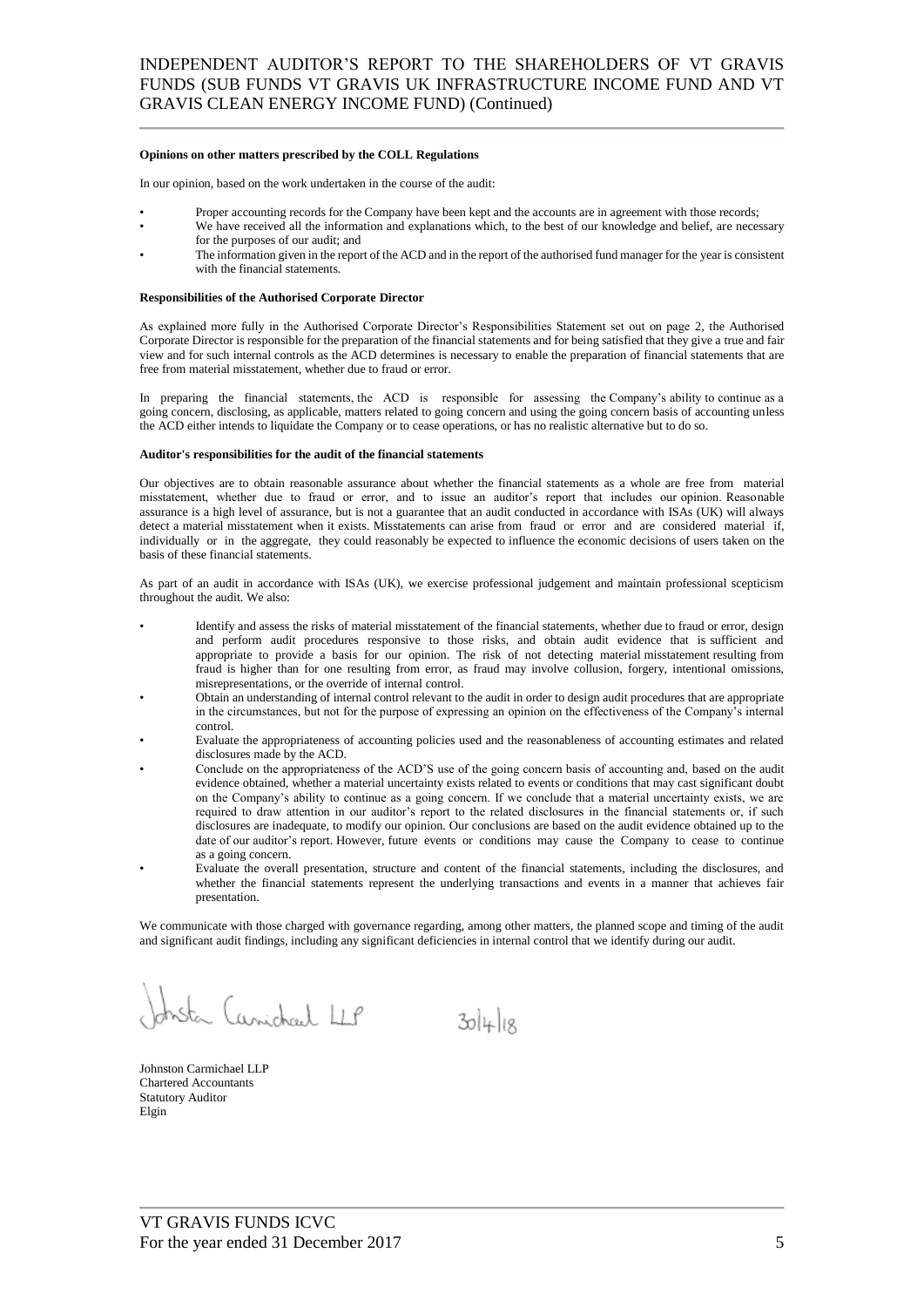# INDEPENDENT AUDITOR'S REPORT TO THE SHAREHOLDERS OF VT GRAVIS FUNDS (SUB FUNDS VT GRAVIS UK INFRASTRUCTURE INCOME FUND AND VT GRAVIS CLEAN ENERGY INCOME FUND) (Continued)

**Opinions on other matters prescribed by the COLL Regulations**

In our opinion, based on the work undertaken in the course of the audit:

- Proper accounting records for the Company have been kept and the accounts are in agreement with those records;
- We have received all the information and explanations which, to the best of our knowledge and belief, are necessary for the purposes of our audit; and
- The information given in the report of the ACD and in the report of the authorised fund manager for the year is consistent with the financial statements.

**Responsibilities of the Authorised Corporate Director**

As explained more fully in the Authorised Corporate Director's Responsibilities Statement set out on page 2, the Authorised Corporate Director is responsible for the preparation of the financial statements and for being satisfied that they give a true and fair view and for such internal controls as the ACD determines is necessary to enable the preparation of financial statements that are free from material misstatement, whether due to fraud or error.

In preparing the financial statements, the ACD is responsible for assessing the Company's ability to continue as a going concern, disclosing, as applicable, matters related to going concern and using the going concern basis of accounting unless the ACD either intends to liquidate the Company or to cease operations, or has no realistic alternative but to do so.

**Auditor's responsibilities for the audit of the financial statements**

Our objectives are to obtain reasonable assurance about whether the financial statements as a whole are free from material misstatement, whether due to fraud or error, and to issue an auditor's report that includes our opinion. Reasonable assurance is a high level of assurance, but is not a guarantee that an audit conducted in accordance with ISAs (UK) will always detect a material misstatement when it exists. Misstatements can arise from fraud or error and are considered material if, individually or in the aggregate, they could reasonably be expected to influence the economic decisions of users taken on the basis of these financial statements.

As part of an audit in accordance with ISAs (UK), we exercise professional judgement and maintain professional scepticism throughout the audit. We also:

- Identify and assess the risks of material misstatement of the financial statements, whether due to fraud or error, design and perform audit procedures responsive to those risks, and obtain audit evidence that is sufficient and appropriate to provide a basis for our opinion. The risk of not detecting material misstatement resulting from fraud is higher than for one resulting from error, as fraud may involve collusion, forgery, intentional omissions, misrepresentations, or the override of internal control.
- Obtain an understanding of internal control relevant to the audit in order to design audit procedures that are appropriate in the circumstances, but not for the purpose of expressing an opinion on the effectiveness of the Company's internal control.
- Evaluate the appropriateness of accounting policies used and the reasonableness of accounting estimates and related disclosures made by the ACD.
- Conclude on the appropriateness of the ACD'S use of the going concern basis of accounting and, based on the audit evidence obtained, whether a material uncertainty exists related to events or conditions that may cast significant doubt on the Company's ability to continue as a going concern. If we conclude that a material uncertainty exists, we are required to draw attention in our auditor's report to the related disclosures in the financial statements or, if such disclosures are inadequate, to modify our opinion. Our conclusions are based on the audit evidence obtained up to the date of our auditor's report. However, future events or conditions may cause the Company to cease to continue as a going concern.
- Evaluate the overall presentation, structure and content of the financial statements, including the disclosures, and whether the financial statements represent the underlying transactions and events in a manner that achieves fair presentation.

We communicate with those charged with governance regarding, among other matters, the planned scope and timing of the audit and significant audit findings, including any significant deficiencies in internal control that we identify during our audit.

Johnston Carmichael LLP 30/4/18

Johnston Carmichael LLP
Chartered Accountants
Statutory Auditor
Elgin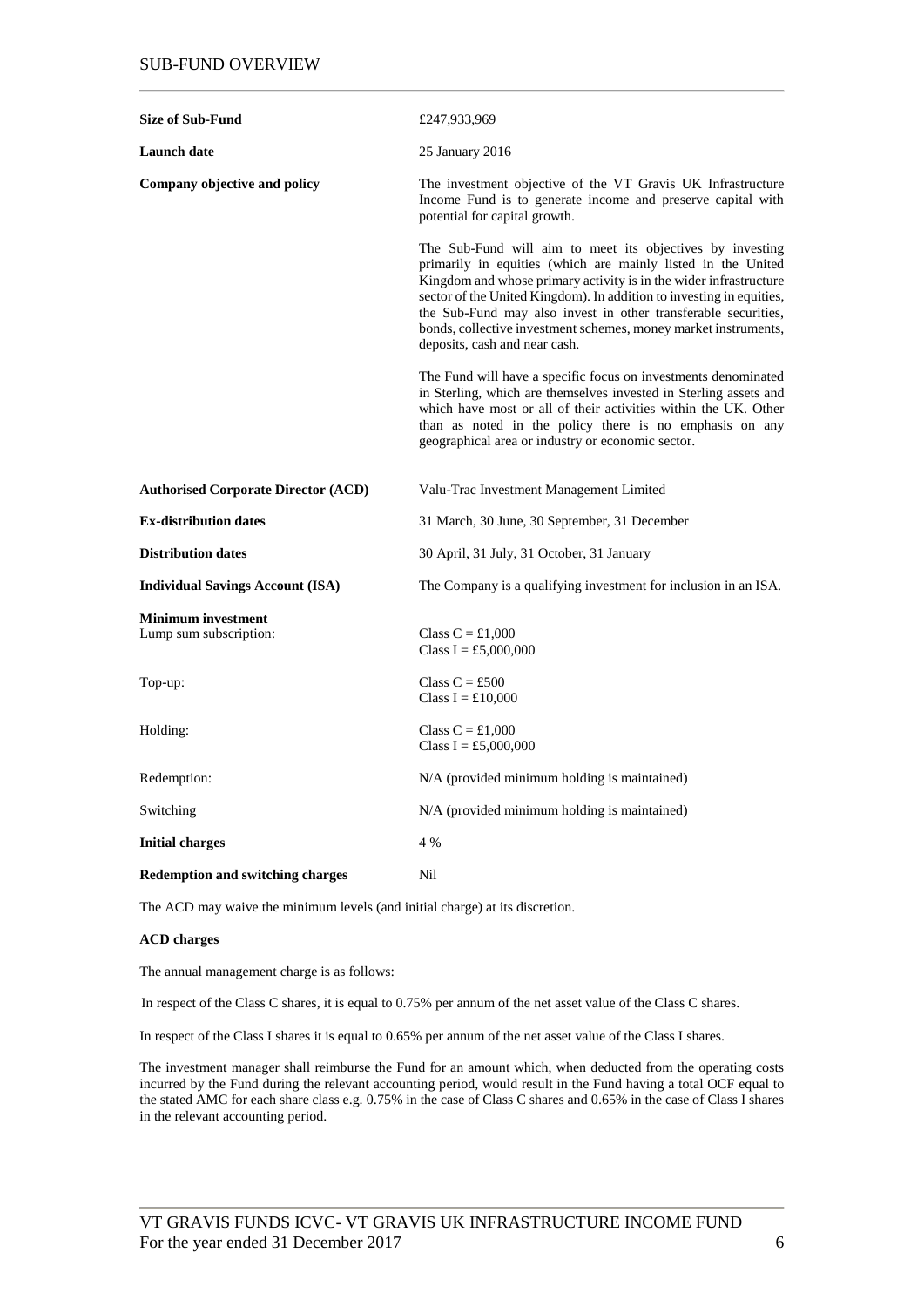## SUB-FUND OVERVIEW

| | |
|---|---|
| **Size of Sub-Fund** | £247,933,969 |
| **Launch date** | 25 January 2016 |
| **Company objective and policy** | The investment objective of the VT Gravis UK Infrastructure Income Fund is to generate income and preserve capital with potential for capital growth.<br><br>The Sub-Fund will aim to meet its objectives by investing primarily in equities (which are mainly listed in the United Kingdom and whose primary activity is in the wider infrastructure sector of the United Kingdom). In addition to investing in equities, the Sub-Fund may also invest in other transferable securities, bonds, collective investment schemes, money market instruments, deposits, cash and near cash.<br><br>The Fund will have a specific focus on investments denominated in Sterling, which are themselves invested in Sterling assets and which have most or all of their activities within the UK. Other than as noted in the policy there is no emphasis on any geographical area or industry or economic sector. |
| **Authorised Corporate Director (ACD)** | Valu-Trac Investment Management Limited |
| **Ex-distribution dates** | 31 March, 30 June, 30 September, 31 December |
| **Distribution dates** | 30 April, 31 July, 31 October, 31 January |
| **Individual Savings Account (ISA)** | The Company is a qualifying investment for inclusion in an ISA. |
| **Minimum investment** | |
| Lump sum subscription: | Class C = £1,000<br>Class I = £5,000,000 |
| Top-up: | Class C = £500<br>Class I = £10,000 |
| Holding: | Class C = £1,000<br>Class I = £5,000,000 |
| Redemption: | N/A (provided minimum holding is maintained) |
| Switching | N/A (provided minimum holding is maintained) |
| **Initial charges** | 4 % |
| **Redemption and switching charges** | Nil |

The ACD may waive the minimum levels (and initial charge) at its discretion.

**ACD charges**

The annual management charge is as follows:

In respect of the Class C shares, it is equal to 0.75% per annum of the net asset value of the Class C shares.

In respect of the Class I shares it is equal to 0.65% per annum of the net asset value of the Class I shares.

The investment manager shall reimburse the Fund for an amount which, when deducted from the operating costs incurred by the Fund during the relevant accounting period, would result in the Fund having a total OCF equal to the stated AMC for each share class e.g. 0.75% in the case of Class C shares and 0.65% in the case of Class I shares in the relevant accounting period.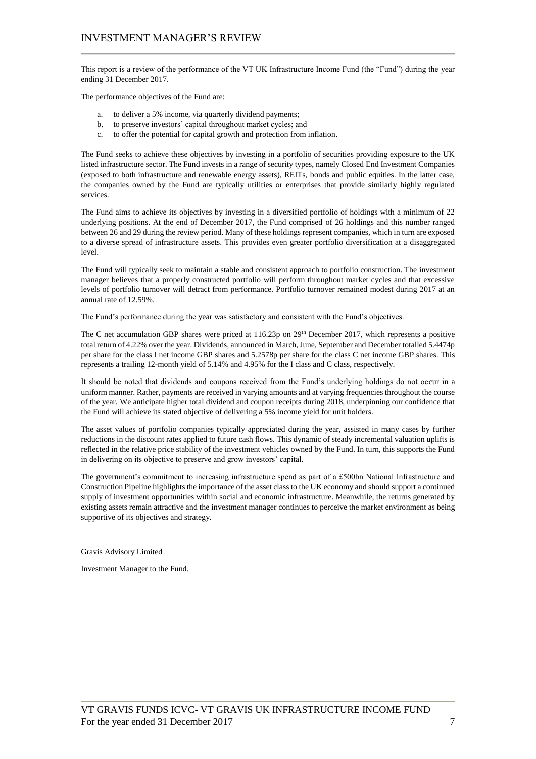# INVESTMENT MANAGER'S REVIEW

This report is a review of the performance of the VT UK Infrastructure Income Fund (the "Fund") during the year ending 31 December 2017.

The performance objectives of the Fund are:

a. to deliver a 5% income, via quarterly dividend payments;
b. to preserve investors' capital throughout market cycles; and
c. to offer the potential for capital growth and protection from inflation.

The Fund seeks to achieve these objectives by investing in a portfolio of securities providing exposure to the UK listed infrastructure sector. The Fund invests in a range of security types, namely Closed End Investment Companies (exposed to both infrastructure and renewable energy assets), REITs, bonds and public equities. In the latter case, the companies owned by the Fund are typically utilities or enterprises that provide similarly highly regulated services.

The Fund aims to achieve its objectives by investing in a diversified portfolio of holdings with a minimum of 22 underlying positions. At the end of December 2017, the Fund comprised of 26 holdings and this number ranged between 26 and 29 during the review period. Many of these holdings represent companies, which in turn are exposed to a diverse spread of infrastructure assets. This provides even greater portfolio diversification at a disaggregated level.

The Fund will typically seek to maintain a stable and consistent approach to portfolio construction. The investment manager believes that a properly constructed portfolio will perform throughout market cycles and that excessive levels of portfolio turnover will detract from performance. Portfolio turnover remained modest during 2017 at an annual rate of 12.59%.

The Fund's performance during the year was satisfactory and consistent with the Fund's objectives.

The C net accumulation GBP shares were priced at 116.23p on 29th December 2017, which represents a positive total return of 4.22% over the year. Dividends, announced in March, June, September and December totalled 5.4474p per share for the class I net income GBP shares and 5.2578p per share for the class C net income GBP shares. This represents a trailing 12-month yield of 5.14% and 4.95% for the I class and C class, respectively.

It should be noted that dividends and coupons received from the Fund's underlying holdings do not occur in a uniform manner. Rather, payments are received in varying amounts and at varying frequencies throughout the course of the year. We anticipate higher total dividend and coupon receipts during 2018, underpinning our confidence that the Fund will achieve its stated objective of delivering a 5% income yield for unit holders.

The asset values of portfolio companies typically appreciated during the year, assisted in many cases by further reductions in the discount rates applied to future cash flows. This dynamic of steady incremental valuation uplifts is reflected in the relative price stability of the investment vehicles owned by the Fund. In turn, this supports the Fund in delivering on its objective to preserve and grow investors' capital.

The government's commitment to increasing infrastructure spend as part of a £500bn National Infrastructure and Construction Pipeline highlights the importance of the asset class to the UK economy and should support a continued supply of investment opportunities within social and economic infrastructure. Meanwhile, the returns generated by existing assets remain attractive and the investment manager continues to perceive the market environment as being supportive of its objectives and strategy.

Gravis Advisory Limited

Investment Manager to the Fund.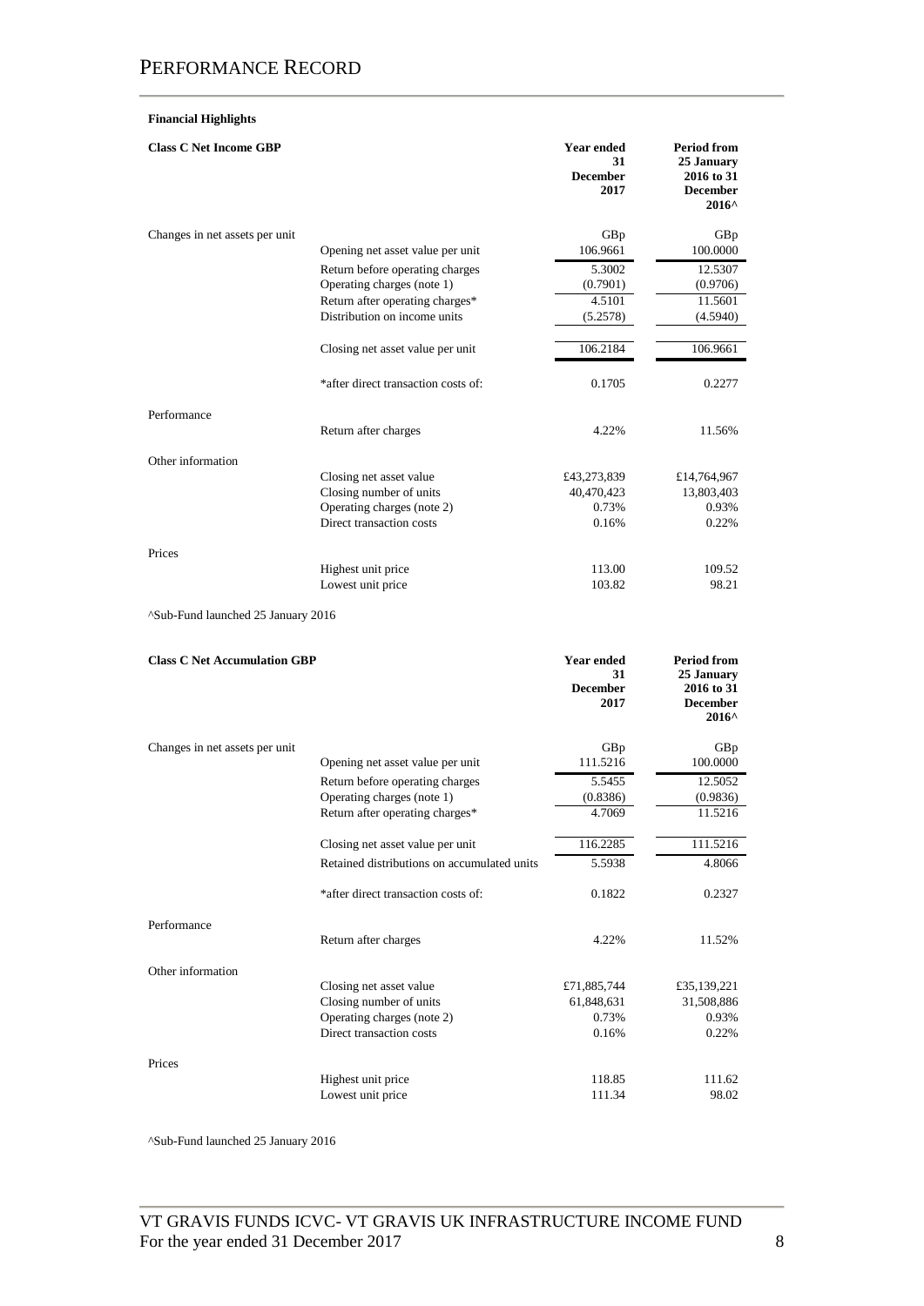# PERFORMANCE RECORD

**Financial Highlights**

| **Class C Net Income GBP** | | **Year ended 31 December 2017** | **Period from 25 January 2016 to 31 December 2016^** |
|---|---|---|---|
| Changes in net assets per unit | | GBp | GBp |
| | Opening net asset value per unit | 106.9661 | 100.0000 |
| | Return before operating charges | 5.3002 | 12.5307 |
| | Operating charges (note 1) | (0.7901) | (0.9706) |
| | Return after operating charges* | 4.5101 | 11.5601 |
| | Distribution on income units | (5.2578) | (4.5940) |
| | Closing net asset value per unit | 106.2184 | 106.9661 |
| | *after direct transaction costs of: | 0.1705 | 0.2277 |
| Performance | | | |
| | Return after charges | 4.22% | 11.56% |
| Other information | | | |
| | Closing net asset value | £43,273,839 | £14,764,967 |
| | Closing number of units | 40,470,423 | 13,803,403 |
| | Operating charges (note 2) | 0.73% | 0.93% |
| | Direct transaction costs | 0.16% | 0.22% |
| Prices | | | |
| | Highest unit price | 113.00 | 109.52 |
| | Lowest unit price | 103.82 | 98.21 |

^Sub-Fund launched 25 January 2016

| **Class C Net Accumulation GBP** | | **Year ended 31 December 2017** | **Period from 25 January 2016 to 31 December 2016^** |
|---|---|---|---|
| Changes in net assets per unit | | GBp | GBp |
| | Opening net asset value per unit | 111.5216 | 100.0000 |
| | Return before operating charges | 5.5455 | 12.5052 |
| | Operating charges (note 1) | (0.8386) | (0.9836) |
| | Return after operating charges* | 4.7069 | 11.5216 |
| | Closing net asset value per unit | 116.2285 | 111.5216 |
| | Retained distributions on accumulated units | 5.5938 | 4.8066 |
| | *after direct transaction costs of: | 0.1822 | 0.2327 |
| Performance | | | |
| | Return after charges | 4.22% | 11.52% |
| Other information | | | |
| | Closing net asset value | £71,885,744 | £35,139,221 |
| | Closing number of units | 61,848,631 | 31,508,886 |
| | Operating charges (note 2) | 0.73% | 0.93% |
| | Direct transaction costs | 0.16% | 0.22% |
| Prices | | | |
| | Highest unit price | 118.85 | 111.62 |
| | Lowest unit price | 111.34 | 98.02 |

^Sub-Fund launched 25 January 2016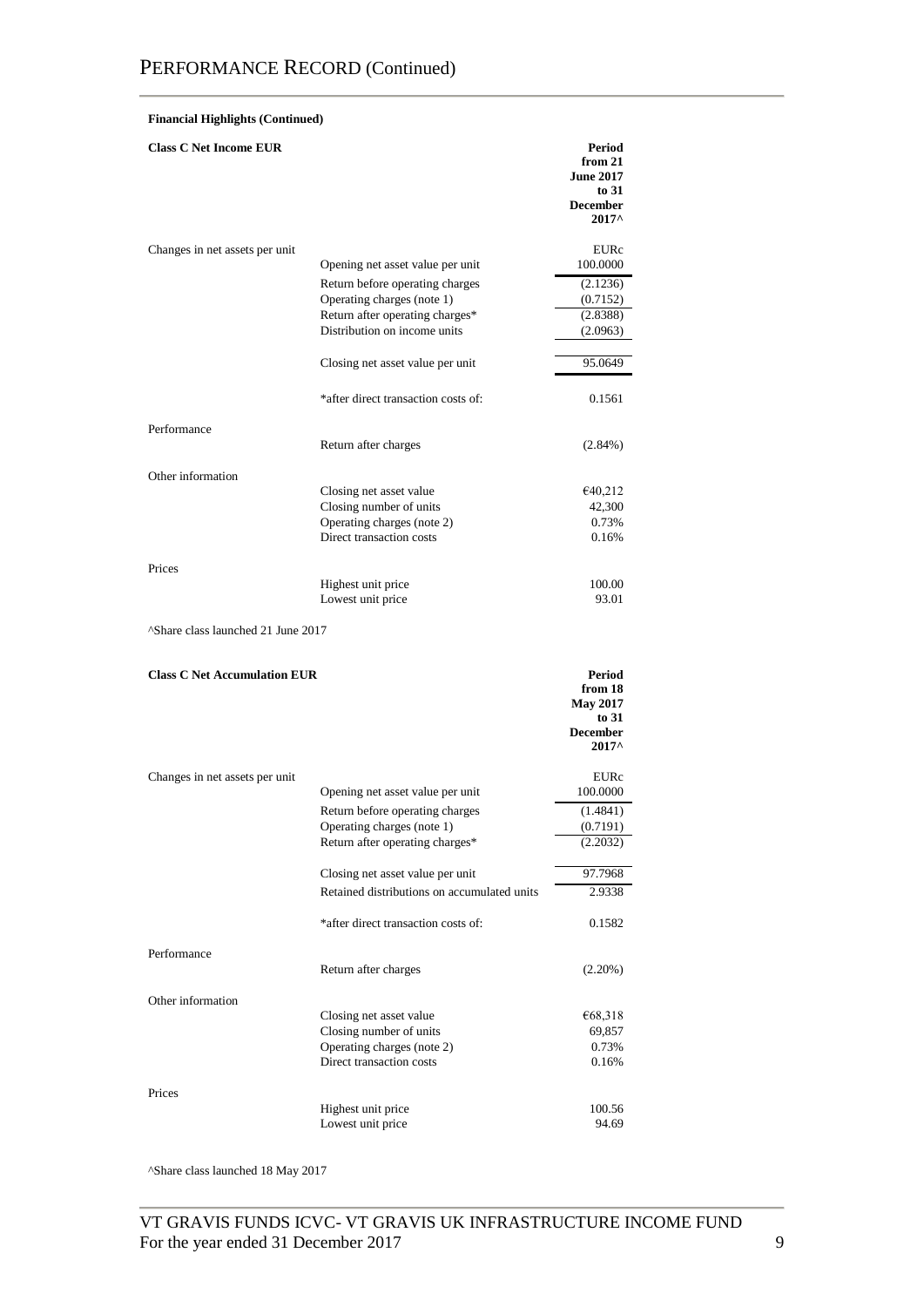# PERFORMANCE RECORD (Continued)

**Financial Highlights (Continued)**

| **Class C Net Income EUR** | | **Period from 21 June 2017 to 31 December 2017^** |
|---|---|---|
| Changes in net assets per unit | | EURc |
| | Opening net asset value per unit | 100.0000 |
| | Return before operating charges | (2.1236) |
| | Operating charges (note 1) | (0.7152) |
| | Return after operating charges* | (2.8388) |
| | Distribution on income units | (2.0963) |
| | Closing net asset value per unit | 95.0649 |
| | *after direct transaction costs of: | 0.1561 |
| Performance | | |
| | Return after charges | (2.84%) |
| Other information | | |
| | Closing net asset value | €40,212 |
| | Closing number of units | 42,300 |
| | Operating charges (note 2) | 0.73% |
| | Direct transaction costs | 0.16% |
| Prices | | |
| | Highest unit price | 100.00 |
| | Lowest unit price | 93.01 |

^Share class launched 21 June 2017

| **Class C Net Accumulation EUR** | | **Period from 18 May 2017 to 31 December 2017^** |
|---|---|---|
| Changes in net assets per unit | | EURc |
| | Opening net asset value per unit | 100.0000 |
| | Return before operating charges | (1.4841) |
| | Operating charges (note 1) | (0.7191) |
| | Return after operating charges* | (2.2032) |
| | Closing net asset value per unit | 97.7968 |
| | Retained distributions on accumulated units | 2.9338 |
| | *after direct transaction costs of: | 0.1582 |
| Performance | | |
| | Return after charges | (2.20%) |
| Other information | | |
| | Closing net asset value | €68,318 |
| | Closing number of units | 69,857 |
| | Operating charges (note 2) | 0.73% |
| | Direct transaction costs | 0.16% |
| Prices | | |
| | Highest unit price | 100.56 |
| | Lowest unit price | 94.69 |

^Share class launched 18 May 2017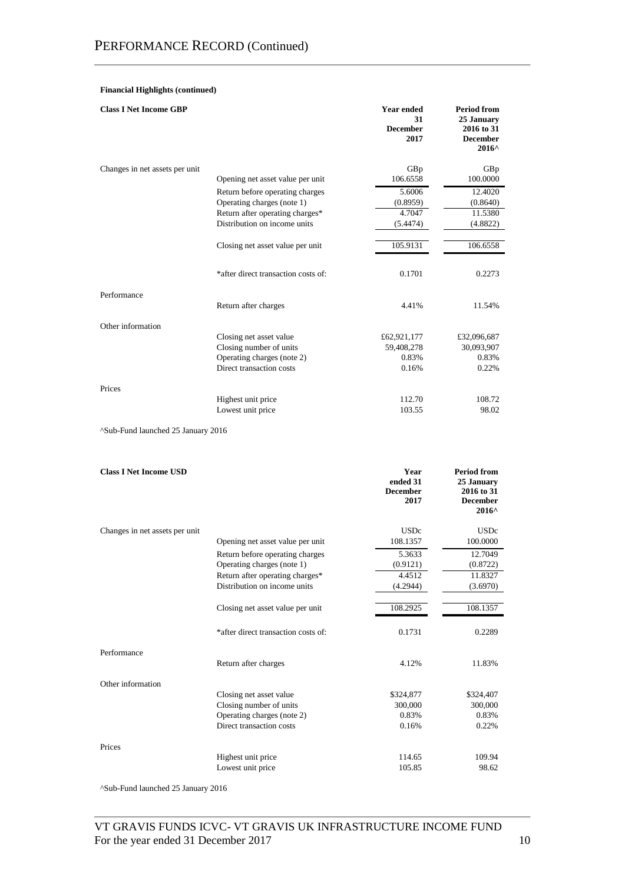# PERFORMANCE RECORD (Continued)

**Financial Highlights (continued)**

| **Class I Net Income GBP** | | **Year ended 31 December 2017** | **Period from 25 January 2016 to 31 December 2016^** |
|---|---|---|---|
| Changes in net assets per unit | | GBp | GBp |
| | Opening net asset value per unit | 106.6558 | 100.0000 |
| | Return before operating charges | 5.6006 | 12.4020 |
| | Operating charges (note 1) | (0.8959) | (0.8640) |
| | Return after operating charges* | 4.7047 | 11.5380 |
| | Distribution on income units | (5.4474) | (4.8822) |
| | Closing net asset value per unit | 105.9131 | 106.6558 |
| | *after direct transaction costs of: | 0.1701 | 0.2273 |
| Performance | | | |
| | Return after charges | 4.41% | 11.54% |
| Other information | | | |
| | Closing net asset value | £62,921,177 | £32,096,687 |
| | Closing number of units | 59,408,278 | 30,093,907 |
| | Operating charges (note 2) | 0.83% | 0.83% |
| | Direct transaction costs | 0.16% | 0.22% |
| Prices | | | |
| | Highest unit price | 112.70 | 108.72 |
| | Lowest unit price | 103.55 | 98.02 |

^Sub-Fund launched 25 January 2016

| **Class I Net Income USD** | | **Year ended 31 December 2017** | **Period from 25 January 2016 to 31 December 2016^** |
|---|---|---|---|
| Changes in net assets per unit | | USDc | USDc |
| | Opening net asset value per unit | 108.1357 | 100.0000 |
| | Return before operating charges | 5.3633 | 12.7049 |
| | Operating charges (note 1) | (0.9121) | (0.8722) |
| | Return after operating charges* | 4.4512 | 11.8327 |
| | Distribution on income units | (4.2944) | (3.6970) |
| | Closing net asset value per unit | 108.2925 | 108.1357 |
| | *after direct transaction costs of: | 0.1731 | 0.2289 |
| Performance | | | |
| | Return after charges | 4.12% | 11.83% |
| Other information | | | |
| | Closing net asset value | $324,877 | $324,407 |
| | Closing number of units | 300,000 | 300,000 |
| | Operating charges (note 2) | 0.83% | 0.83% |
| | Direct transaction costs | 0.16% | 0.22% |
| Prices | | | |
| | Highest unit price | 114.65 | 109.94 |
| | Lowest unit price | 105.85 | 98.62 |

^Sub-Fund launched 25 January 2016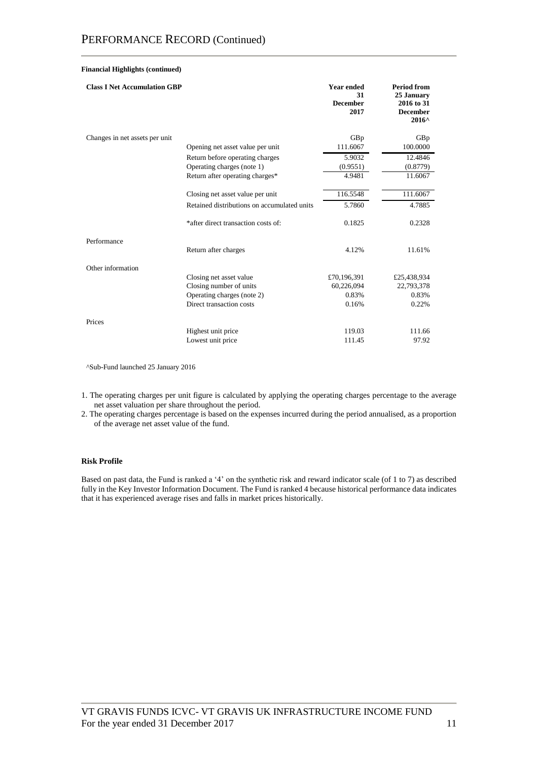# PERFORMANCE RECORD (Continued)

**Financial Highlights (continued)**

| **Class I Net Accumulation GBP** | | **Year ended 31 December 2017** | **Period from 25 January 2016 to 31 December 2016^** |
|---|---|---|---|
| Changes in net assets per unit | | GBp | GBp |
| | Opening net asset value per unit | 111.6067 | 100.0000 |
| | Return before operating charges | 5.9032 | 12.4846 |
| | Operating charges (note 1) | (0.9551) | (0.8779) |
| | Return after operating charges* | 4.9481 | 11.6067 |
| | Closing net asset value per unit | 116.5548 | 111.6067 |
| | Retained distributions on accumulated units | 5.7860 | 4.7885 |
| | *after direct transaction costs of: | 0.1825 | 0.2328 |
| Performance | | | |
| | Return after charges | 4.12% | 11.61% |
| Other information | | | |
| | Closing net asset value | £70,196,391 | £25,438,934 |
| | Closing number of units | 60,226,094 | 22,793,378 |
| | Operating charges (note 2) | 0.83% | 0.83% |
| | Direct transaction costs | 0.16% | 0.22% |
| Prices | | | |
| | Highest unit price | 119.03 | 111.66 |
| | Lowest unit price | 111.45 | 97.92 |

^Sub-Fund launched 25 January 2016

1. The operating charges per unit figure is calculated by applying the operating charges percentage to the average net asset valuation per share throughout the period.
2. The operating charges percentage is based on the expenses incurred during the period annualised, as a proportion of the average net asset value of the fund.

**Risk Profile**

Based on past data, the Fund is ranked a '4' on the synthetic risk and reward indicator scale (of 1 to 7) as described fully in the Key Investor Information Document. The Fund is ranked 4 because historical performance data indicates that it has experienced average rises and falls in market prices historically.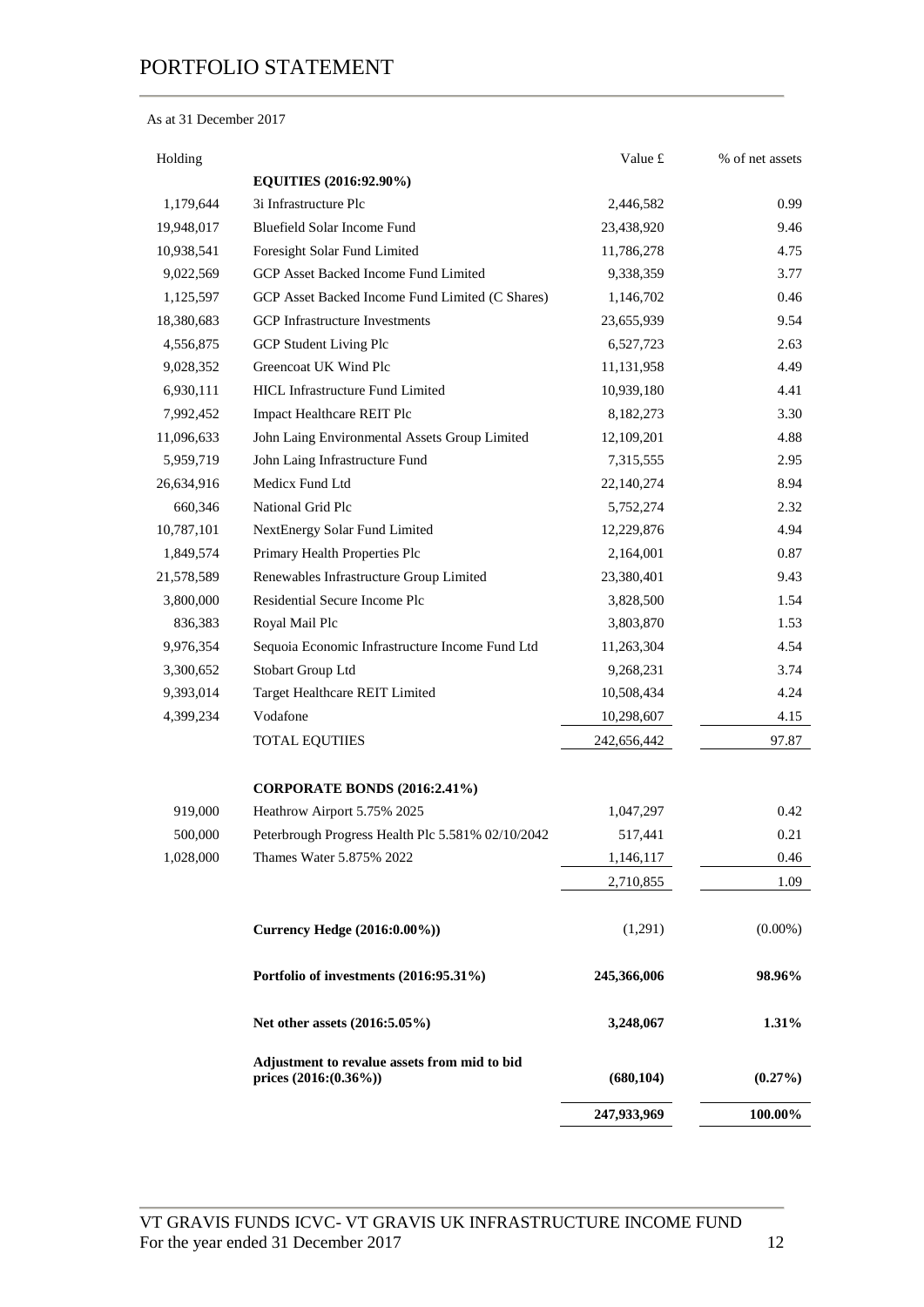# PORTFOLIO STATEMENT

As at 31 December 2017

| Holding | | Value £ | % of net assets |
|---|---|---|---|
| | **EQUITIES (2016:92.90%)** | | |
| 1,179,644 | 3i Infrastructure Plc | 2,446,582 | 0.99 |
| 19,948,017 | Bluefield Solar Income Fund | 23,438,920 | 9.46 |
| 10,938,541 | Foresight Solar Fund Limited | 11,786,278 | 4.75 |
| 9,022,569 | GCP Asset Backed Income Fund Limited | 9,338,359 | 3.77 |
| 1,125,597 | GCP Asset Backed Income Fund Limited (C Shares) | 1,146,702 | 0.46 |
| 18,380,683 | GCP Infrastructure Investments | 23,655,939 | 9.54 |
| 4,556,875 | GCP Student Living Plc | 6,527,723 | 2.63 |
| 9,028,352 | Greencoat UK Wind Plc | 11,131,958 | 4.49 |
| 6,930,111 | HICL Infrastructure Fund Limited | 10,939,180 | 4.41 |
| 7,992,452 | Impact Healthcare REIT Plc | 8,182,273 | 3.30 |
| 11,096,633 | John Laing Environmental Assets Group Limited | 12,109,201 | 4.88 |
| 5,959,719 | John Laing Infrastructure Fund | 7,315,555 | 2.95 |
| 26,634,916 | Medicx Fund Ltd | 22,140,274 | 8.94 |
| 660,346 | National Grid Plc | 5,752,274 | 2.32 |
| 10,787,101 | NextEnergy Solar Fund Limited | 12,229,876 | 4.94 |
| 1,849,574 | Primary Health Properties Plc | 2,164,001 | 0.87 |
| 21,578,589 | Renewables Infrastructure Group Limited | 23,380,401 | 9.43 |
| 3,800,000 | Residential Secure Income Plc | 3,828,500 | 1.54 |
| 836,383 | Royal Mail Plc | 3,803,870 | 1.53 |
| 9,976,354 | Sequoia Economic Infrastructure Income Fund Ltd | 11,263,304 | 4.54 |
| 3,300,652 | Stobart Group Ltd | 9,268,231 | 3.74 |
| 9,393,014 | Target Healthcare REIT Limited | 10,508,434 | 4.24 |
| 4,399,234 | Vodafone | 10,298,607 | 4.15 |
| | TOTAL EQUTIIES | 242,656,442 | 97.87 |
| | | | |
| | **CORPORATE BONDS (2016:2.41%)** | | |
| 919,000 | Heathrow Airport 5.75% 2025 | 1,047,297 | 0.42 |
| 500,000 | Peterbrough Progress Health Plc 5.581% 02/10/2042 | 517,441 | 0.21 |
| 1,028,000 | Thames Water 5.875% 2022 | 1,146,117 | 0.46 |
| | | 2,710,855 | 1.09 |
| | | | |
| | **Currency Hedge (2016:0.00%))** | (1,291) | (0.00%) |
| | | | |
| | **Portfolio of investments (2016:95.31%)** | **245,366,006** | **98.96%** |
| | | | |
| | **Net other assets (2016:5.05%)** | **3,248,067** | **1.31%** |
| | | | |
| | **Adjustment to revalue assets from mid to bid prices (2016:(0.36%))** | **(680,104)** | **(0.27%)** |
| | | **247,933,969** | **100.00%** |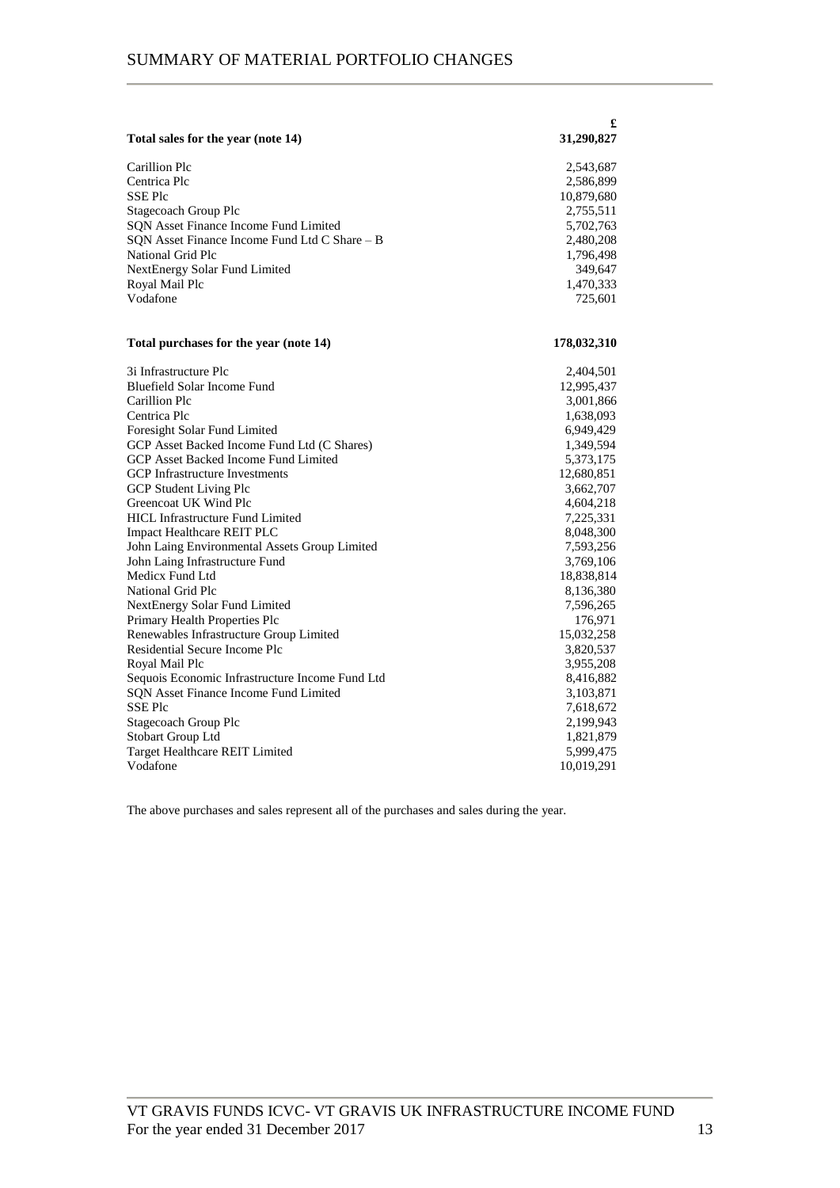# SUMMARY OF MATERIAL PORTFOLIO CHANGES

| | £ |
|---|---|
| **Total sales for the year (note 14)** | **31,290,827** |
| Carillion Plc | 2,543,687 |
| Centrica Plc | 2,586,899 |
| SSE Plc | 10,879,680 |
| Stagecoach Group Plc | 2,755,511 |
| SQN Asset Finance Income Fund Limited | 5,702,763 |
| SQN Asset Finance Income Fund Ltd C Share – B | 2,480,208 |
| National Grid Plc | 1,796,498 |
| NextEnergy Solar Fund Limited | 349,647 |
| Royal Mail Plc | 1,470,333 |
| Vodafone | 725,601 |

| | |
|---|---|
| **Total purchases for the year (note 14)** | **178,032,310** |
| 3i Infrastructure Plc | 2,404,501 |
| Bluefield Solar Income Fund | 12,995,437 |
| Carillion Plc | 3,001,866 |
| Centrica Plc | 1,638,093 |
| Foresight Solar Fund Limited | 6,949,429 |
| GCP Asset Backed Income Fund Ltd (C Shares) | 1,349,594 |
| GCP Asset Backed Income Fund Limited | 5,373,175 |
| GCP Infrastructure Investments | 12,680,851 |
| GCP Student Living Plc | 3,662,707 |
| Greencoat UK Wind Plc | 4,604,218 |
| HICL Infrastructure Fund Limited | 7,225,331 |
| Impact Healthcare REIT PLC | 8,048,300 |
| John Laing Environmental Assets Group Limited | 7,593,256 |
| John Laing Infrastructure Fund | 3,769,106 |
| Medicx Fund Ltd | 18,838,814 |
| National Grid Plc | 8,136,380 |
| NextEnergy Solar Fund Limited | 7,596,265 |
| Primary Health Properties Plc | 176,971 |
| Renewables Infrastructure Group Limited | 15,032,258 |
| Residential Secure Income Plc | 3,820,537 |
| Royal Mail Plc | 3,955,208 |
| Sequois Economic Infrastructure Income Fund Ltd | 8,416,882 |
| SQN Asset Finance Income Fund Limited | 3,103,871 |
| SSE Plc | 7,618,672 |
| Stagecoach Group Plc | 2,199,943 |
| Stobart Group Ltd | 1,821,879 |
| Target Healthcare REIT Limited | 5,999,475 |
| Vodafone | 10,019,291 |

The above purchases and sales represent all of the purchases and sales during the year.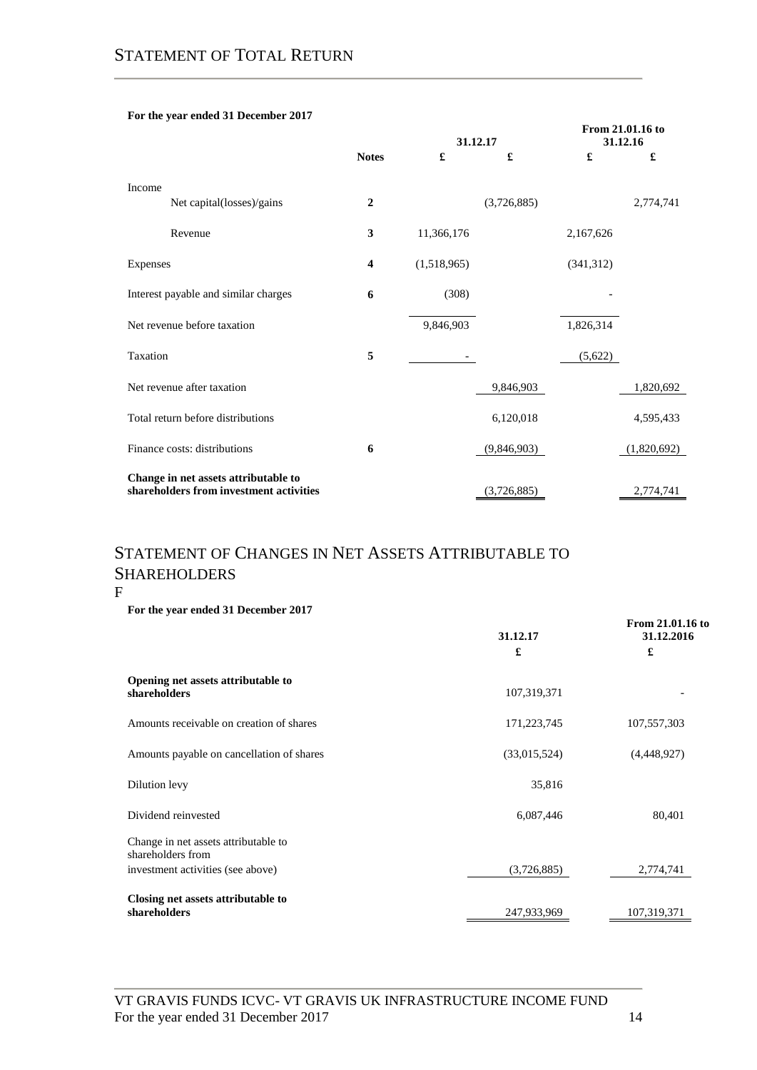# STATEMENT OF TOTAL RETURN

**For the year ended 31 December 2017**

| | Notes | 31.12.17 £ | 31.12.17 £ | From 21.01.16 to 31.12.16 £ | From 21.01.16 to 31.12.16 £ |
|---|---|---|---|---|---|
| Income | | | | | |
| Net capital(losses)/gains | **2** | | (3,726,885) | | 2,774,741 |
| Revenue | **3** | 11,366,176 | | 2,167,626 | |
| Expenses | **4** | (1,518,965) | | (341,312) | |
| Interest payable and similar charges | **6** | (308) | | - | |
| Net revenue before taxation | | 9,846,903 | | 1,826,314 | |
| Taxation | **5** | - | | (5,622) | |
| Net revenue after taxation | | | 9,846,903 | | 1,820,692 |
| Total return before distributions | | | 6,120,018 | | 4,595,433 |
| Finance costs: distributions | **6** | | (9,846,903) | | (1,820,692) |
| **Change in net assets attributable to shareholders from investment activities** | | | (3,726,885) | | 2,774,741 |

# STATEMENT OF CHANGES IN NET ASSETS ATTRIBUTABLE TO SHAREHOLDERS

F

**For the year ended 31 December 2017**

| | 31.12.17 £ | From 21.01.16 to 31.12.2016 £ |
|---|---|---|
| **Opening net assets attributable to shareholders** | 107,319,371 | - |
| Amounts receivable on creation of shares | 171,223,745 | 107,557,303 |
| Amounts payable on cancellation of shares | (33,015,524) | (4,448,927) |
| Dilution levy | 35,816 | |
| Dividend reinvested | 6,087,446 | 80,401 |
| Change in net assets attributable to shareholders from investment activities (see above) | (3,726,885) | 2,774,741 |
| **Closing net assets attributable to shareholders** | 247,933,969 | 107,319,371 |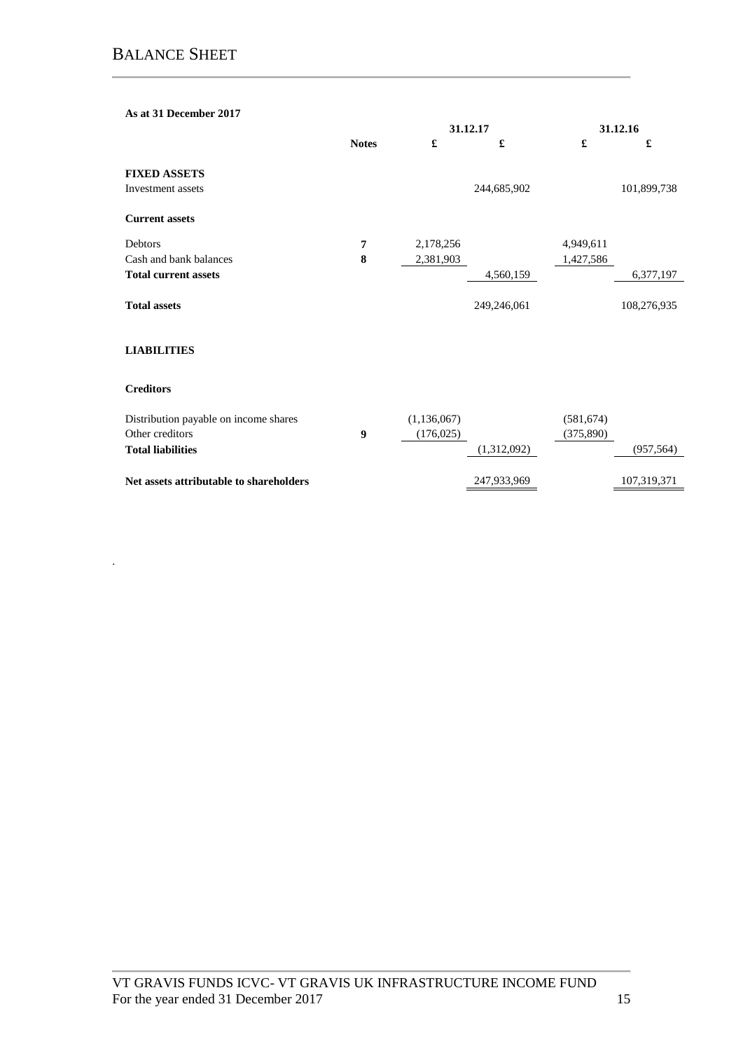# BALANCE SHEET

**As at 31 December 2017**

| | Notes | 31.12.17 £ | 31.12.17 £ | 31.12.16 £ | 31.12.16 £ |
|---|---|---|---|---|---|
| **FIXED ASSETS** | | | | | |
| Investment assets | | | 244,685,902 | | 101,899,738 |
| **Current assets** | | | | | |
| Debtors | 7 | 2,178,256 | | 4,949,611 | |
| Cash and bank balances | 8 | 2,381,903 | | 1,427,586 | |
| **Total current assets** | | | 4,560,159 | | 6,377,197 |
| **Total assets** | | | 249,246,061 | | 108,276,935 |
| **LIABILITIES** | | | | | |
| **Creditors** | | | | | |
| Distribution payable on income shares | | (1,136,067) | | (581,674) | |
| Other creditors | 9 | (176,025) | | (375,890) | |
| **Total liabilities** | | | (1,312,092) | | (957,564) |
| **Net assets attributable to shareholders** | | | 247,933,969 | | 107,319,371 |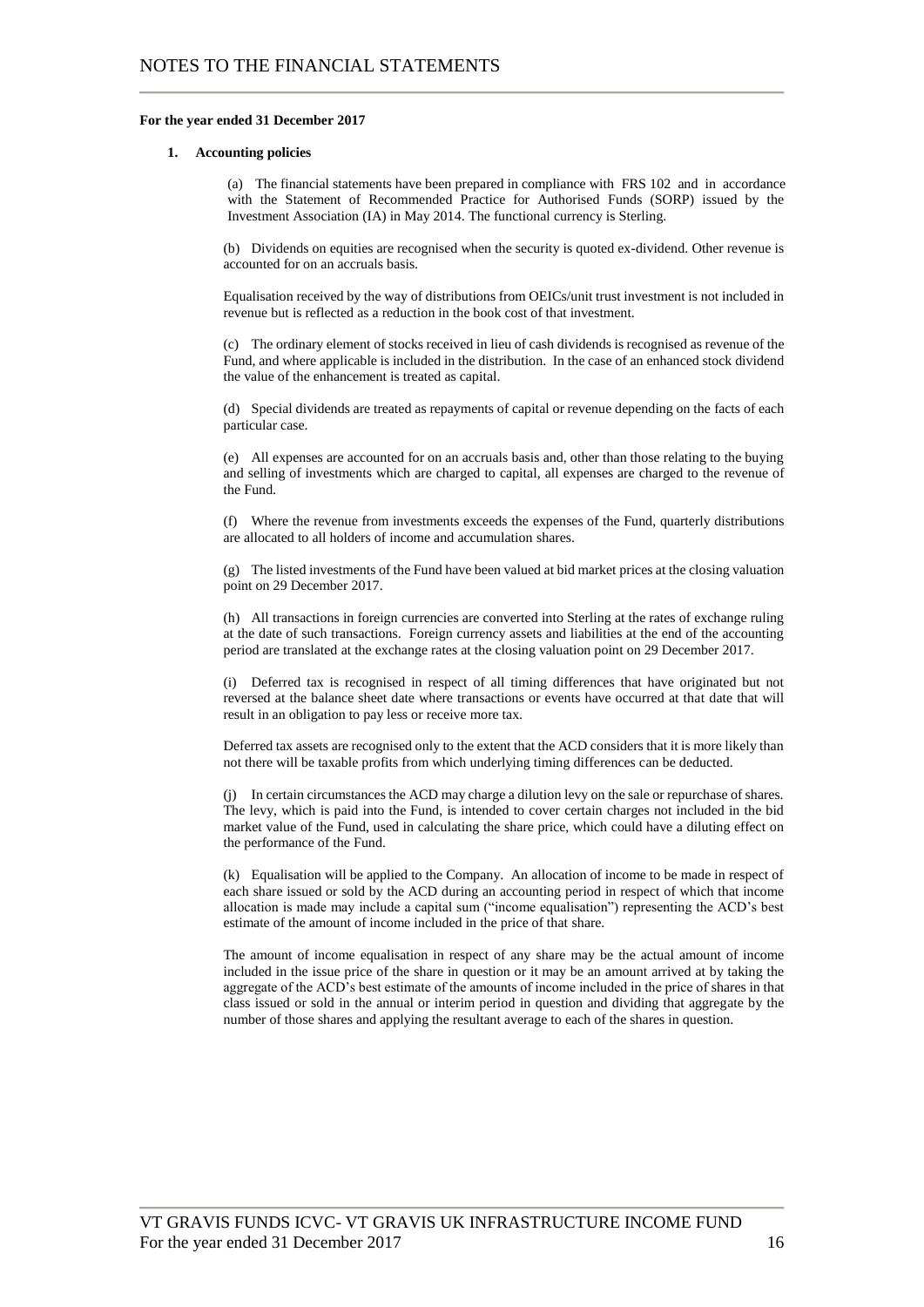# NOTES TO THE FINANCIAL STATEMENTS

**For the year ended 31 December 2017**

**1. Accounting policies**

(a) The financial statements have been prepared in compliance with FRS 102 and in accordance with the Statement of Recommended Practice for Authorised Funds (SORP) issued by the Investment Association (IA) in May 2014. The functional currency is Sterling.

(b) Dividends on equities are recognised when the security is quoted ex-dividend. Other revenue is accounted for on an accruals basis.

Equalisation received by the way of distributions from OEICs/unit trust investment is not included in revenue but is reflected as a reduction in the book cost of that investment.

(c) The ordinary element of stocks received in lieu of cash dividends is recognised as revenue of the Fund, and where applicable is included in the distribution. In the case of an enhanced stock dividend the value of the enhancement is treated as capital.

(d) Special dividends are treated as repayments of capital or revenue depending on the facts of each particular case.

(e) All expenses are accounted for on an accruals basis and, other than those relating to the buying and selling of investments which are charged to capital, all expenses are charged to the revenue of the Fund.

(f) Where the revenue from investments exceeds the expenses of the Fund, quarterly distributions are allocated to all holders of income and accumulation shares.

(g) The listed investments of the Fund have been valued at bid market prices at the closing valuation point on 29 December 2017.

(h) All transactions in foreign currencies are converted into Sterling at the rates of exchange ruling at the date of such transactions. Foreign currency assets and liabilities at the end of the accounting period are translated at the exchange rates at the closing valuation point on 29 December 2017.

(i) Deferred tax is recognised in respect of all timing differences that have originated but not reversed at the balance sheet date where transactions or events have occurred at that date that will result in an obligation to pay less or receive more tax.

Deferred tax assets are recognised only to the extent that the ACD considers that it is more likely than not there will be taxable profits from which underlying timing differences can be deducted.

(j) In certain circumstances the ACD may charge a dilution levy on the sale or repurchase of shares. The levy, which is paid into the Fund, is intended to cover certain charges not included in the bid market value of the Fund, used in calculating the share price, which could have a diluting effect on the performance of the Fund.

(k) Equalisation will be applied to the Company. An allocation of income to be made in respect of each share issued or sold by the ACD during an accounting period in respect of which that income allocation is made may include a capital sum ("income equalisation") representing the ACD's best estimate of the amount of income included in the price of that share.

The amount of income equalisation in respect of any share may be the actual amount of income included in the issue price of the share in question or it may be an amount arrived at by taking the aggregate of the ACD's best estimate of the amounts of income included in the price of shares in that class issued or sold in the annual or interim period in question and dividing that aggregate by the number of those shares and applying the resultant average to each of the shares in question.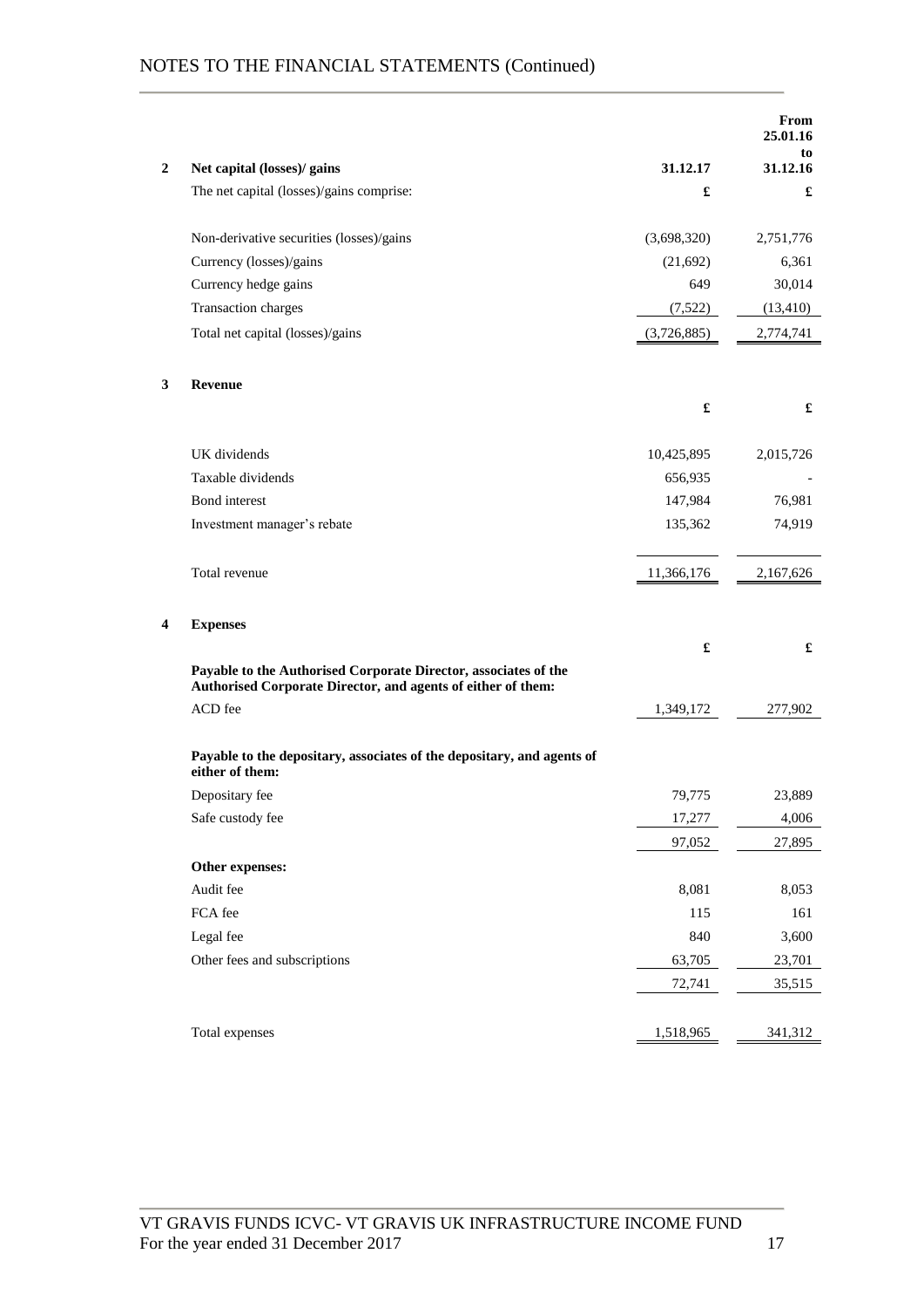## 2 Net capital (losses)/ gains

| The net capital (losses)/gains comprise: | 31.12.17<br>£ | From 25.01.16 to 31.12.16<br>£ |
|---|---|---|
| Non-derivative securities (losses)/gains | (3,698,320) | 2,751,776 |
| Currency (losses)/gains | (21,692) | 6,361 |
| Currency hedge gains | 649 | 30,014 |
| Transaction charges | (7,522) | (13,410) |
| Total net capital (losses)/gains | (3,726,885) | 2,774,741 |

## 3 Revenue

| | £ | £ |
|---|---|---|
| UK dividends | 10,425,895 | 2,015,726 |
| Taxable dividends | 656,935 | - |
| Bond interest | 147,984 | 76,981 |
| Investment manager's rebate | 135,362 | 74,919 |
| Total revenue | 11,366,176 | 2,167,626 |

## 4 Expenses

| | £ | £ |
|---|---|---|
| **Payable to the Authorised Corporate Director, associates of the Authorised Corporate Director, and agents of either of them:** | | |
| ACD fee | 1,349,172 | 277,902 |
| **Payable to the depositary, associates of the depositary, and agents of either of them:** | | |
| Depositary fee | 79,775 | 23,889 |
| Safe custody fee | 17,277 | 4,006 |
| | 97,052 | 27,895 |
| **Other expenses:** | | |
| Audit fee | 8,081 | 8,053 |
| FCA fee | 115 | 161 |
| Legal fee | 840 | 3,600 |
| Other fees and subscriptions | 63,705 | 23,701 |
| | 72,741 | 35,515 |
| Total expenses | 1,518,965 | 341,312 |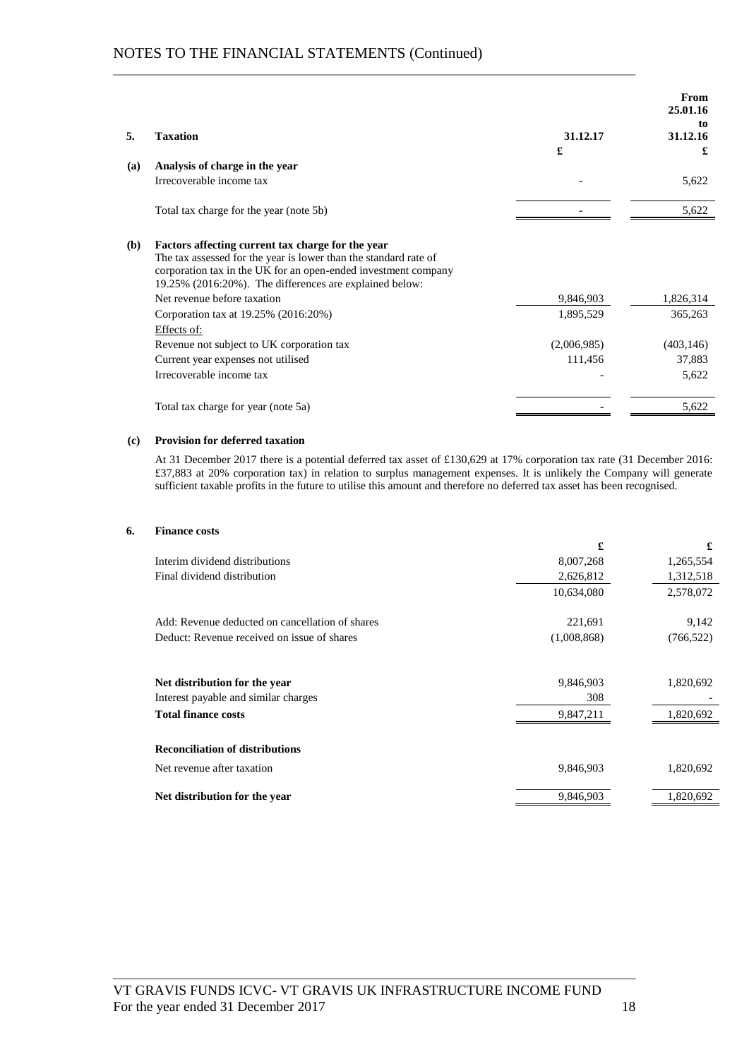# NOTES TO THE FINANCIAL STATEMENTS (Continued)

| | | 31.12.17 | From 25.01.16 to 31.12.16 |
|---|---|---|---|
| **5.** | **Taxation** | **£** | **£** |
| **(a)** | **Analysis of charge in the year** | | |
| | Irrecoverable income tax | - | 5,622 |
| | Total tax charge for the year (note 5b) | - | 5,622 |
| **(b)** | **Factors affecting current tax charge for the year** | | |
| | The tax assessed for the year is lower than the standard rate of corporation tax in the UK for an open-ended investment company 19.25% (2016:20%). The differences are explained below: | | |
| | Net revenue before taxation | 9,846,903 | 1,826,314 |
| | Corporation tax at 19.25% (2016:20%) | 1,895,529 | 365,263 |
| | Effects of: | | |
| | Revenue not subject to UK corporation tax | (2,006,985) | (403,146) |
| | Current year expenses not utilised | 111,456 | 37,883 |
| | Irrecoverable income tax | - | 5,622 |
| | Total tax charge for year (note 5a) | - | 5,622 |

**(c) Provision for deferred taxation**

At 31 December 2017 there is a potential deferred tax asset of £130,629 at 17% corporation tax rate (31 December 2016: £37,883 at 20% corporation tax) in relation to surplus management expenses. It is unlikely the Company will generate sufficient taxable profits in the future to utilise this amount and therefore no deferred tax asset has been recognised.

**6. Finance costs**

| | £ | £ |
|---|---|---|
| Interim dividend distributions | 8,007,268 | 1,265,554 |
| Final dividend distribution | 2,626,812 | 1,312,518 |
| | 10,634,080 | 2,578,072 |
| Add: Revenue deducted on cancellation of shares | 221,691 | 9,142 |
| Deduct: Revenue received on issue of shares | (1,008,868) | (766,522) |
| **Net distribution for the year** | 9,846,903 | 1,820,692 |
| Interest payable and similar charges | 308 | - |
| **Total finance costs** | 9,847,211 | 1,820,692 |
| **Reconciliation of distributions** | | |
| Net revenue after taxation | 9,846,903 | 1,820,692 |
| **Net distribution for the year** | 9,846,903 | 1,820,692 |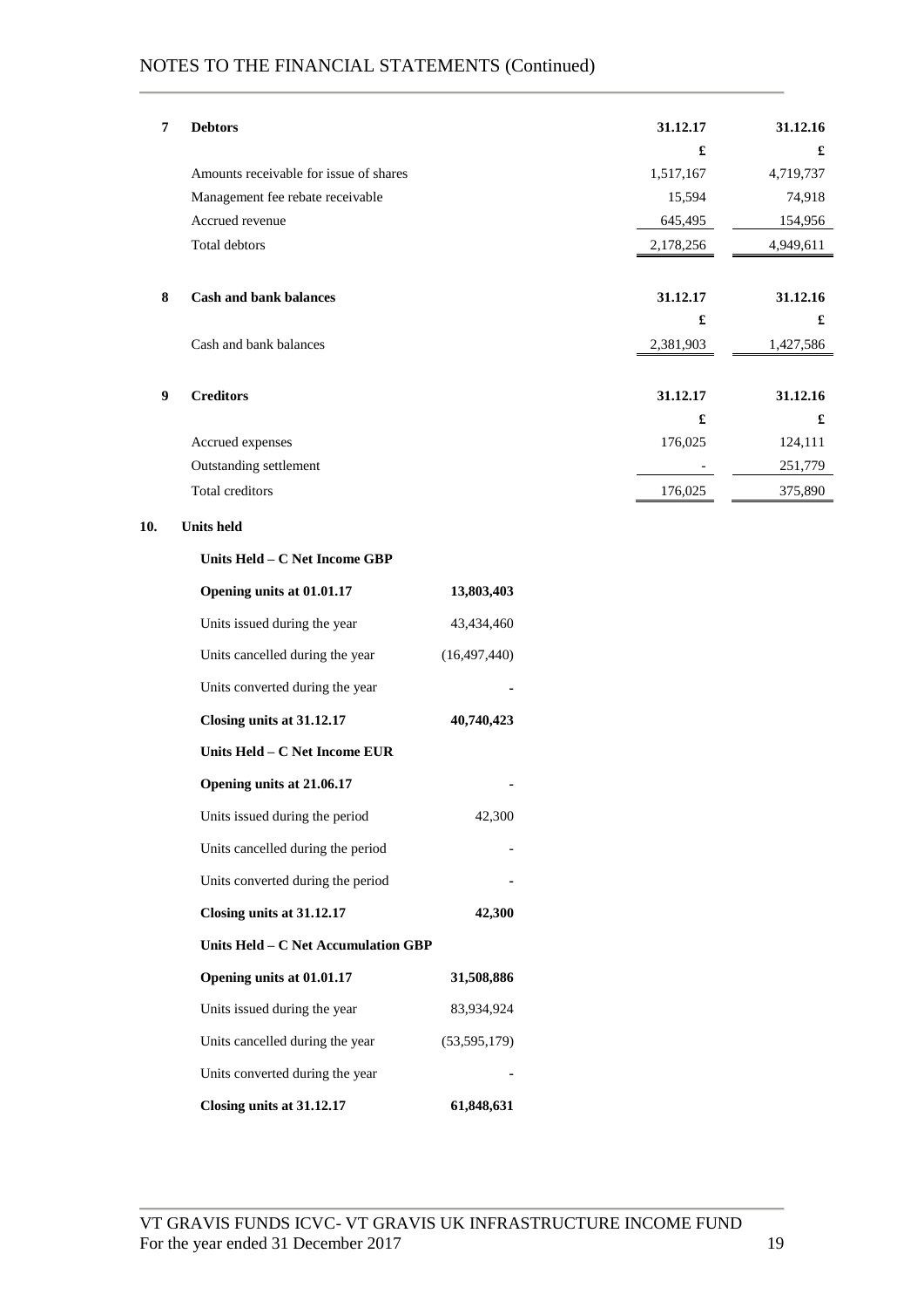## 7 Debtors

| | 31.12.17 | 31.12.16 |
|---|---|---|
| | £ | £ |
| Amounts receivable for issue of shares | 1,517,167 | 4,719,737 |
| Management fee rebate receivable | 15,594 | 74,918 |
| Accrued revenue | 645,495 | 154,956 |
| Total debtors | 2,178,256 | 4,949,611 |

## 8 Cash and bank balances

| | 31.12.17 | 31.12.16 |
|---|---|---|
| | £ | £ |
| Cash and bank balances | 2,381,903 | 1,427,586 |

## 9 Creditors

| | 31.12.17 | 31.12.16 |
|---|---|---|
| | £ | £ |
| Accrued expenses | 176,025 | 124,111 |
| Outstanding settlement | - | 251,779 |
| Total creditors | 176,025 | 375,890 |

## 10. Units held

| **Units Held – C Net Income GBP** | |
|---|---|
| **Opening units at 01.01.17** | **13,803,403** |
| Units issued during the year | 43,434,460 |
| Units cancelled during the year | (16,497,440) |
| Units converted during the year | - |
| **Closing units at 31.12.17** | **40,740,423** |

| **Units Held – C Net Income EUR** | |
|---|---|
| **Opening units at 21.06.17** | **-** |
| Units issued during the period | 42,300 |
| Units cancelled during the period | - |
| Units converted during the period | - |
| **Closing units at 31.12.17** | **42,300** |

| **Units Held – C Net Accumulation GBP** | |
|---|---|
| **Opening units at 01.01.17** | **31,508,886** |
| Units issued during the year | 83,934,924 |
| Units cancelled during the year | (53,595,179) |
| Units converted during the year | - |
| **Closing units at 31.12.17** | **61,848,631** |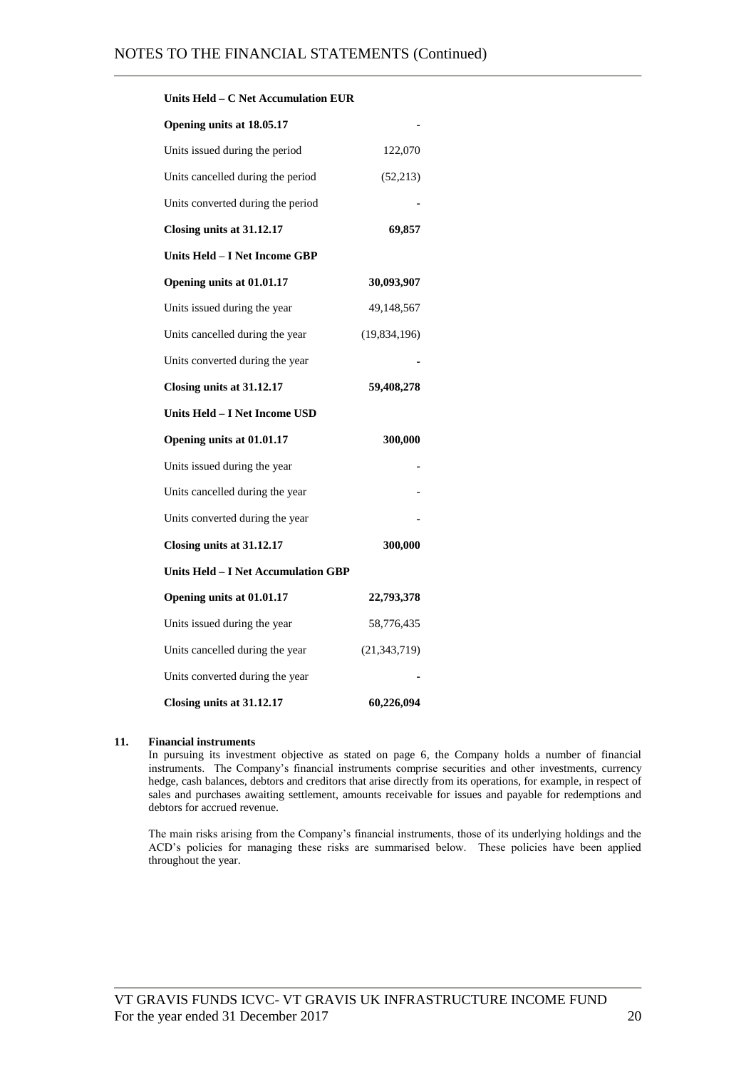# NOTES TO THE FINANCIAL STATEMENTS (Continued)

| **Units Held – C Net Accumulation EUR** | |
|---|---|
| **Opening units at 18.05.17** | **-** |
| Units issued during the period | 122,070 |
| Units cancelled during the period | (52,213) |
| Units converted during the period | **-** |
| **Closing units at 31.12.17** | **69,857** |
| **Units Held – I Net Income GBP** | |
| **Opening units at 01.01.17** | **30,093,907** |
| Units issued during the year | 49,148,567 |
| Units cancelled during the year | (19,834,196) |
| Units converted during the year | **-** |
| **Closing units at 31.12.17** | **59,408,278** |
| **Units Held – I Net Income USD** | |
| **Opening units at 01.01.17** | **300,000** |
| Units issued during the year | - |
| Units cancelled during the year | - |
| Units converted during the year | **-** |
| **Closing units at 31.12.17** | **300,000** |
| **Units Held – I Net Accumulation GBP** | |
| **Opening units at 01.01.17** | **22,793,378** |
| Units issued during the year | 58,776,435 |
| Units cancelled during the year | (21,343,719) |
| Units converted during the year | **-** |
| **Closing units at 31.12.17** | **60,226,094** |

**11. Financial instruments**

In pursuing its investment objective as stated on page 6, the Company holds a number of financial instruments. The Company's financial instruments comprise securities and other investments, currency hedge, cash balances, debtors and creditors that arise directly from its operations, for example, in respect of sales and purchases awaiting settlement, amounts receivable for issues and payable for redemptions and debtors for accrued revenue.

The main risks arising from the Company's financial instruments, those of its underlying holdings and the ACD's policies for managing these risks are summarised below. These policies have been applied throughout the year.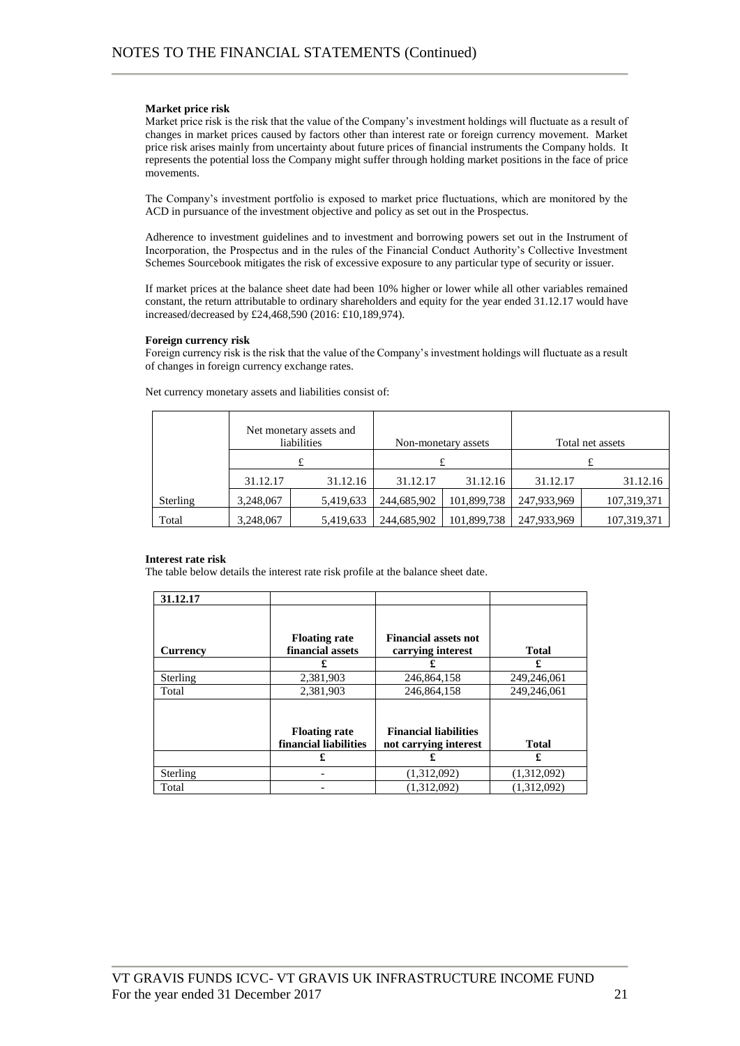**Market price risk**

Market price risk is the risk that the value of the Company's investment holdings will fluctuate as a result of changes in market prices caused by factors other than interest rate or foreign currency movement. Market price risk arises mainly from uncertainty about future prices of financial instruments the Company holds. It represents the potential loss the Company might suffer through holding market positions in the face of price movements.

The Company's investment portfolio is exposed to market price fluctuations, which are monitored by the ACD in pursuance of the investment objective and policy as set out in the Prospectus.

Adherence to investment guidelines and to investment and borrowing powers set out in the Instrument of Incorporation, the Prospectus and in the rules of the Financial Conduct Authority's Collective Investment Schemes Sourcebook mitigates the risk of excessive exposure to any particular type of security or issuer.

If market prices at the balance sheet date had been 10% higher or lower while all other variables remained constant, the return attributable to ordinary shareholders and equity for the year ended 31.12.17 would have increased/decreased by £24,468,590 (2016: £10,189,974).

**Foreign currency risk**

Foreign currency risk is the risk that the value of the Company's investment holdings will fluctuate as a result of changes in foreign currency exchange rates.

Net currency monetary assets and liabilities consist of:

| | Net monetary assets and liabilities | | Non-monetary assets | | Total net assets | |
|---|---|---|---|---|---|---|
| | £ | | £ | | £ | |
| | 31.12.17 | 31.12.16 | 31.12.17 | 31.12.16 | 31.12.17 | 31.12.16 |
| Sterling | 3,248,067 | 5,419,633 | 244,685,902 | 101,899,738 | 247,933,969 | 107,319,371 |
| Total | 3,248,067 | 5,419,633 | 244,685,902 | 101,899,738 | 247,933,969 | 107,319,371 |

**Interest rate risk**

The table below details the interest rate risk profile at the balance sheet date.

| **31.12.17** | | | |
|---|---|---|---|
| **Currency** | **Floating rate financial assets** | **Financial assets not carrying interest** | **Total** |
| | **£** | **£** | **£** |
| Sterling | 2,381,903 | 246,864,158 | 249,246,061 |
| Total | 2,381,903 | 246,864,158 | 249,246,061 |
| | **Floating rate financial liabilities** | **Financial liabilities not carrying interest** | **Total** |
| | **£** | **£** | **£** |
| Sterling | - | (1,312,092) | (1,312,092) |
| Total | - | (1,312,092) | (1,312,092) |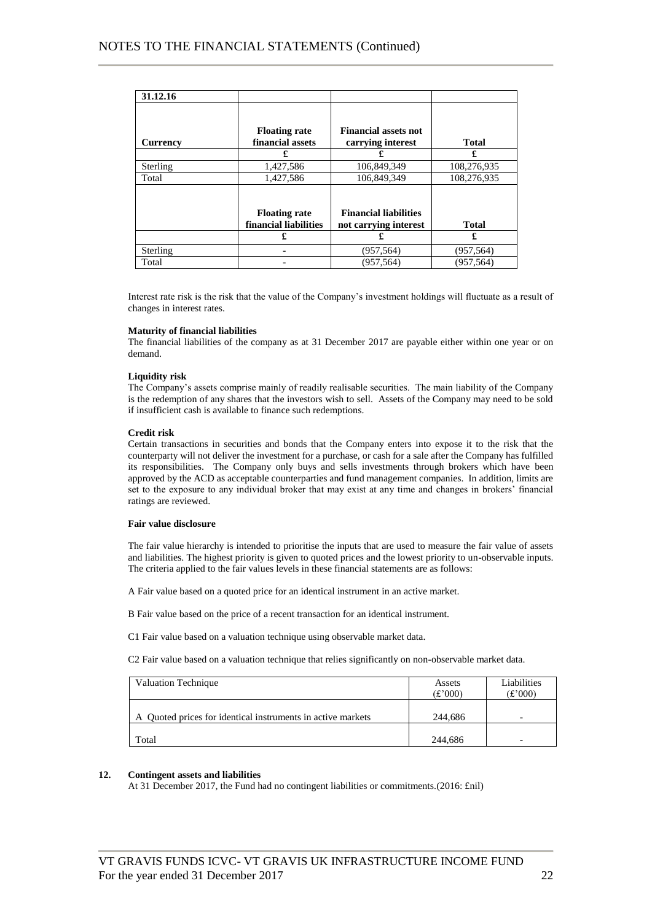| 31.12.16 | | | |
|---|---|---|---|
| **Currency** | **Floating rate financial assets** | **Financial assets not carrying interest** | **Total** |
| | **£** | **£** | **£** |
| Sterling | 1,427,586 | 106,849,349 | 108,276,935 |
| Total | 1,427,586 | 106,849,349 | 108,276,935 |
| | **Floating rate financial liabilities** | **Financial liabilities not carrying interest** | **Total** |
| | **£** | **£** | **£** |
| Sterling | - | (957,564) | (957,564) |
| Total | - | (957,564) | (957,564) |

Interest rate risk is the risk that the value of the Company's investment holdings will fluctuate as a result of changes in interest rates.

**Maturity of financial liabilities**
The financial liabilities of the company as at 31 December 2017 are payable either within one year or on demand.

**Liquidity risk**
The Company's assets comprise mainly of readily realisable securities. The main liability of the Company is the redemption of any shares that the investors wish to sell. Assets of the Company may need to be sold if insufficient cash is available to finance such redemptions.

**Credit risk**
Certain transactions in securities and bonds that the Company enters into expose it to the risk that the counterparty will not deliver the investment for a purchase, or cash for a sale after the Company has fulfilled its responsibilities. The Company only buys and sells investments through brokers which have been approved by the ACD as acceptable counterparties and fund management companies. In addition, limits are set to the exposure to any individual broker that may exist at any time and changes in brokers' financial ratings are reviewed.

**Fair value disclosure**

The fair value hierarchy is intended to prioritise the inputs that are used to measure the fair value of assets and liabilities. The highest priority is given to quoted prices and the lowest priority to un-observable inputs. The criteria applied to the fair values levels in these financial statements are as follows:

A Fair value based on a quoted price for an identical instrument in an active market.

B Fair value based on the price of a recent transaction for an identical instrument.

C1 Fair value based on a valuation technique using observable market data.

C2 Fair value based on a valuation technique that relies significantly on non-observable market data.

| Valuation Technique | Assets (£'000) | Liabilities (£'000) |
|---|---|---|
| A Quoted prices for identical instruments in active markets | 244,686 | - |
| Total | 244,686 | - |

## 12. Contingent assets and liabilities

At 31 December 2017, the Fund had no contingent liabilities or commitments.(2016: £nil)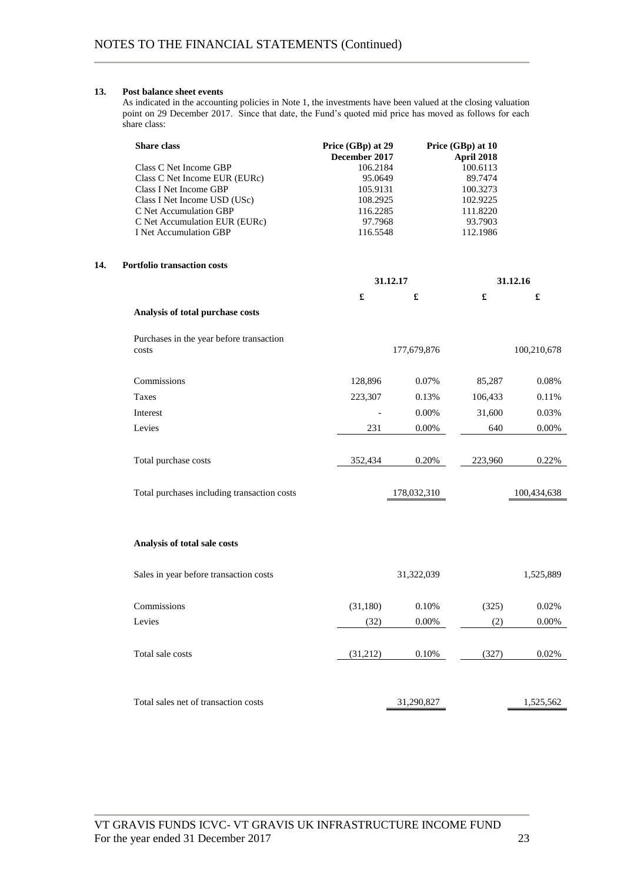## 13. Post balance sheet events

As indicated in the accounting policies in Note 1, the investments have been valued at the closing valuation point on 29 December 2017. Since that date, the Fund's quoted mid price has moved as follows for each share class:

| Share class | Price (GBp) at 29 December 2017 | Price (GBp) at 10 April 2018 |
|---|---|---|
| Class C Net Income GBP | 106.2184 | 100.6113 |
| Class C Net Income EUR (EURc) | 95.0649 | 89.7474 |
| Class I Net Income GBP | 105.9131 | 100.3273 |
| Class I Net Income USD (USc) | 108.2925 | 102.9225 |
| C Net Accumulation GBP | 116.2285 | 111.8220 |
| C Net Accumulation EUR (EURc) | 97.7968 | 93.7903 |
| I Net Accumulation GBP | 116.5548 | 112.1986 |

## 14. Portfolio transaction costs

| | 31.12.17 | | 31.12.16 | |
|---|---|---|---|---|
| | £ | £ | £ | £ |
| **Analysis of total purchase costs** | | | | |
| Purchases in the year before transaction costs | | 177,679,876 | | 100,210,678 |
| Commissions | 128,896 | 0.07% | 85,287 | 0.08% |
| Taxes | 223,307 | 0.13% | 106,433 | 0.11% |
| Interest | - | 0.00% | 31,600 | 0.03% |
| Levies | 231 | 0.00% | 640 | 0.00% |
| Total purchase costs | 352,434 | 0.20% | 223,960 | 0.22% |
| Total purchases including transaction costs | | 178,032,310 | | 100,434,638 |
| **Analysis of total sale costs** | | | | |
| Sales in year before transaction costs | | 31,322,039 | | 1,525,889 |
| Commissions | (31,180) | 0.10% | (325) | 0.02% |
| Levies | (32) | 0.00% | (2) | 0.00% |
| Total sale costs | (31,212) | 0.10% | (327) | 0.02% |
| Total sales net of transaction costs | | 31,290,827 | | 1,525,562 |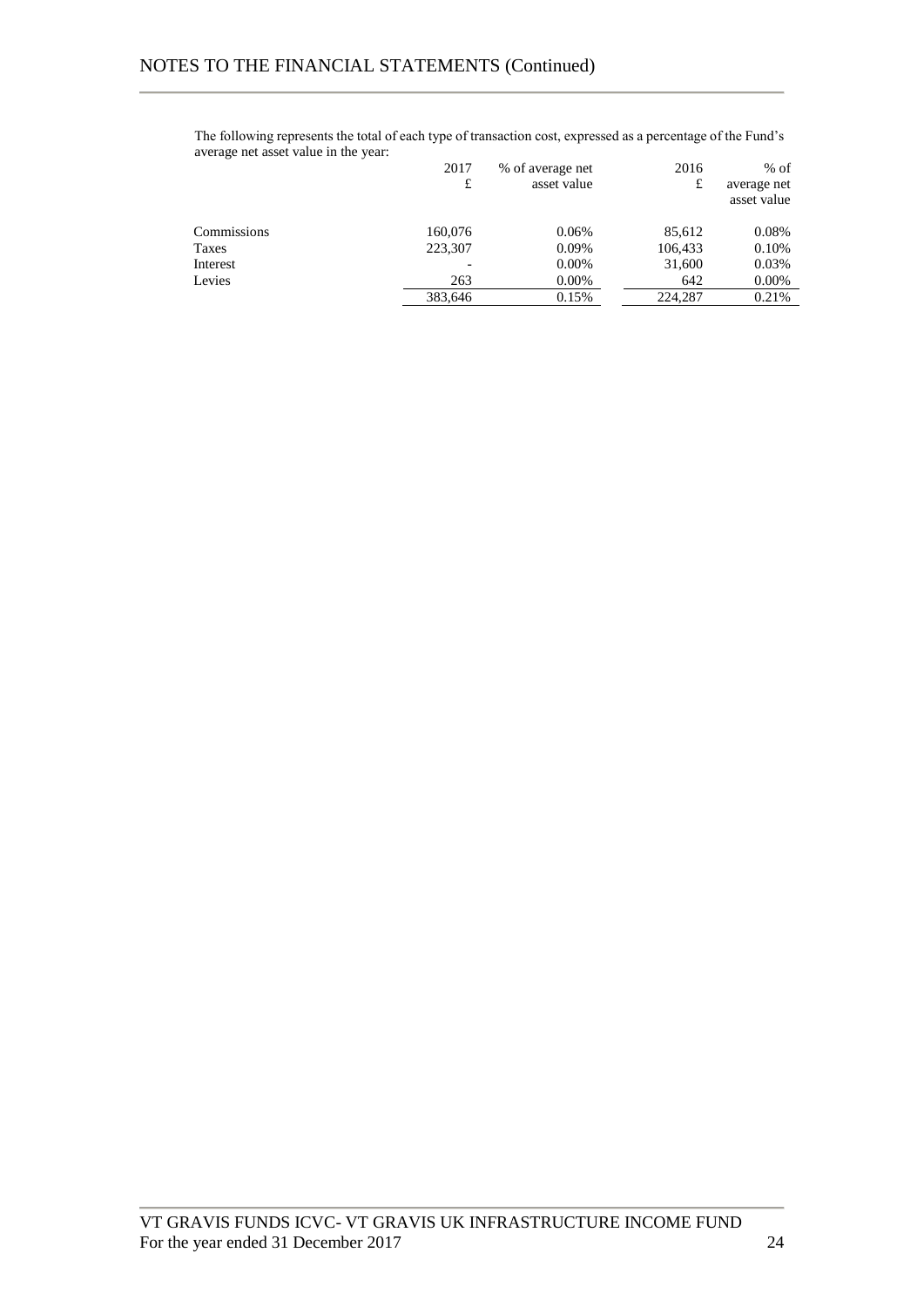# NOTES TO THE FINANCIAL STATEMENTS (Continued)

The following represents the total of each type of transaction cost, expressed as a percentage of the Fund's average net asset value in the year:

| | 2017 £ | % of average net asset value | 2016 £ | % of average net asset value |
|---|---|---|---|---|
| Commissions | 160,076 | 0.06% | 85,612 | 0.08% |
| Taxes | 223,307 | 0.09% | 106,433 | 0.10% |
| Interest | - | 0.00% | 31,600 | 0.03% |
| Levies | 263 | 0.00% | 642 | 0.00% |
| | 383,646 | 0.15% | 224,287 | 0.21% |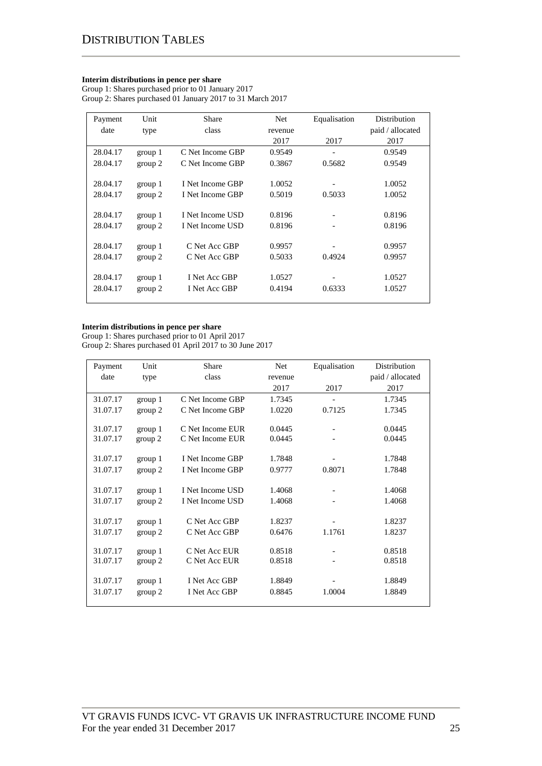# DISTRIBUTION TABLES

**Interim distributions in pence per share**

Group 1: Shares purchased prior to 01 January 2017
Group 2: Shares purchased 01 January 2017 to 31 March 2017

| Payment date | Unit type | Share class | Net revenue 2017 | Equalisation 2017 | Distribution paid / allocated 2017 |
|---|---|---|---|---|---|
| 28.04.17 | group 1 | C Net Income GBP | 0.9549 | - | 0.9549 |
| 28.04.17 | group 2 | C Net Income GBP | 0.3867 | 0.5682 | 0.9549 |
| 28.04.17 | group 1 | I Net Income GBP | 1.0052 | - | 1.0052 |
| 28.04.17 | group 2 | I Net Income GBP | 0.5019 | 0.5033 | 1.0052 |
| 28.04.17 | group 1 | I Net Income USD | 0.8196 | - | 0.8196 |
| 28.04.17 | group 2 | I Net Income USD | 0.8196 | - | 0.8196 |
| 28.04.17 | group 1 | C Net Acc GBP | 0.9957 | - | 0.9957 |
| 28.04.17 | group 2 | C Net Acc GBP | 0.5033 | 0.4924 | 0.9957 |
| 28.04.17 | group 1 | I Net Acc GBP | 1.0527 | - | 1.0527 |
| 28.04.17 | group 2 | I Net Acc GBP | 0.4194 | 0.6333 | 1.0527 |

**Interim distributions in pence per share**

Group 1: Shares purchased prior to 01 April 2017
Group 2: Shares purchased 01 April 2017 to 30 June 2017

| Payment date | Unit type | Share class | Net revenue 2017 | Equalisation 2017 | Distribution paid / allocated 2017 |
|---|---|---|---|---|---|
| 31.07.17 | group 1 | C Net Income GBP | 1.7345 | - | 1.7345 |
| 31.07.17 | group 2 | C Net Income GBP | 1.0220 | 0.7125 | 1.7345 |
| 31.07.17 | group 1 | C Net Income EUR | 0.0445 | - | 0.0445 |
| 31.07.17 | group 2 | C Net Income EUR | 0.0445 | - | 0.0445 |
| 31.07.17 | group 1 | I Net Income GBP | 1.7848 | - | 1.7848 |
| 31.07.17 | group 2 | I Net Income GBP | 0.9777 | 0.8071 | 1.7848 |
| 31.07.17 | group 1 | I Net Income USD | 1.4068 | - | 1.4068 |
| 31.07.17 | group 2 | I Net Income USD | 1.4068 | - | 1.4068 |
| 31.07.17 | group 1 | C Net Acc GBP | 1.8237 | - | 1.8237 |
| 31.07.17 | group 2 | C Net Acc GBP | 0.6476 | 1.1761 | 1.8237 |
| 31.07.17 | group 1 | C Net Acc EUR | 0.8518 | - | 0.8518 |
| 31.07.17 | group 2 | C Net Acc EUR | 0.8518 | - | 0.8518 |
| 31.07.17 | group 1 | I Net Acc GBP | 1.8849 | - | 1.8849 |
| 31.07.17 | group 2 | I Net Acc GBP | 0.8845 | 1.0004 | 1.8849 |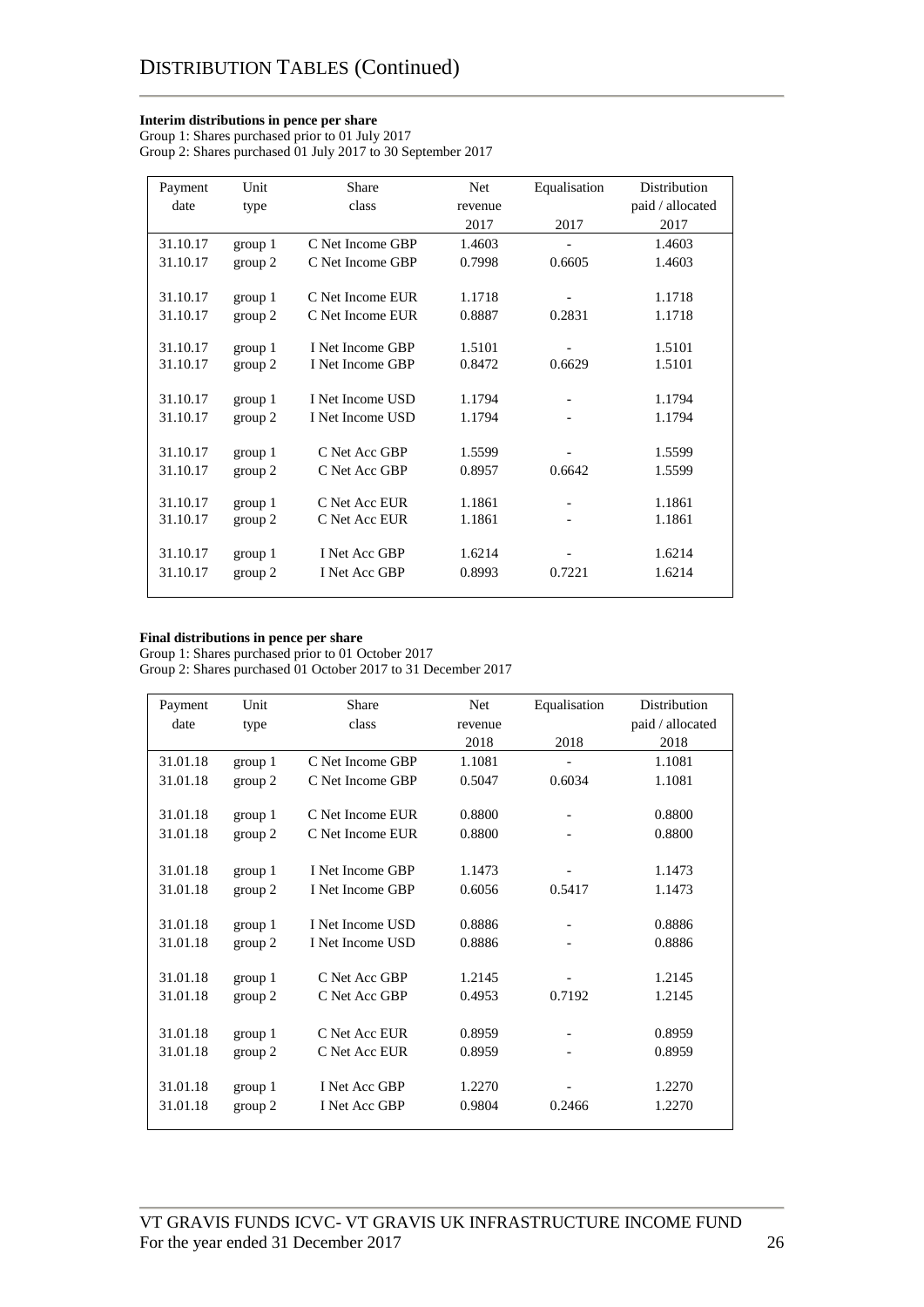# DISTRIBUTION TABLES (Continued)

**Interim distributions in pence per share**

Group 1: Shares purchased prior to 01 July 2017
Group 2: Shares purchased 01 July 2017 to 30 September 2017

| Payment date | Unit type | Share class | Net revenue 2017 | Equalisation 2017 | Distribution paid / allocated 2017 |
|---|---|---|---|---|---|
| 31.10.17 | group 1 | C Net Income GBP | 1.4603 | - | 1.4603 |
| 31.10.17 | group 2 | C Net Income GBP | 0.7998 | 0.6605 | 1.4603 |
| 31.10.17 | group 1 | C Net Income EUR | 1.1718 | - | 1.1718 |
| 31.10.17 | group 2 | C Net Income EUR | 0.8887 | 0.2831 | 1.1718 |
| 31.10.17 | group 1 | I Net Income GBP | 1.5101 | - | 1.5101 |
| 31.10.17 | group 2 | I Net Income GBP | 0.8472 | 0.6629 | 1.5101 |
| 31.10.17 | group 1 | I Net Income USD | 1.1794 | - | 1.1794 |
| 31.10.17 | group 2 | I Net Income USD | 1.1794 | - | 1.1794 |
| 31.10.17 | group 1 | C Net Acc GBP | 1.5599 | - | 1.5599 |
| 31.10.17 | group 2 | C Net Acc GBP | 0.8957 | 0.6642 | 1.5599 |
| 31.10.17 | group 1 | C Net Acc EUR | 1.1861 | - | 1.1861 |
| 31.10.17 | group 2 | C Net Acc EUR | 1.1861 | - | 1.1861 |
| 31.10.17 | group 1 | I Net Acc GBP | 1.6214 | - | 1.6214 |
| 31.10.17 | group 2 | I Net Acc GBP | 0.8993 | 0.7221 | 1.6214 |

**Final distributions in pence per share**

Group 1: Shares purchased prior to 01 October 2017
Group 2: Shares purchased 01 October 2017 to 31 December 2017

| Payment date | Unit type | Share class | Net revenue 2018 | Equalisation 2018 | Distribution paid / allocated 2018 |
|---|---|---|---|---|---|
| 31.01.18 | group 1 | C Net Income GBP | 1.1081 | - | 1.1081 |
| 31.01.18 | group 2 | C Net Income GBP | 0.5047 | 0.6034 | 1.1081 |
| 31.01.18 | group 1 | C Net Income EUR | 0.8800 | - | 0.8800 |
| 31.01.18 | group 2 | C Net Income EUR | 0.8800 | - | 0.8800 |
| 31.01.18 | group 1 | I Net Income GBP | 1.1473 | - | 1.1473 |
| 31.01.18 | group 2 | I Net Income GBP | 0.6056 | 0.5417 | 1.1473 |
| 31.01.18 | group 1 | I Net Income USD | 0.8886 | - | 0.8886 |
| 31.01.18 | group 2 | I Net Income USD | 0.8886 | - | 0.8886 |
| 31.01.18 | group 1 | C Net Acc GBP | 1.2145 | - | 1.2145 |
| 31.01.18 | group 2 | C Net Acc GBP | 0.4953 | 0.7192 | 1.2145 |
| 31.01.18 | group 1 | C Net Acc EUR | 0.8959 | - | 0.8959 |
| 31.01.18 | group 2 | C Net Acc EUR | 0.8959 | - | 0.8959 |
| 31.01.18 | group 1 | I Net Acc GBP | 1.2270 | - | 1.2270 |
| 31.01.18 | group 2 | I Net Acc GBP | 0.9804 | 0.2466 | 1.2270 |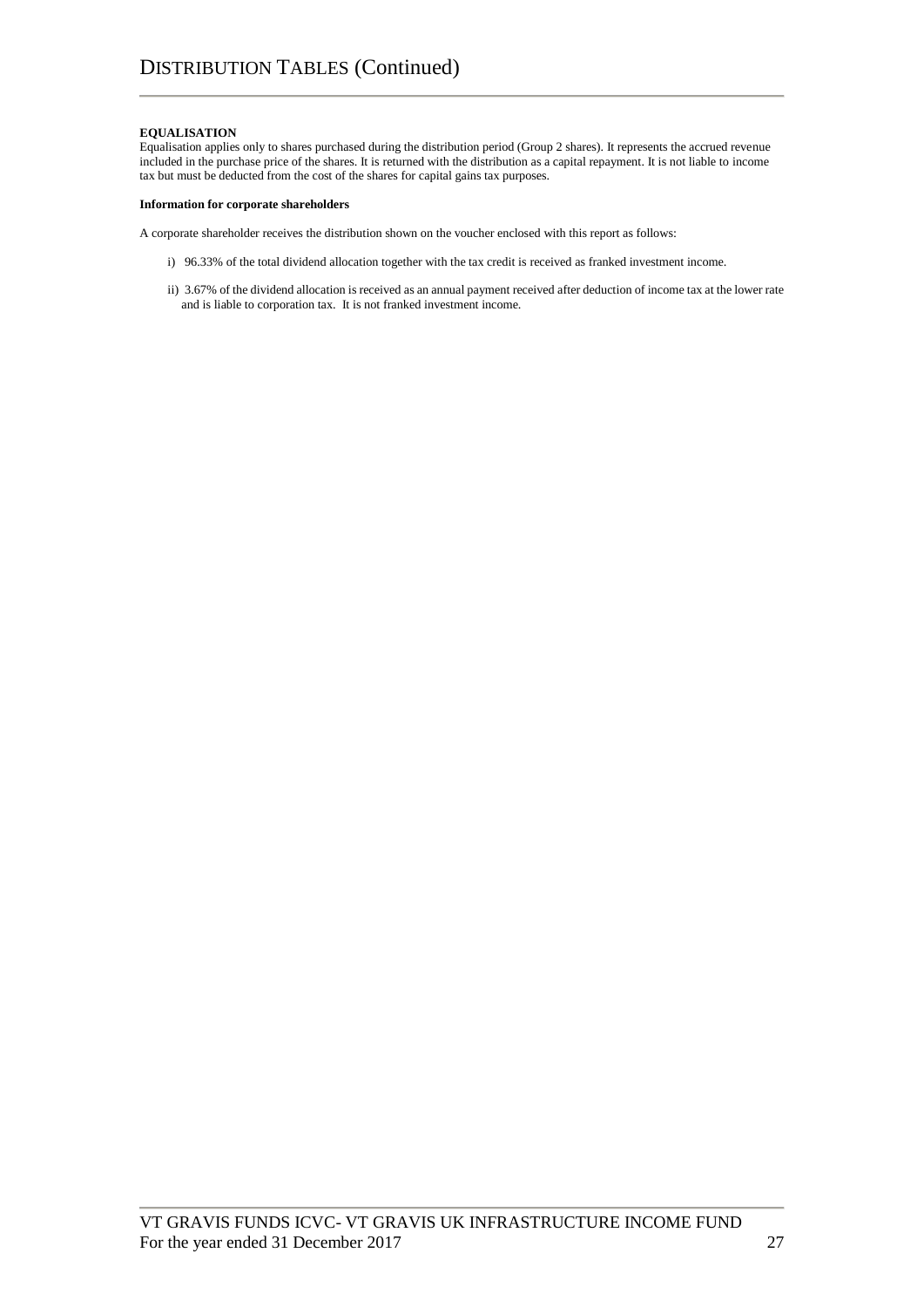**EQUALISATION**

Equalisation applies only to shares purchased during the distribution period (Group 2 shares). It represents the accrued revenue included in the purchase price of the shares. It is returned with the distribution as a capital repayment. It is not liable to income tax but must be deducted from the cost of the shares for capital gains tax purposes.

**Information for corporate shareholders**

A corporate shareholder receives the distribution shown on the voucher enclosed with this report as follows:

i) 96.33% of the total dividend allocation together with the tax credit is received as franked investment income.

ii) 3.67% of the dividend allocation is received as an annual payment received after deduction of income tax at the lower rate and is liable to corporation tax. It is not franked investment income.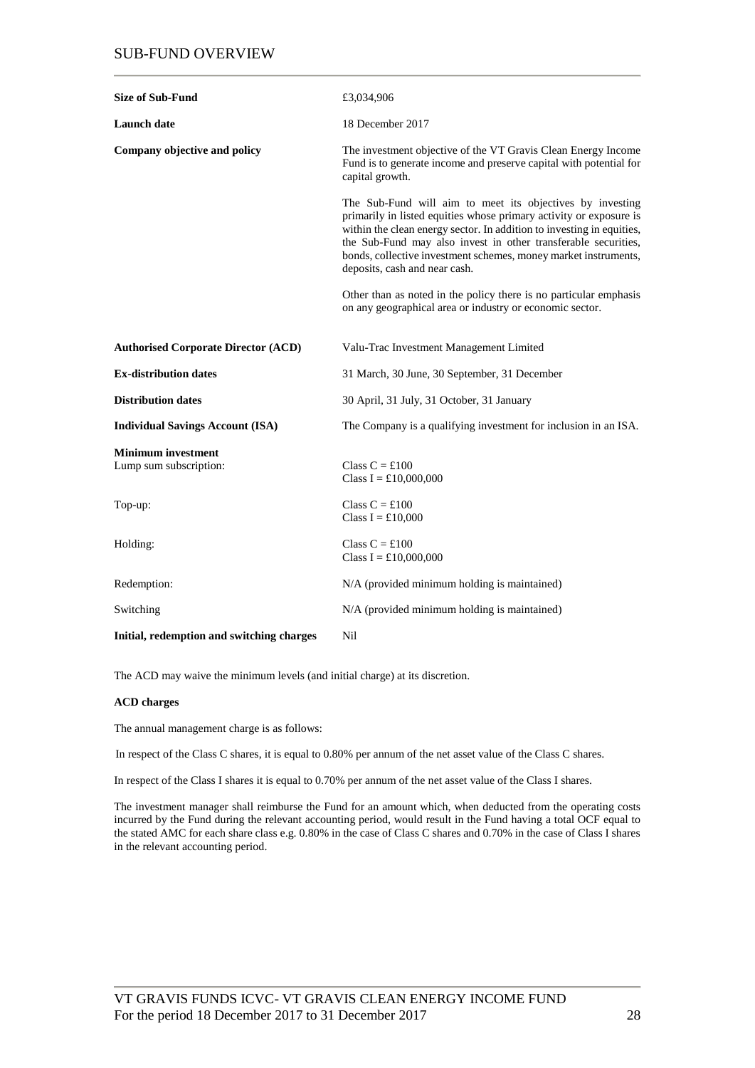# SUB-FUND OVERVIEW

| | |
|---|---|
| **Size of Sub-Fund** | £3,034,906 |
| **Launch date** | 18 December 2017 |
| **Company objective and policy** | The investment objective of the VT Gravis Clean Energy Income Fund is to generate income and preserve capital with potential for capital growth.<br><br>The Sub-Fund will aim to meet its objectives by investing primarily in listed equities whose primary activity or exposure is within the clean energy sector. In addition to investing in equities, the Sub-Fund may also invest in other transferable securities, bonds, collective investment schemes, money market instruments, deposits, cash and near cash.<br><br>Other than as noted in the policy there is no particular emphasis on any geographical area or industry or economic sector. |
| **Authorised Corporate Director (ACD)** | Valu-Trac Investment Management Limited |
| **Ex-distribution dates** | 31 March, 30 June, 30 September, 31 December |
| **Distribution dates** | 30 April, 31 July, 31 October, 31 January |
| **Individual Savings Account (ISA)** | The Company is a qualifying investment for inclusion in an ISA. |
| **Minimum investment**<br>Lump sum subscription: | Class C = £100<br>Class I = £10,000,000 |
| Top-up: | Class C = £100<br>Class I = £10,000 |
| Holding: | Class C = £100<br>Class I = £10,000,000 |
| Redemption: | N/A (provided minimum holding is maintained) |
| Switching | N/A (provided minimum holding is maintained) |
| **Initial, redemption and switching charges** | Nil |

The ACD may waive the minimum levels (and initial charge) at its discretion.

**ACD charges**

The annual management charge is as follows:

In respect of the Class C shares, it is equal to 0.80% per annum of the net asset value of the Class C shares.

In respect of the Class I shares it is equal to 0.70% per annum of the net asset value of the Class I shares.

The investment manager shall reimburse the Fund for an amount which, when deducted from the operating costs incurred by the Fund during the relevant accounting period, would result in the Fund having a total OCF equal to the stated AMC for each share class e.g. 0.80% in the case of Class C shares and 0.70% in the case of Class I shares in the relevant accounting period.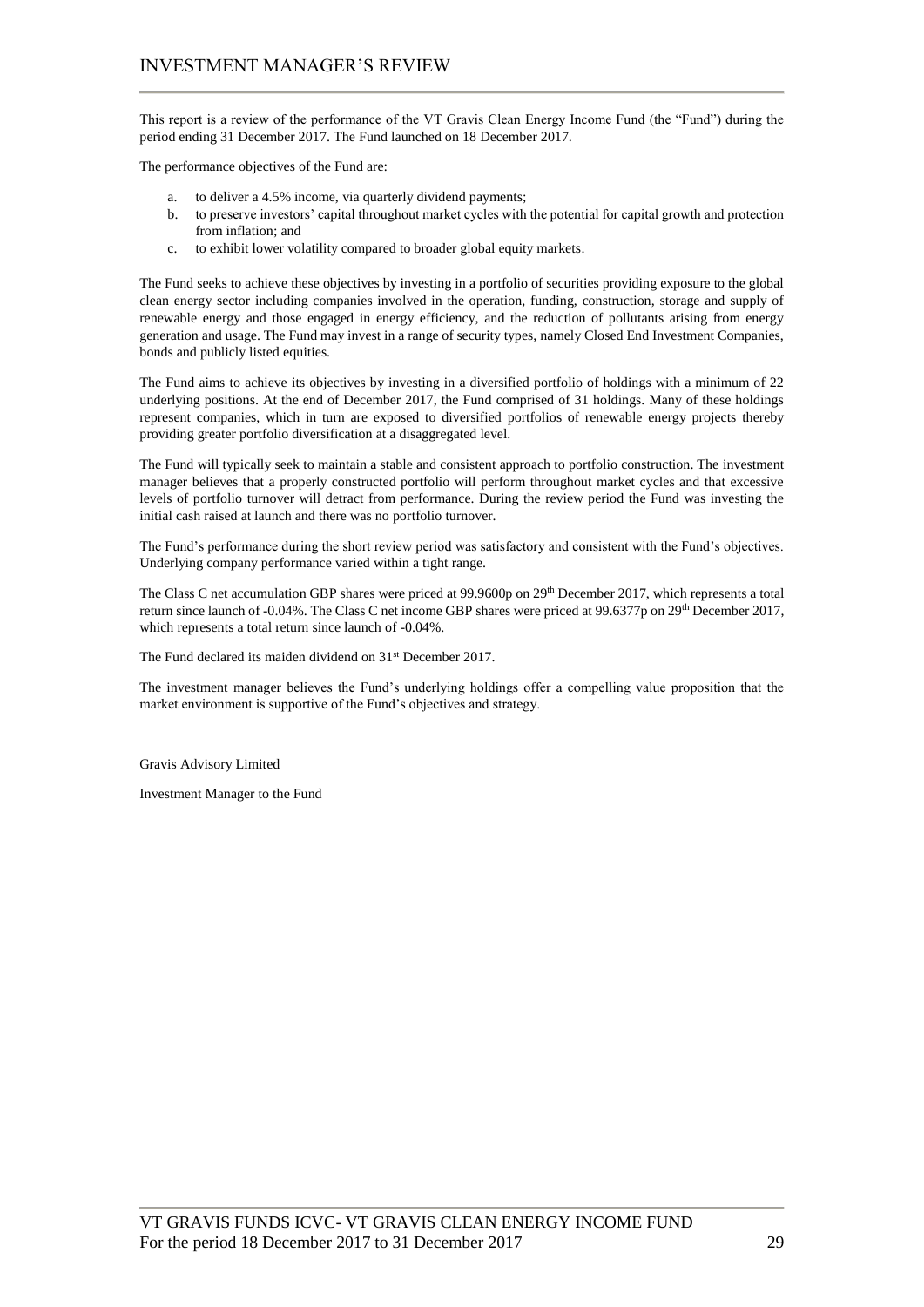# INVESTMENT MANAGER'S REVIEW

This report is a review of the performance of the VT Gravis Clean Energy Income Fund (the "Fund") during the period ending 31 December 2017. The Fund launched on 18 December 2017.

The performance objectives of the Fund are:

a. to deliver a 4.5% income, via quarterly dividend payments;
b. to preserve investors' capital throughout market cycles with the potential for capital growth and protection from inflation; and
c. to exhibit lower volatility compared to broader global equity markets.

The Fund seeks to achieve these objectives by investing in a portfolio of securities providing exposure to the global clean energy sector including companies involved in the operation, funding, construction, storage and supply of renewable energy and those engaged in energy efficiency, and the reduction of pollutants arising from energy generation and usage. The Fund may invest in a range of security types, namely Closed End Investment Companies, bonds and publicly listed equities.

The Fund aims to achieve its objectives by investing in a diversified portfolio of holdings with a minimum of 22 underlying positions. At the end of December 2017, the Fund comprised of 31 holdings. Many of these holdings represent companies, which in turn are exposed to diversified portfolios of renewable energy projects thereby providing greater portfolio diversification at a disaggregated level.

The Fund will typically seek to maintain a stable and consistent approach to portfolio construction. The investment manager believes that a properly constructed portfolio will perform throughout market cycles and that excessive levels of portfolio turnover will detract from performance. During the review period the Fund was investing the initial cash raised at launch and there was no portfolio turnover.

The Fund's performance during the short review period was satisfactory and consistent with the Fund's objectives. Underlying company performance varied within a tight range.

The Class C net accumulation GBP shares were priced at 99.9600p on 29th December 2017, which represents a total return since launch of -0.04%. The Class C net income GBP shares were priced at 99.6377p on 29th December 2017, which represents a total return since launch of -0.04%.

The Fund declared its maiden dividend on 31st December 2017.

The investment manager believes the Fund's underlying holdings offer a compelling value proposition that the market environment is supportive of the Fund's objectives and strategy.

Gravis Advisory Limited

Investment Manager to the Fund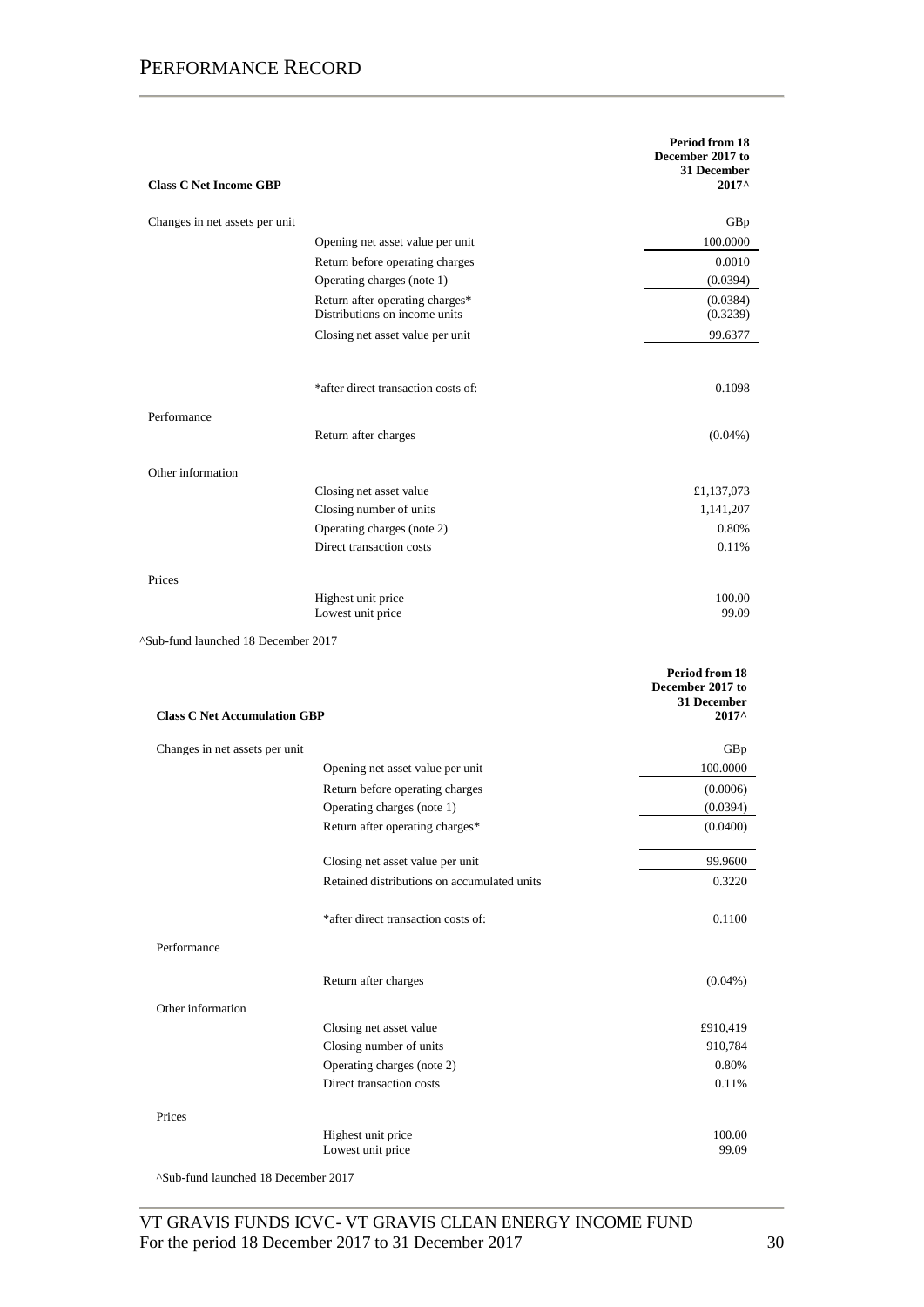# PERFORMANCE RECORD

| Class C Net Income GBP | | Period from 18 December 2017 to 31 December 2017^ |
|---|---|---|
| Changes in net assets per unit | | GBp |
| | Opening net asset value per unit | 100.0000 |
| | Return before operating charges | 0.0010 |
| | Operating charges (note 1) | (0.0394) |
| | Return after operating charges* | (0.0384) |
| | Distributions on income units | (0.3239) |
| | Closing net asset value per unit | 99.6377 |
| | *after direct transaction costs of: | 0.1098 |
| Performance | | |
| | Return after charges | (0.04%) |
| Other information | | |
| | Closing net asset value | £1,137,073 |
| | Closing number of units | 1,141,207 |
| | Operating charges (note 2) | 0.80% |
| | Direct transaction costs | 0.11% |
| Prices | | |
| | Highest unit price | 100.00 |
| | Lowest unit price | 99.09 |

^Sub-fund launched 18 December 2017

| Class C Net Accumulation GBP | | Period from 18 December 2017 to 31 December 2017^ |
|---|---|---|
| Changes in net assets per unit | | GBp |
| | Opening net asset value per unit | 100.0000 |
| | Return before operating charges | (0.0006) |
| | Operating charges (note 1) | (0.0394) |
| | Return after operating charges* | (0.0400) |
| | Closing net asset value per unit | 99.9600 |
| | Retained distributions on accumulated units | 0.3220 |
| | *after direct transaction costs of: | 0.1100 |
| Performance | | |
| | Return after charges | (0.04%) |
| Other information | | |
| | Closing net asset value | £910,419 |
| | Closing number of units | 910,784 |
| | Operating charges (note 2) | 0.80% |
| | Direct transaction costs | 0.11% |
| Prices | | |
| | Highest unit price | 100.00 |
| | Lowest unit price | 99.09 |

^Sub-fund launched 18 December 2017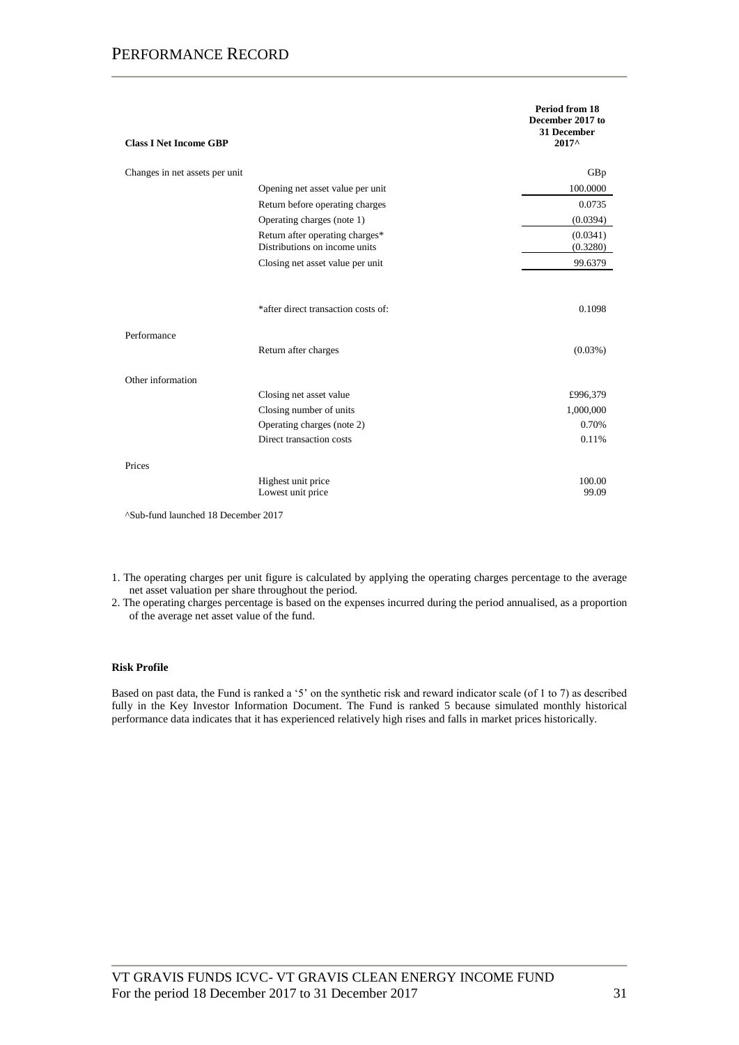## PERFORMANCE RECORD

| **Class I Net Income GBP** | | **Period from 18 December 2017 to 31 December 2017^** |
|---|---|---|
| Changes in net assets per unit | | GBp |
| | Opening net asset value per unit | 100.0000 |
| | Return before operating charges | 0.0735 |
| | Operating charges (note 1) | (0.0394) |
| | Return after operating charges* | (0.0341) |
| | Distributions on income units | (0.3280) |
| | Closing net asset value per unit | 99.6379 |
| | | |
| | *after direct transaction costs of: | 0.1098 |
| Performance | | |
| | Return after charges | (0.03%) |
| Other information | | |
| | Closing net asset value | £996,379 |
| | Closing number of units | 1,000,000 |
| | Operating charges (note 2) | 0.70% |
| | Direct transaction costs | 0.11% |
| Prices | | |
| | Highest unit price | 100.00 |
| | Lowest unit price | 99.09 |

^Sub-fund launched 18 December 2017

1. The operating charges per unit figure is calculated by applying the operating charges percentage to the average net asset valuation per share throughout the period.
2. The operating charges percentage is based on the expenses incurred during the period annualised, as a proportion of the average net asset value of the fund.

**Risk Profile**

Based on past data, the Fund is ranked a '5' on the synthetic risk and reward indicator scale (of 1 to 7) as described fully in the Key Investor Information Document. The Fund is ranked 5 because simulated monthly historical performance data indicates that it has experienced relatively high rises and falls in market prices historically.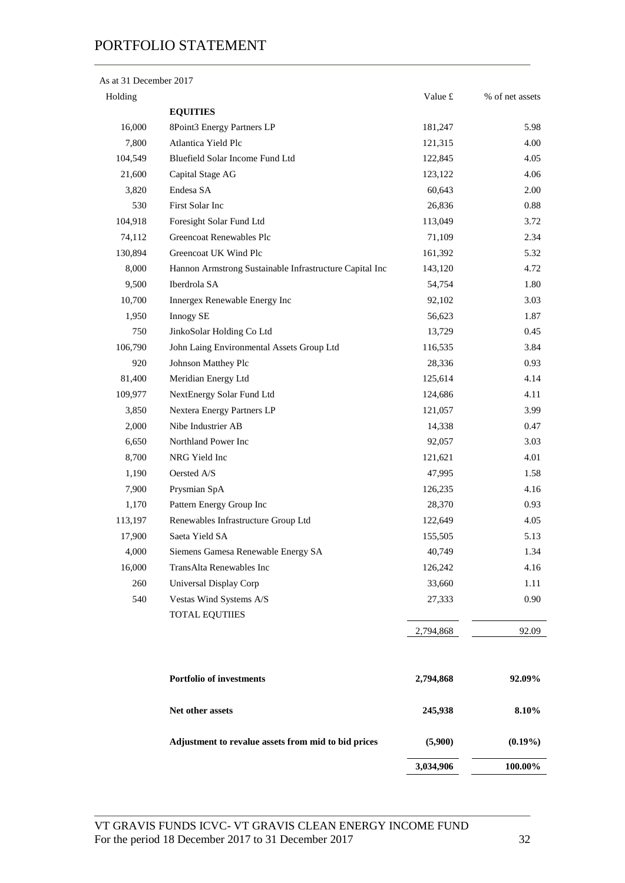# PORTFOLIO STATEMENT

As at 31 December 2017

| Holding | | Value £ | % of net assets |
|---|---|---|---|
| | **EQUITIES** | | |
| 16,000 | 8Point3 Energy Partners LP | 181,247 | 5.98 |
| 7,800 | Atlantica Yield Plc | 121,315 | 4.00 |
| 104,549 | Bluefield Solar Income Fund Ltd | 122,845 | 4.05 |
| 21,600 | Capital Stage AG | 123,122 | 4.06 |
| 3,820 | Endesa SA | 60,643 | 2.00 |
| 530 | First Solar Inc | 26,836 | 0.88 |
| 104,918 | Foresight Solar Fund Ltd | 113,049 | 3.72 |
| 74,112 | Greencoat Renewables Plc | 71,109 | 2.34 |
| 130,894 | Greencoat UK Wind Plc | 161,392 | 5.32 |
| 8,000 | Hannon Armstrong Sustainable Infrastructure Capital Inc | 143,120 | 4.72 |
| 9,500 | Iberdrola SA | 54,754 | 1.80 |
| 10,700 | Innergex Renewable Energy Inc | 92,102 | 3.03 |
| 1,950 | Innogy SE | 56,623 | 1.87 |
| 750 | JinkoSolar Holding Co Ltd | 13,729 | 0.45 |
| 106,790 | John Laing Environmental Assets Group Ltd | 116,535 | 3.84 |
| 920 | Johnson Matthey Plc | 28,336 | 0.93 |
| 81,400 | Meridian Energy Ltd | 125,614 | 4.14 |
| 109,977 | NextEnergy Solar Fund Ltd | 124,686 | 4.11 |
| 3,850 | Nextera Energy Partners LP | 121,057 | 3.99 |
| 2,000 | Nibe Industrier AB | 14,338 | 0.47 |
| 6,650 | Northland Power Inc | 92,057 | 3.03 |
| 8,700 | NRG Yield Inc | 121,621 | 4.01 |
| 1,190 | Oersted A/S | 47,995 | 1.58 |
| 7,900 | Prysmian SpA | 126,235 | 4.16 |
| 1,170 | Pattern Energy Group Inc | 28,370 | 0.93 |
| 113,197 | Renewables Infrastructure Group Ltd | 122,649 | 4.05 |
| 17,900 | Saeta Yield SA | 155,505 | 5.13 |
| 4,000 | Siemens Gamesa Renewable Energy SA | 40,749 | 1.34 |
| 16,000 | TransAlta Renewables Inc | 126,242 | 4.16 |
| 260 | Universal Display Corp | 33,660 | 1.11 |
| 540 | Vestas Wind Systems A/S | 27,333 | 0.90 |
| | TOTAL EQUTIIES | 2,794,868 | 92.09 |
| | | | |
| | **Portfolio of investments** | **2,794,868** | **92.09%** |
| | **Net other assets** | **245,938** | **8.10%** |
| | **Adjustment to revalue assets from mid to bid prices** | **(5,900)** | **(0.19%)** |
| | | **3,034,906** | **100.00%** |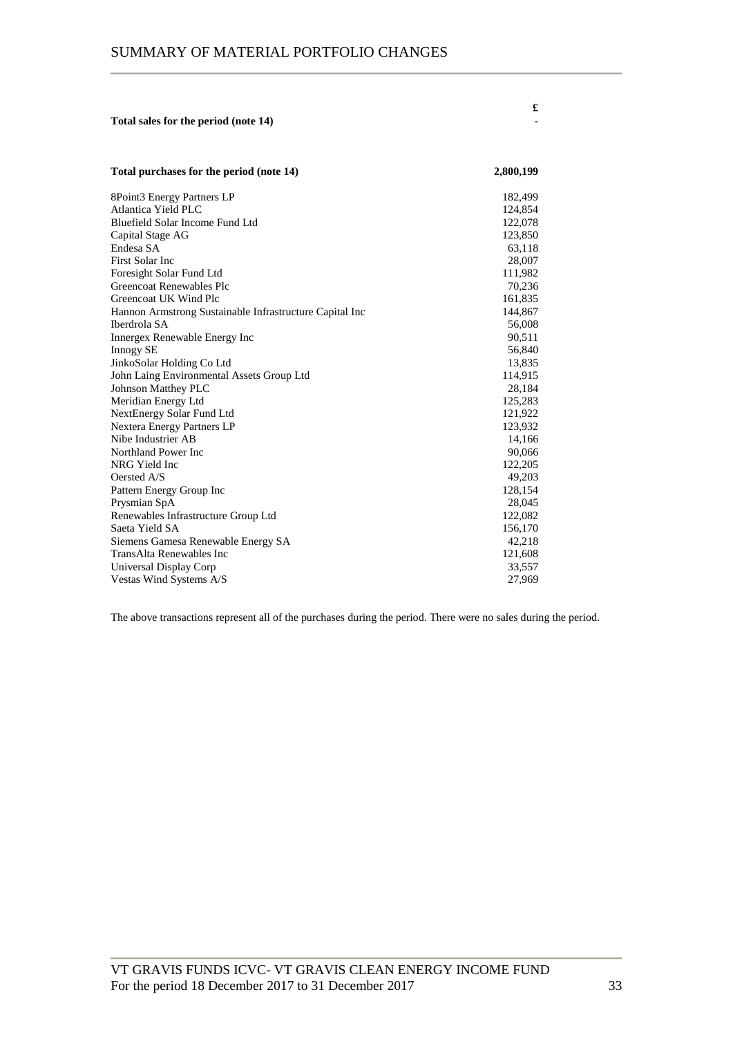# SUMMARY OF MATERIAL PORTFOLIO CHANGES

| | £ |
|---|---|
| **Total sales for the period (note 14)** | - |

| **Total purchases for the period (note 14)** | **2,800,199** |
|---|---|
| 8Point3 Energy Partners LP | 182,499 |
| Atlantica Yield PLC | 124,854 |
| Bluefield Solar Income Fund Ltd | 122,078 |
| Capital Stage AG | 123,850 |
| Endesa SA | 63,118 |
| First Solar Inc | 28,007 |
| Foresight Solar Fund Ltd | 111,982 |
| Greencoat Renewables Plc | 70,236 |
| Greencoat UK Wind Plc | 161,835 |
| Hannon Armstrong Sustainable Infrastructure Capital Inc | 144,867 |
| Iberdrola SA | 56,008 |
| Innergex Renewable Energy Inc | 90,511 |
| Innogy SE | 56,840 |
| JinkoSolar Holding Co Ltd | 13,835 |
| John Laing Environmental Assets Group Ltd | 114,915 |
| Johnson Matthey PLC | 28,184 |
| Meridian Energy Ltd | 125,283 |
| NextEnergy Solar Fund Ltd | 121,922 |
| Nextera Energy Partners LP | 123,932 |
| Nibe Industrier AB | 14,166 |
| Northland Power Inc | 90,066 |
| NRG Yield Inc | 122,205 |
| Oersted A/S | 49,203 |
| Pattern Energy Group Inc | 128,154 |
| Prysmian SpA | 28,045 |
| Renewables Infrastructure Group Ltd | 122,082 |
| Saeta Yield SA | 156,170 |
| Siemens Gamesa Renewable Energy SA | 42,218 |
| TransAlta Renewables Inc | 121,608 |
| Universal Display Corp | 33,557 |
| Vestas Wind Systems A/S | 27,969 |

The above transactions represent all of the purchases during the period. There were no sales during the period.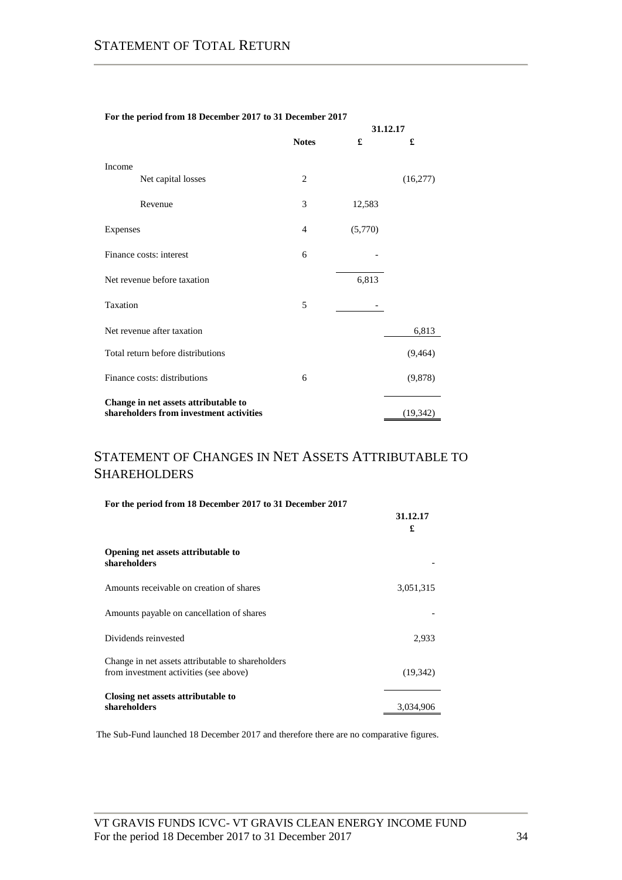# STATEMENT OF TOTAL RETURN

**For the period from 18 December 2017 to 31 December 2017**

| | **Notes** | **31.12.17** £ | £ |
|---|---|---|---|
| Income | | | |
| Net capital losses | 2 | | (16,277) |
| Revenue | 3 | 12,583 | |
| Expenses | 4 | (5,770) | |
| Finance costs: interest | 6 | - | |
| Net revenue before taxation | | 6,813 | |
| Taxation | 5 | - | |
| Net revenue after taxation | | | 6,813 |
| Total return before distributions | | | (9,464) |
| Finance costs: distributions | 6 | | (9,878) |
| **Change in net assets attributable to shareholders from investment activities** | | | (19,342) |

# STATEMENT OF CHANGES IN NET ASSETS ATTRIBUTABLE TO SHAREHOLDERS

**For the period from 18 December 2017 to 31 December 2017**

| | **31.12.17** £ |
|---|---|
| **Opening net assets attributable to shareholders** | - |
| Amounts receivable on creation of shares | 3,051,315 |
| Amounts payable on cancellation of shares | - |
| Dividends reinvested | 2,933 |
| Change in net assets attributable to shareholders from investment activities (see above) | (19,342) |
| **Closing net assets attributable to shareholders** | 3,034,906 |

The Sub-Fund launched 18 December 2017 and therefore there are no comparative figures.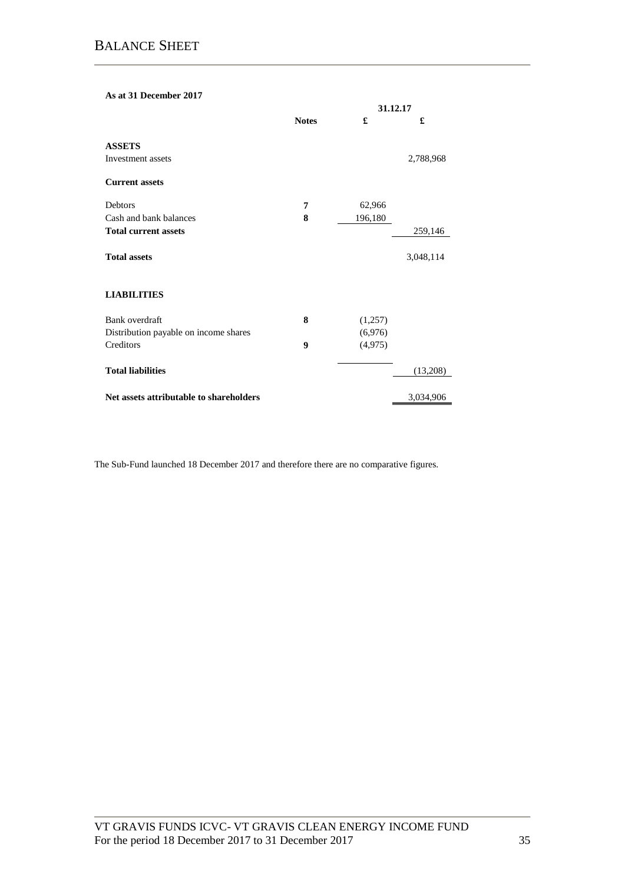# BALANCE SHEET

**As at 31 December 2017**

| | Notes | 31.12.17 £ | £ |
|---|---|---|---|
| **ASSETS** | | | |
| Investment assets | | | 2,788,968 |
| **Current assets** | | | |
| Debtors | 7 | 62,966 | |
| Cash and bank balances | 8 | 196,180 | |
| **Total current assets** | | | 259,146 |
| **Total assets** | | | 3,048,114 |
| **LIABILITIES** | | | |
| Bank overdraft | 8 | (1,257) | |
| Distribution payable on income shares | | (6,976) | |
| Creditors | 9 | (4,975) | |
| **Total liabilities** | | | (13,208) |
| **Net assets attributable to shareholders** | | | 3,034,906 |

The Sub-Fund launched 18 December 2017 and therefore there are no comparative figures.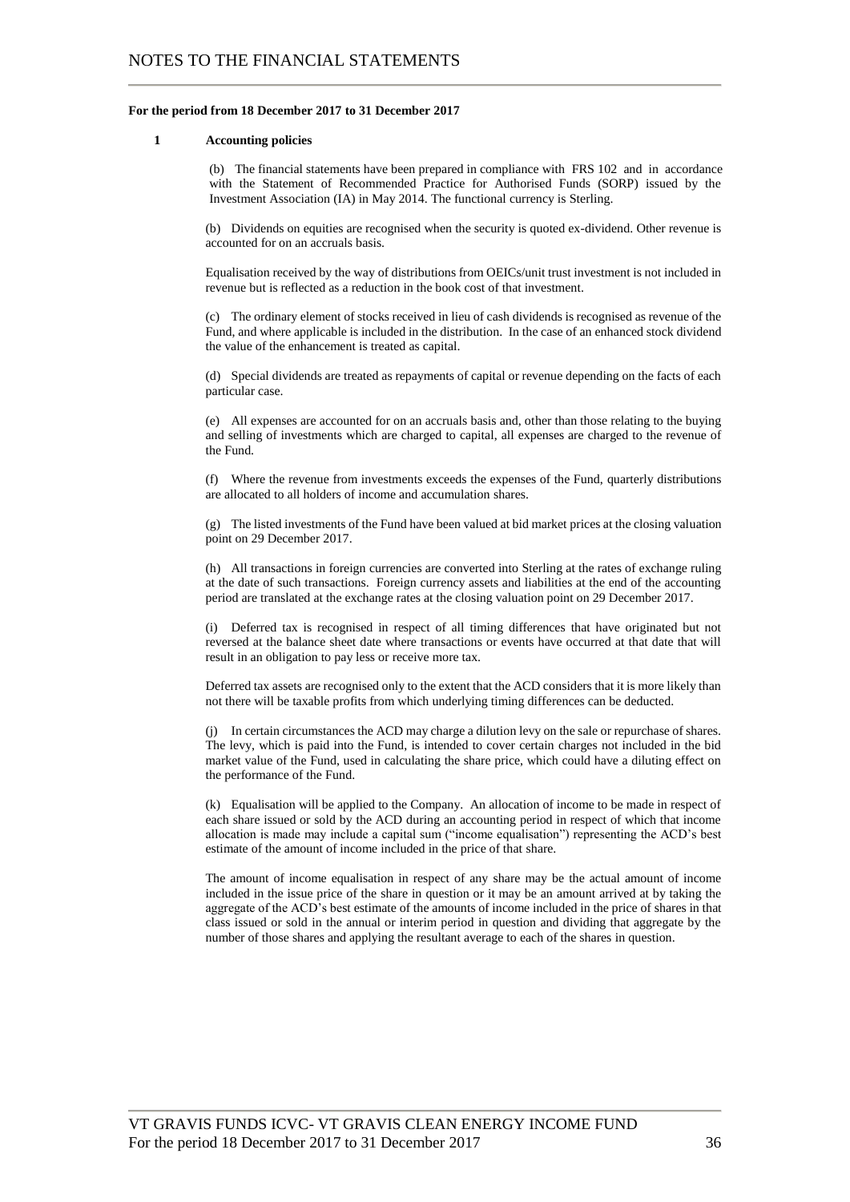# NOTES TO THE FINANCIAL STATEMENTS

**For the period from 18 December 2017 to 31 December 2017**

**1 Accounting policies**

(b) The financial statements have been prepared in compliance with FRS 102 and in accordance with the Statement of Recommended Practice for Authorised Funds (SORP) issued by the Investment Association (IA) in May 2014. The functional currency is Sterling.

(b) Dividends on equities are recognised when the security is quoted ex-dividend. Other revenue is accounted for on an accruals basis.

Equalisation received by the way of distributions from OEICs/unit trust investment is not included in revenue but is reflected as a reduction in the book cost of that investment.

(c) The ordinary element of stocks received in lieu of cash dividends is recognised as revenue of the Fund, and where applicable is included in the distribution. In the case of an enhanced stock dividend the value of the enhancement is treated as capital.

(d) Special dividends are treated as repayments of capital or revenue depending on the facts of each particular case.

(e) All expenses are accounted for on an accruals basis and, other than those relating to the buying and selling of investments which are charged to capital, all expenses are charged to the revenue of the Fund.

(f) Where the revenue from investments exceeds the expenses of the Fund, quarterly distributions are allocated to all holders of income and accumulation shares.

(g) The listed investments of the Fund have been valued at bid market prices at the closing valuation point on 29 December 2017.

(h) All transactions in foreign currencies are converted into Sterling at the rates of exchange ruling at the date of such transactions. Foreign currency assets and liabilities at the end of the accounting period are translated at the exchange rates at the closing valuation point on 29 December 2017.

(i) Deferred tax is recognised in respect of all timing differences that have originated but not reversed at the balance sheet date where transactions or events have occurred at that date that will result in an obligation to pay less or receive more tax.

Deferred tax assets are recognised only to the extent that the ACD considers that it is more likely than not there will be taxable profits from which underlying timing differences can be deducted.

(j) In certain circumstances the ACD may charge a dilution levy on the sale or repurchase of shares. The levy, which is paid into the Fund, is intended to cover certain charges not included in the bid market value of the Fund, used in calculating the share price, which could have a diluting effect on the performance of the Fund.

(k) Equalisation will be applied to the Company. An allocation of income to be made in respect of each share issued or sold by the ACD during an accounting period in respect of which that income allocation is made may include a capital sum ("income equalisation") representing the ACD's best estimate of the amount of income included in the price of that share.

The amount of income equalisation in respect of any share may be the actual amount of income included in the issue price of the share in question or it may be an amount arrived at by taking the aggregate of the ACD's best estimate of the amounts of income included in the price of shares in that class issued or sold in the annual or interim period in question and dividing that aggregate by the number of those shares and applying the resultant average to each of the shares in question.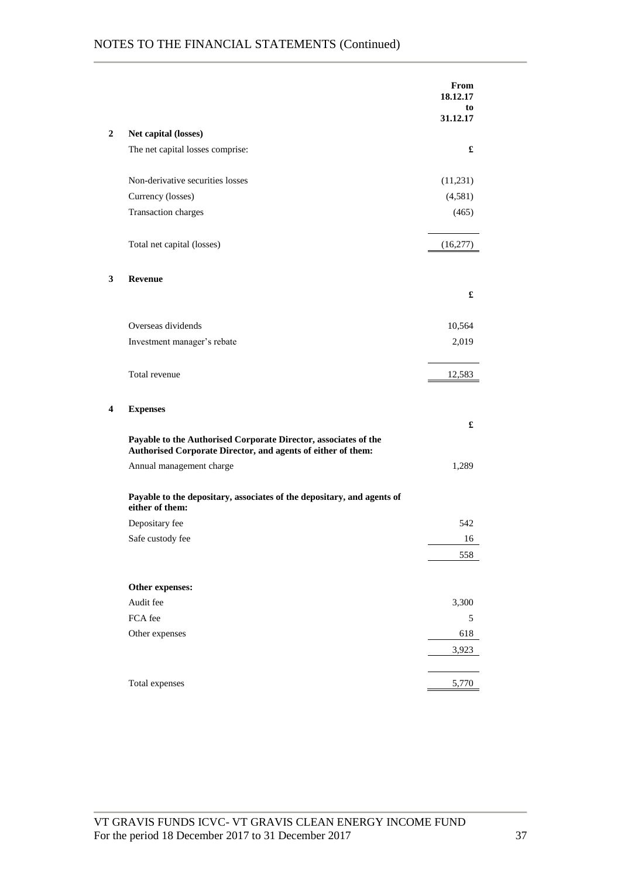# NOTES TO THE FINANCIAL STATEMENTS (Continued)

| | | From 18.12.17 to 31.12.17 |
|---|---|---|
| **2** | **Net capital (losses)** | |
| | The net capital losses comprise: | **£** |
| | Non-derivative securities losses | (11,231) |
| | Currency (losses) | (4,581) |
| | Transaction charges | (465) |
| | Total net capital (losses) | (16,277) |
| **3** | **Revenue** | |
| | | **£** |
| | Overseas dividends | 10,564 |
| | Investment manager's rebate | 2,019 |
| | Total revenue | 12,583 |
| **4** | **Expenses** | |
| | | **£** |
| | **Payable to the Authorised Corporate Director, associates of the Authorised Corporate Director, and agents of either of them:** | |
| | Annual management charge | 1,289 |
| | **Payable to the depositary, associates of the depositary, and agents of either of them:** | |
| | Depositary fee | 542 |
| | Safe custody fee | 16 |
| | | 558 |
| | **Other expenses:** | |
| | Audit fee | 3,300 |
| | FCA fee | 5 |
| | Other expenses | 618 |
| | | 3,923 |
| | Total expenses | 5,770 |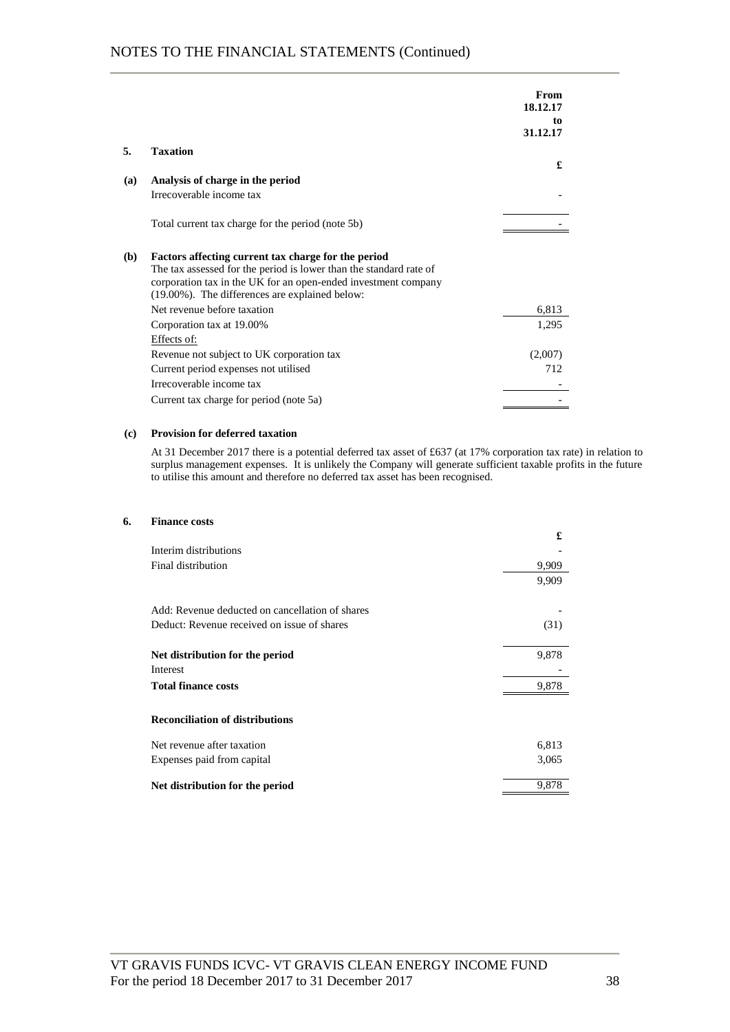## 5. Taxation

| | From 18.12.17 to 31.12.17 |
|---|---|
| | £ |
| **(a) Analysis of charge in the period** | |
| Irrecoverable income tax | - |
| Total current tax charge for the period (note 5b) | - |

**(b) Factors affecting current tax charge for the period**

The tax assessed for the period is lower than the standard rate of corporation tax in the UK for an open-ended investment company (19.00%). The differences are explained below:

| | £ |
|---|---|
| Net revenue before taxation | 6,813 |
| Corporation tax at 19.00% | 1,295 |
| Effects of: | |
| Revenue not subject to UK corporation tax | (2,007) |
| Current period expenses not utilised | 712 |
| Irrecoverable income tax | - |
| Current tax charge for period (note 5a) | - |

**(c) Provision for deferred taxation**

At 31 December 2017 there is a potential deferred tax asset of £637 (at 17% corporation tax rate) in relation to surplus management expenses. It is unlikely the Company will generate sufficient taxable profits in the future to utilise this amount and therefore no deferred tax asset has been recognised.

## 6. Finance costs

| | £ |
|---|---|
| Interim distributions | - |
| Final distribution | 9,909 |
| | 9,909 |
| Add: Revenue deducted on cancellation of shares | - |
| Deduct: Revenue received on issue of shares | (31) |
| **Net distribution for the period** | 9,878 |
| Interest | - |
| **Total finance costs** | 9,878 |

**Reconciliation of distributions**

| | £ |
|---|---|
| Net revenue after taxation | 6,813 |
| Expenses paid from capital | 3,065 |
| **Net distribution for the period** | 9,878 |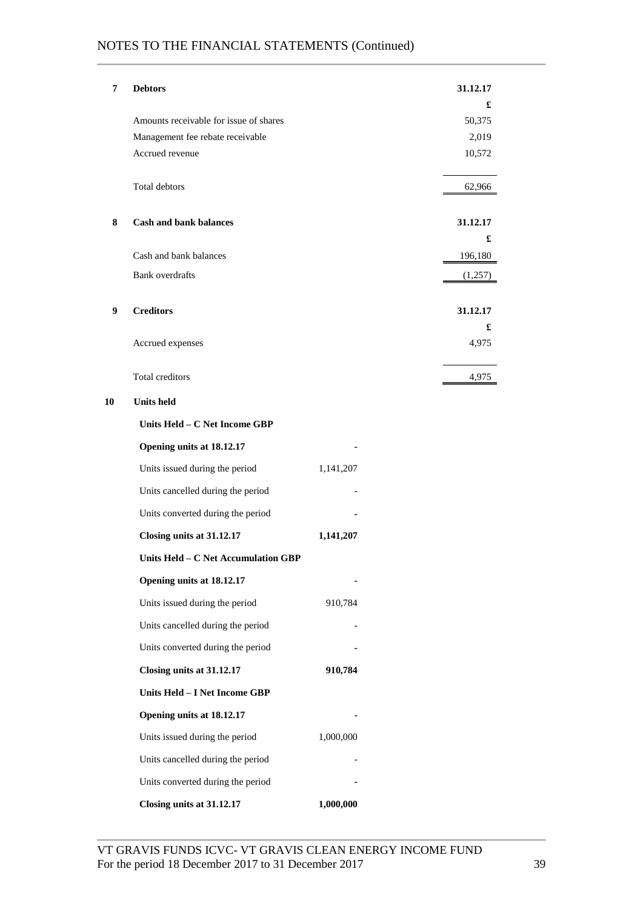NOTES TO THE FINANCIAL STATEMENTS (Continued)

| 7 | **Debtors** | **31.12.17** |
|---|---|---|
| | | **£** |
| | Amounts receivable for issue of shares | 50,375 |
| | Management fee rebate receivable | 2,019 |
| | Accrued revenue | 10,572 |
| | Total debtors | 62,966 |

| 8 | **Cash and bank balances** | **31.12.17** |
|---|---|---|
| | | **£** |
| | Cash and bank balances | 196,180 |
| | Bank overdrafts | (1,257) |

| 9 | **Creditors** | **31.12.17** |
|---|---|---|
| | | **£** |
| | Accrued expenses | 4,975 |
| | Total creditors | 4,975 |

**10 Units held**

| **Units Held – C Net Income GBP** | |
|---|---|
| **Opening units at 18.12.17** | **-** |
| Units issued during the period | 1,141,207 |
| Units cancelled during the period | - |
| Units converted during the period | **-** |
| **Closing units at 31.12.17** | **1,141,207** |
| **Units Held – C Net Accumulation GBP** | |
| **Opening units at 18.12.17** | **-** |
| Units issued during the period | 910,784 |
| Units cancelled during the period | - |
| Units converted during the period | **-** |
| **Closing units at 31.12.17** | **910,784** |
| **Units Held – I Net Income GBP** | |
| **Opening units at 18.12.17** | **-** |
| Units issued during the period | 1,000,000 |
| Units cancelled during the period | - |
| Units converted during the period | **-** |
| **Closing units at 31.12.17** | **1,000,000** |

VT GRAVIS FUNDS ICVC- VT GRAVIS CLEAN ENERGY INCOME FUND
For the period 18 December 2017 to 31 December 2017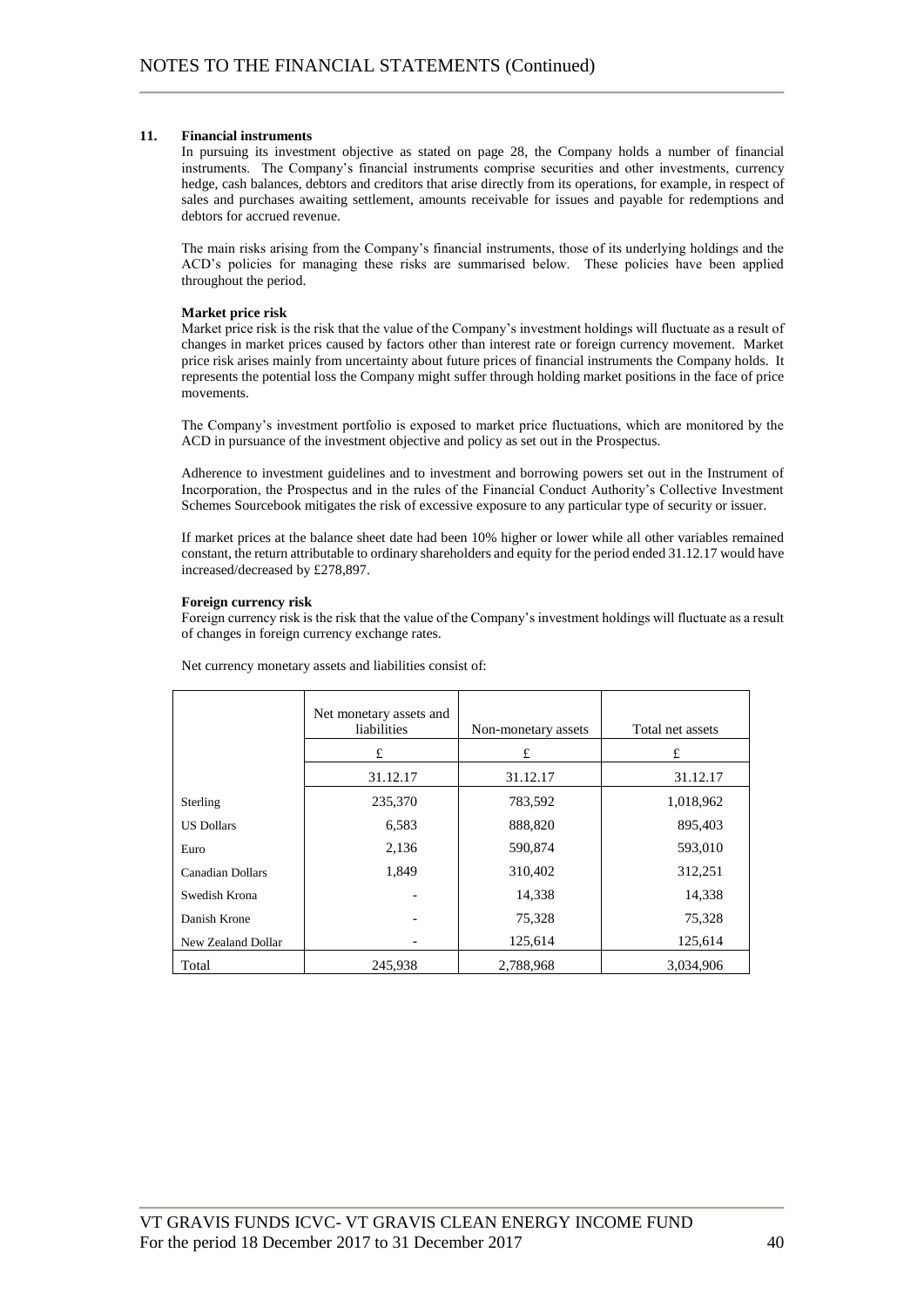## 11. Financial instruments

In pursuing its investment objective as stated on page 28, the Company holds a number of financial instruments. The Company's financial instruments comprise securities and other investments, currency hedge, cash balances, debtors and creditors that arise directly from its operations, for example, in respect of sales and purchases awaiting settlement, amounts receivable for issues and payable for redemptions and debtors for accrued revenue.

The main risks arising from the Company's financial instruments, those of its underlying holdings and the ACD's policies for managing these risks are summarised below. These policies have been applied throughout the period.

**Market price risk**

Market price risk is the risk that the value of the Company's investment holdings will fluctuate as a result of changes in market prices caused by factors other than interest rate or foreign currency movement. Market price risk arises mainly from uncertainty about future prices of financial instruments the Company holds. It represents the potential loss the Company might suffer through holding market positions in the face of price movements.

The Company's investment portfolio is exposed to market price fluctuations, which are monitored by the ACD in pursuance of the investment objective and policy as set out in the Prospectus.

Adherence to investment guidelines and to investment and borrowing powers set out in the Instrument of Incorporation, the Prospectus and in the rules of the Financial Conduct Authority's Collective Investment Schemes Sourcebook mitigates the risk of excessive exposure to any particular type of security or issuer.

If market prices at the balance sheet date had been 10% higher or lower while all other variables remained constant, the return attributable to ordinary shareholders and equity for the period ended 31.12.17 would have increased/decreased by £278,897.

**Foreign currency risk**

Foreign currency risk is the risk that the value of the Company's investment holdings will fluctuate as a result of changes in foreign currency exchange rates.

Net currency monetary assets and liabilities consist of:

| | Net monetary assets and liabilities | Non-monetary assets | Total net assets |
|---|---|---|---|
| | £ | £ | £ |
| | 31.12.17 | 31.12.17 | 31.12.17 |
| Sterling | 235,370 | 783,592 | 1,018,962 |
| US Dollars | 6,583 | 888,820 | 895,403 |
| Euro | 2,136 | 590,874 | 593,010 |
| Canadian Dollars | 1,849 | 310,402 | 312,251 |
| Swedish Krona | - | 14,338 | 14,338 |
| Danish Krone | - | 75,328 | 75,328 |
| New Zealand Dollar | - | 125,614 | 125,614 |
| Total | 245,938 | 2,788,968 | 3,034,906 |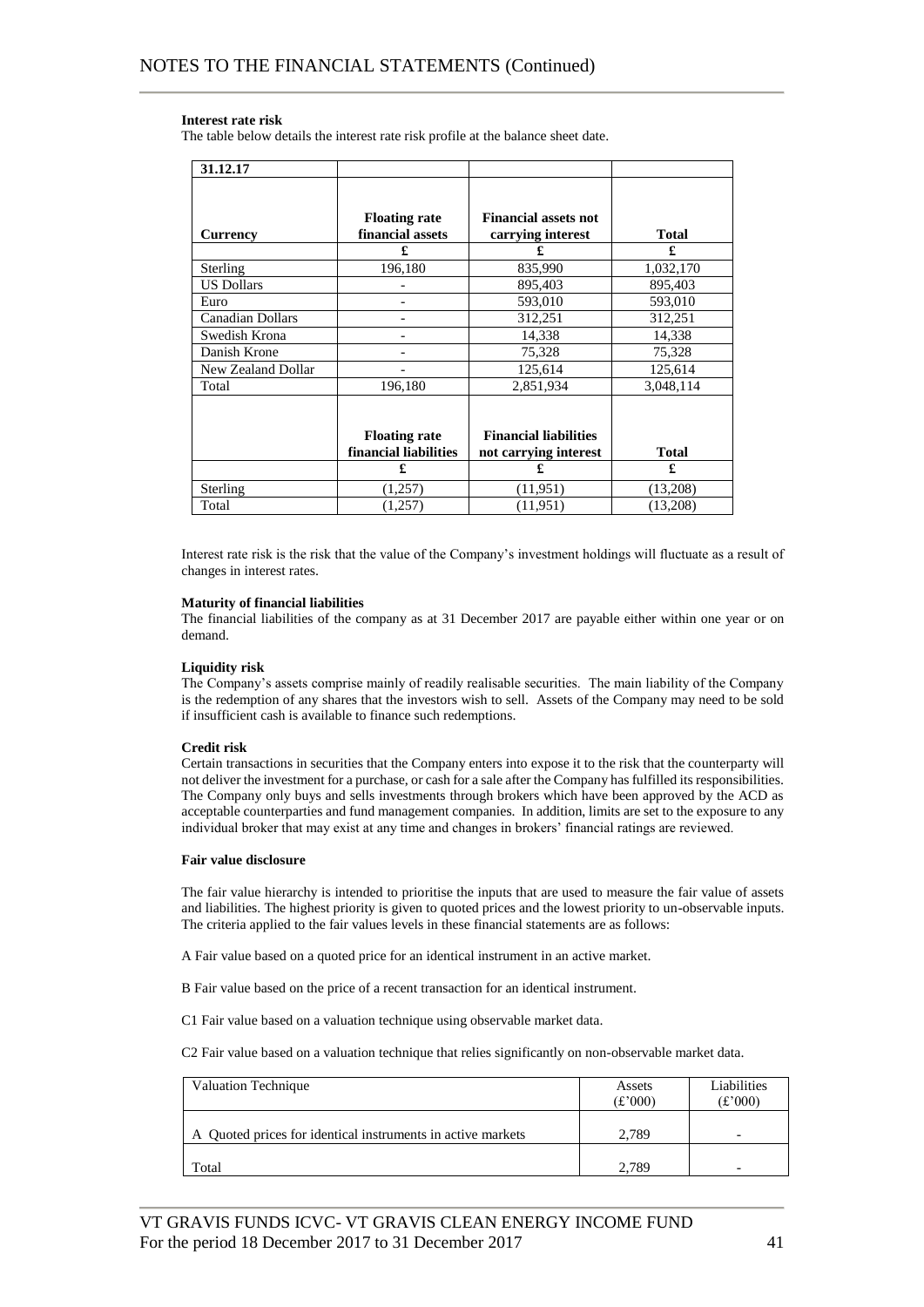## NOTES TO THE FINANCIAL STATEMENTS (Continued)

**Interest rate risk**

The table below details the interest rate risk profile at the balance sheet date.

| 31.12.17 | | | |
|---|---|---|---|
| **Currency** | **Floating rate financial assets** | **Financial assets not carrying interest** | **Total** |
| | **£** | **£** | **£** |
| Sterling | 196,180 | 835,990 | 1,032,170 |
| US Dollars | - | 895,403 | 895,403 |
| Euro | - | 593,010 | 593,010 |
| Canadian Dollars | - | 312,251 | 312,251 |
| Swedish Krona | - | 14,338 | 14,338 |
| Danish Krone | - | 75,328 | 75,328 |
| New Zealand Dollar | - | 125,614 | 125,614 |
| Total | 196,180 | 2,851,934 | 3,048,114 |
| | **Floating rate financial liabilities** | **Financial liabilities not carrying interest** | **Total** |
| | **£** | **£** | **£** |
| Sterling | (1,257) | (11,951) | (13,208) |
| Total | (1,257) | (11,951) | (13,208) |

Interest rate risk is the risk that the value of the Company's investment holdings will fluctuate as a result of changes in interest rates.

**Maturity of financial liabilities**

The financial liabilities of the company as at 31 December 2017 are payable either within one year or on demand.

**Liquidity risk**

The Company's assets comprise mainly of readily realisable securities. The main liability of the Company is the redemption of any shares that the investors wish to sell. Assets of the Company may need to be sold if insufficient cash is available to finance such redemptions.

**Credit risk**

Certain transactions in securities that the Company enters into expose it to the risk that the counterparty will not deliver the investment for a purchase, or cash for a sale after the Company has fulfilled its responsibilities. The Company only buys and sells investments through brokers which have been approved by the ACD as acceptable counterparties and fund management companies. In addition, limits are set to the exposure to any individual broker that may exist at any time and changes in brokers' financial ratings are reviewed.

**Fair value disclosure**

The fair value hierarchy is intended to prioritise the inputs that are used to measure the fair value of assets and liabilities. The highest priority is given to quoted prices and the lowest priority to un-observable inputs. The criteria applied to the fair values levels in these financial statements are as follows:

A Fair value based on a quoted price for an identical instrument in an active market.

B Fair value based on the price of a recent transaction for an identical instrument.

C1 Fair value based on a valuation technique using observable market data.

C2 Fair value based on a valuation technique that relies significantly on non-observable market data.

| Valuation Technique | Assets (£'000) | Liabilities (£'000) |
|---|---|---|
| A Quoted prices for identical instruments in active markets | 2,789 | - |
| Total | 2,789 | - |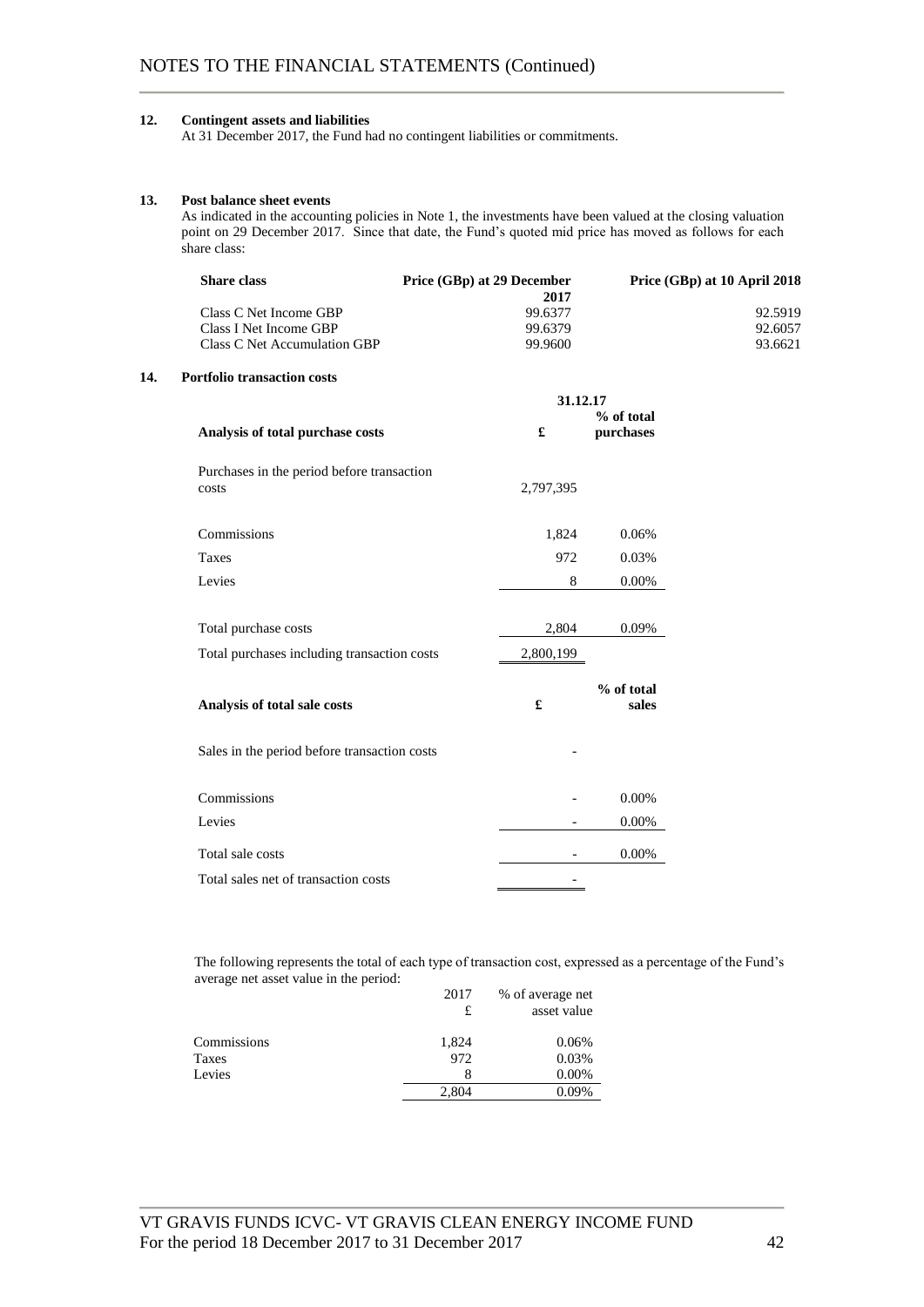**12. Contingent assets and liabilities**

At 31 December 2017, the Fund had no contingent liabilities or commitments.

**13. Post balance sheet events**

As indicated in the accounting policies in Note 1, the investments have been valued at the closing valuation point on 29 December 2017. Since that date, the Fund's quoted mid price has moved as follows for each share class:

| Share class | Price (GBp) at 29 December 2017 | Price (GBp) at 10 April 2018 |
|---|---|---|
| Class C Net Income GBP | 99.6377 | 92.5919 |
| Class I Net Income GBP | 99.6379 | 92.6057 |
| Class C Net Accumulation GBP | 99.9600 | 93.6621 |

**14. Portfolio transaction costs**

| | 31.12.17 | |
|---|---|---|
| **Analysis of total purchase costs** | **£** | **% of total purchases** |
| Purchases in the period before transaction costs | 2,797,395 | |
| Commissions | 1,824 | 0.06% |
| Taxes | 972 | 0.03% |
| Levies | 8 | 0.00% |
| Total purchase costs | 2,804 | 0.09% |
| Total purchases including transaction costs | 2,800,199 | |

| **Analysis of total sale costs** | **£** | **% of total sales** |
|---|---|---|
| Sales in the period before transaction costs | - | |
| Commissions | - | 0.00% |
| Levies | - | 0.00% |
| Total sale costs | - | 0.00% |
| Total sales net of transaction costs | - | |

The following represents the total of each type of transaction cost, expressed as a percentage of the Fund's average net asset value in the period:

| | 2017 £ | % of average net asset value |
|---|---|---|
| Commissions | 1,824 | 0.06% |
| Taxes | 972 | 0.03% |
| Levies | 8 | 0.00% |
| | 2,804 | 0.09% |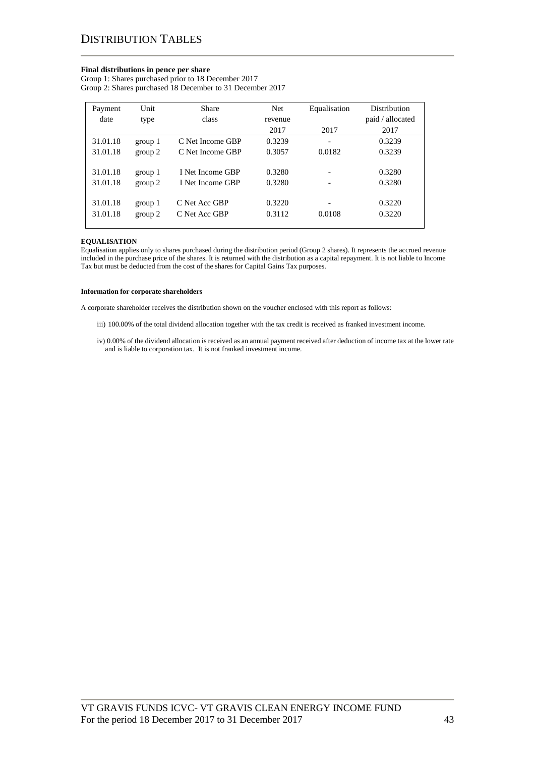# DISTRIBUTION TABLES

**Final distributions in pence per share**

Group 1: Shares purchased prior to 18 December 2017
Group 2: Shares purchased 18 December to 31 December 2017

| Payment date | Unit type | Share class | Net revenue 2017 | Equalisation 2017 | Distribution paid / allocated 2017 |
|---|---|---|---|---|---|
| 31.01.18 | group 1 | C Net Income GBP | 0.3239 | - | 0.3239 |
| 31.01.18 | group 2 | C Net Income GBP | 0.3057 | 0.0182 | 0.3239 |
| 31.01.18 | group 1 | I Net Income GBP | 0.3280 | - | 0.3280 |
| 31.01.18 | group 2 | I Net Income GBP | 0.3280 | - | 0.3280 |
| 31.01.18 | group 1 | C Net Acc GBP | 0.3220 | - | 0.3220 |
| 31.01.18 | group 2 | C Net Acc GBP | 0.3112 | 0.0108 | 0.3220 |

**EQUALISATION**

Equalisation applies only to shares purchased during the distribution period (Group 2 shares). It represents the accrued revenue included in the purchase price of the shares. It is returned with the distribution as a capital repayment. It is not liable to Income Tax but must be deducted from the cost of the shares for Capital Gains Tax purposes.

**Information for corporate shareholders**

A corporate shareholder receives the distribution shown on the voucher enclosed with this report as follows:

iii) 100.00% of the total dividend allocation together with the tax credit is received as franked investment income.

iv) 0.00% of the dividend allocation is received as an annual payment received after deduction of income tax at the lower rate and is liable to corporation tax. It is not franked investment income.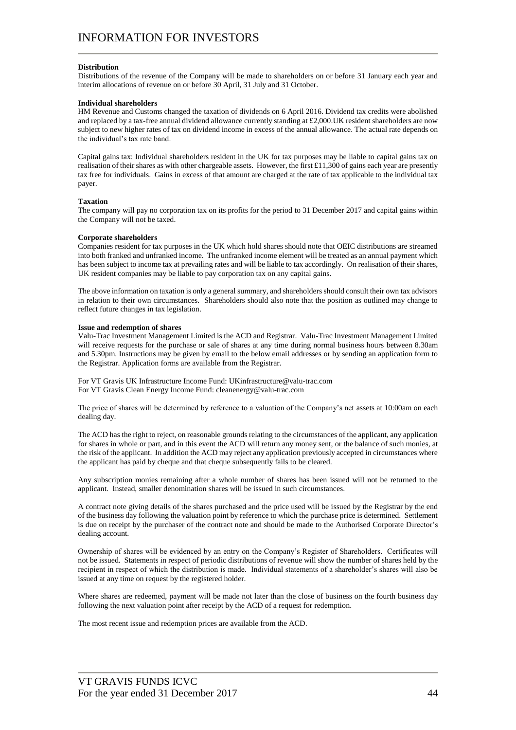# INFORMATION FOR INVESTORS

**Distribution**

Distributions of the revenue of the Company will be made to shareholders on or before 31 January each year and interim allocations of revenue on or before 30 April, 31 July and 31 October.

**Individual shareholders**

HM Revenue and Customs changed the taxation of dividends on 6 April 2016. Dividend tax credits were abolished and replaced by a tax-free annual dividend allowance currently standing at £2,000.UK resident shareholders are now subject to new higher rates of tax on dividend income in excess of the annual allowance. The actual rate depends on the individual's tax rate band.

Capital gains tax: Individual shareholders resident in the UK for tax purposes may be liable to capital gains tax on realisation of their shares as with other chargeable assets. However, the first £11,300 of gains each year are presently tax free for individuals. Gains in excess of that amount are charged at the rate of tax applicable to the individual tax payer.

**Taxation**

The company will pay no corporation tax on its profits for the period to 31 December 2017 and capital gains within the Company will not be taxed.

**Corporate shareholders**

Companies resident for tax purposes in the UK which hold shares should note that OEIC distributions are streamed into both franked and unfranked income. The unfranked income element will be treated as an annual payment which has been subject to income tax at prevailing rates and will be liable to tax accordingly. On realisation of their shares, UK resident companies may be liable to pay corporation tax on any capital gains.

The above information on taxation is only a general summary, and shareholders should consult their own tax advisors in relation to their own circumstances. Shareholders should also note that the position as outlined may change to reflect future changes in tax legislation.

**Issue and redemption of shares**

Valu-Trac Investment Management Limited is the ACD and Registrar. Valu-Trac Investment Management Limited will receive requests for the purchase or sale of shares at any time during normal business hours between 8.30am and 5.30pm. Instructions may be given by email to the below email addresses or by sending an application form to the Registrar. Application forms are available from the Registrar.

For VT Gravis UK Infrastructure Income Fund: UKinfrastructure@valu-trac.com
For VT Gravis Clean Energy Income Fund: cleanenergy@valu-trac.com

The price of shares will be determined by reference to a valuation of the Company's net assets at 10:00am on each dealing day.

The ACD has the right to reject, on reasonable grounds relating to the circumstances of the applicant, any application for shares in whole or part, and in this event the ACD will return any money sent, or the balance of such monies, at the risk of the applicant. In addition the ACD may reject any application previously accepted in circumstances where the applicant has paid by cheque and that cheque subsequently fails to be cleared.

Any subscription monies remaining after a whole number of shares has been issued will not be returned to the applicant. Instead, smaller denomination shares will be issued in such circumstances.

A contract note giving details of the shares purchased and the price used will be issued by the Registrar by the end of the business day following the valuation point by reference to which the purchase price is determined. Settlement is due on receipt by the purchaser of the contract note and should be made to the Authorised Corporate Director's dealing account.

Ownership of shares will be evidenced by an entry on the Company's Register of Shareholders. Certificates will not be issued. Statements in respect of periodic distributions of revenue will show the number of shares held by the recipient in respect of which the distribution is made. Individual statements of a shareholder's shares will also be issued at any time on request by the registered holder.

Where shares are redeemed, payment will be made not later than the close of business on the fourth business day following the next valuation point after receipt by the ACD of a request for redemption.

The most recent issue and redemption prices are available from the ACD.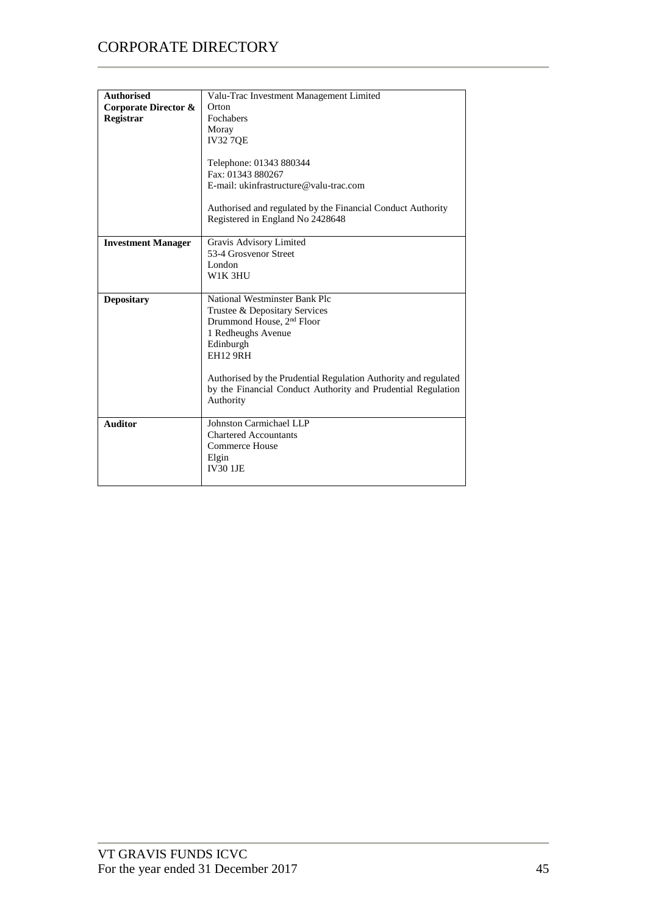# CORPORATE DIRECTORY

| | |
|---|---|
| **Authorised Corporate Director & Registrar** | Valu-Trac Investment Management Limited<br>Orton<br>Fochabers<br>Moray<br>IV32 7QE<br><br>Telephone: 01343 880344<br>Fax: 01343 880267<br>E-mail: ukinfrastructure@valu-trac.com<br><br>Authorised and regulated by the Financial Conduct Authority<br>Registered in England No 2428648 |
| **Investment Manager** | Gravis Advisory Limited<br>53-4 Grosvenor Street<br>London<br>W1K 3HU |
| **Depositary** | National Westminster Bank Plc<br>Trustee & Depositary Services<br>Drummond House, 2nd Floor<br>1 Redheughs Avenue<br>Edinburgh<br>EH12 9RH<br><br>Authorised by the Prudential Regulation Authority and regulated by the Financial Conduct Authority and Prudential Regulation Authority |
| **Auditor** | Johnston Carmichael LLP<br>Chartered Accountants<br>Commerce House<br>Elgin<br>IV30 1JE |